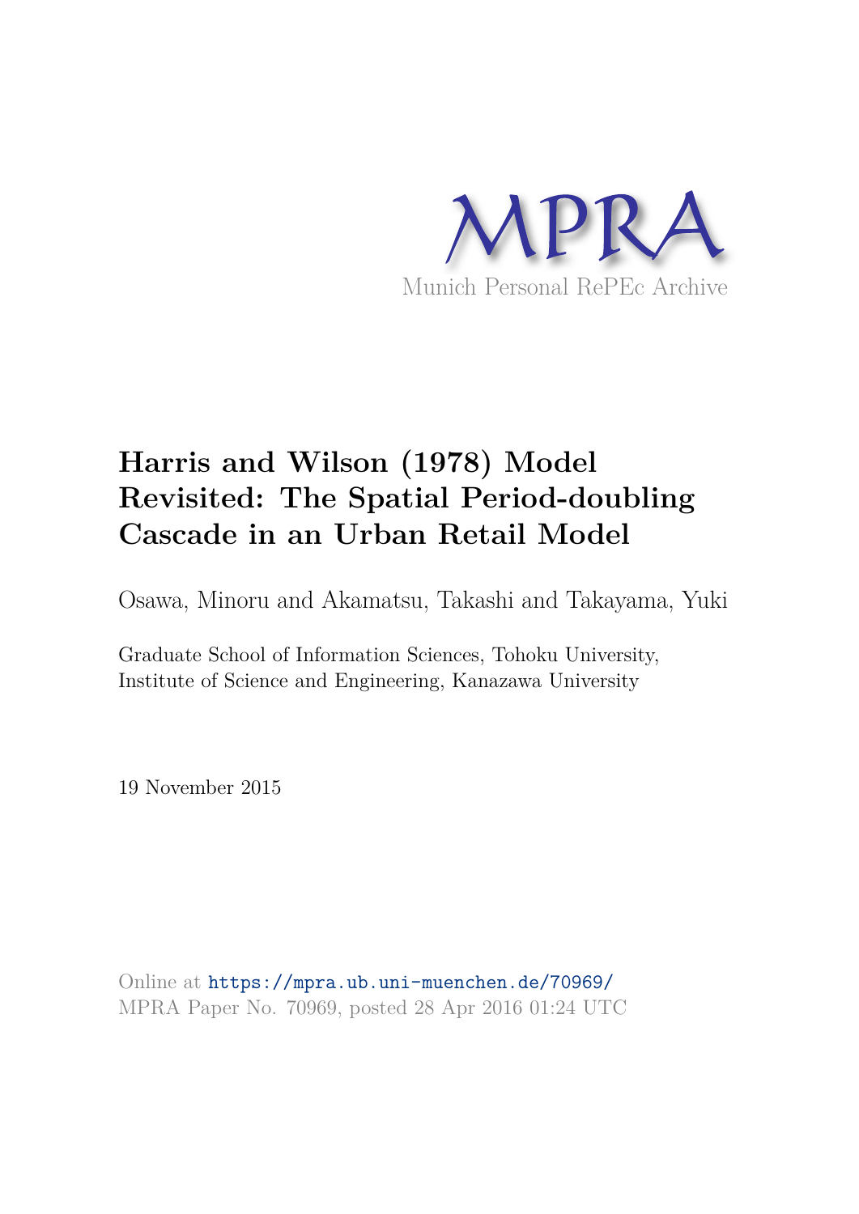MPRA

Munich Personal RePEc Archive

# Harris and Wilson (1978) Model Revisited: The Spatial Period-doubling Cascade in an Urban Retail Model

Osawa, Minoru and Akamatsu, Takashi and Takayama, Yuki

Graduate School of Information Sciences, Tohoku University, Institute of Science and Engineering, Kanazawa University

19 November 2015

Online at https://mpra.ub.uni-muenchen.de/70969/
MPRA Paper No. 70969, posted 28 Apr 2016 01:24 UTC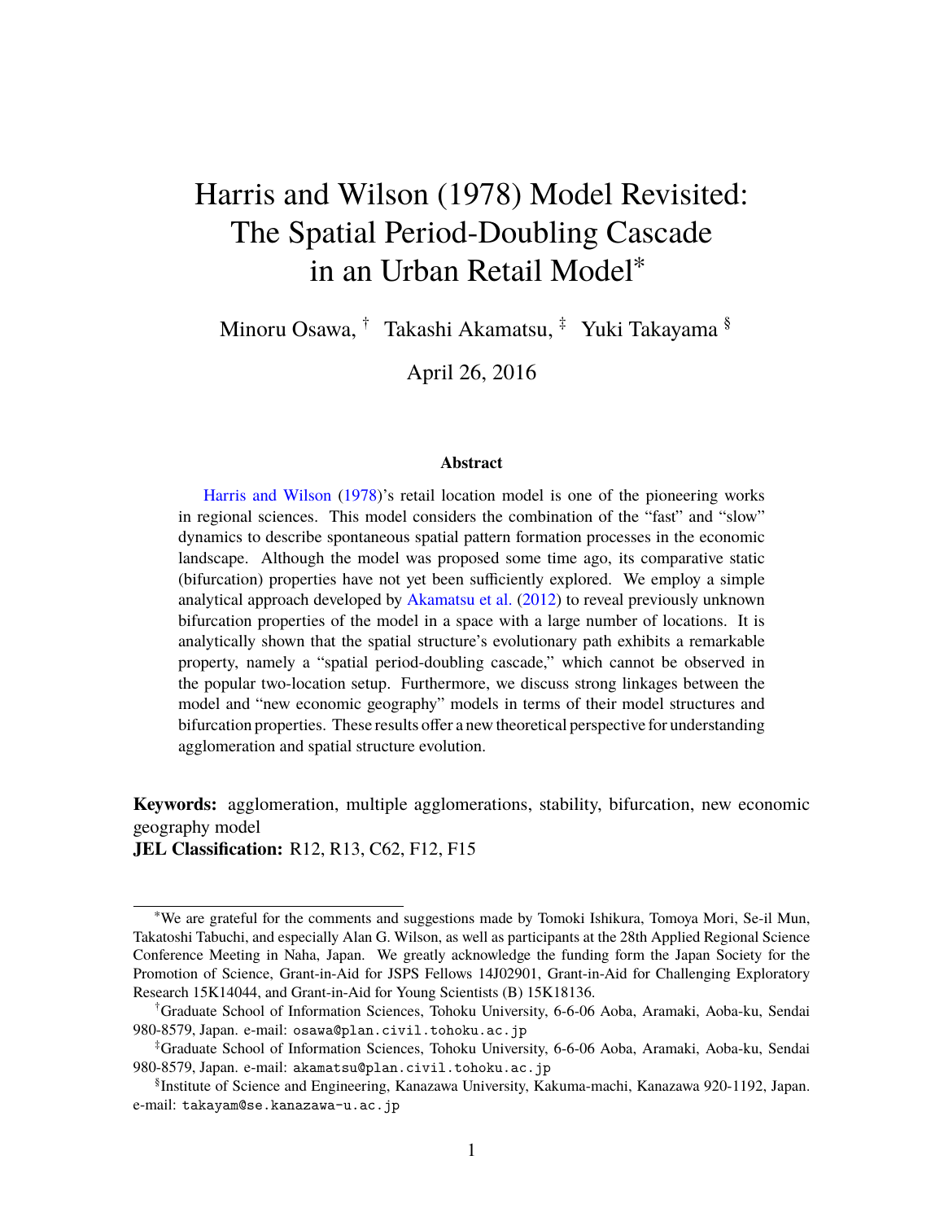# Harris and Wilson (1978) Model Revisited: The Spatial Period-Doubling Cascade in an Urban Retail Model*

Minoru Osawa, † Takashi Akamatsu, ‡ Yuki Takayama §

April 26, 2016

**Abstract**

Harris and Wilson (1978)'s retail location model is one of the pioneering works in regional sciences. This model considers the combination of the "fast" and "slow" dynamics to describe spontaneous spatial pattern formation processes in the economic landscape. Although the model was proposed some time ago, its comparative static (bifurcation) properties have not yet been sufficiently explored. We employ a simple analytical approach developed by Akamatsu et al. (2012) to reveal previously unknown bifurcation properties of the model in a space with a large number of locations. It is analytically shown that the spatial structure's evolutionary path exhibits a remarkable property, namely a "spatial period-doubling cascade," which cannot be observed in the popular two-location setup. Furthermore, we discuss strong linkages between the model and "new economic geography" models in terms of their model structures and bifurcation properties. These results offer a new theoretical perspective for understanding agglomeration and spatial structure evolution.

**Keywords:** agglomeration, multiple agglomerations, stability, bifurcation, new economic geography model

**JEL Classification:** R12, R13, C62, F12, F15

---

*We are grateful for the comments and suggestions made by Tomoki Ishikura, Tomoya Mori, Se-il Mun, Takatoshi Tabuchi, and especially Alan G. Wilson, as well as participants at the 28th Applied Regional Science Conference Meeting in Naha, Japan. We greatly acknowledge the funding form the Japan Society for the Promotion of Science, Grant-in-Aid for JSPS Fellows 14J02901, Grant-in-Aid for Challenging Exploratory Research 15K14044, and Grant-in-Aid for Young Scientists (B) 15K18136.

†Graduate School of Information Sciences, Tohoku University, 6-6-06 Aoba, Aramaki, Aoba-ku, Sendai 980-8579, Japan. e-mail: osawa@plan.civil.tohoku.ac.jp

‡Graduate School of Information Sciences, Tohoku University, 6-6-06 Aoba, Aramaki, Aoba-ku, Sendai 980-8579, Japan. e-mail: akamatsu@plan.civil.tohoku.ac.jp

§Institute of Science and Engineering, Kanazawa University, Kakuma-machi, Kanazawa 920-1192, Japan. e-mail: takayam@se.kanazawa-u.ac.jp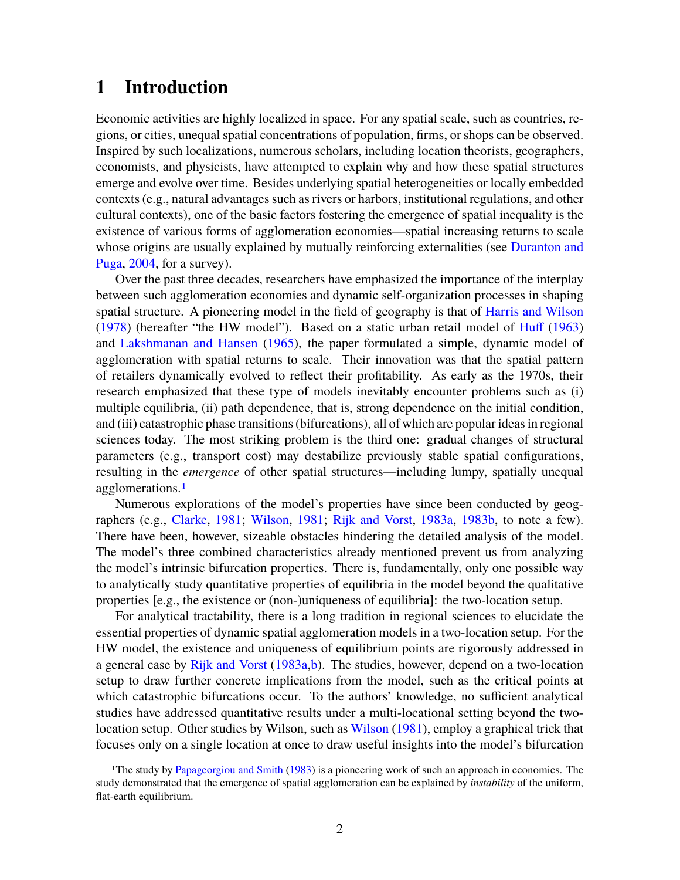# 1 Introduction

Economic activities are highly localized in space. For any spatial scale, such as countries, regions, or cities, unequal spatial concentrations of population, firms, or shops can be observed. Inspired by such localizations, numerous scholars, including location theorists, geographers, economists, and physicists, have attempted to explain why and how these spatial structures emerge and evolve over time. Besides underlying spatial heterogeneities or locally embedded contexts (e.g., natural advantages such as rivers or harbors, institutional regulations, and other cultural contexts), one of the basic factors fostering the emergence of spatial inequality is the existence of various forms of agglomeration economies—spatial increasing returns to scale whose origins are usually explained by mutually reinforcing externalities (see Duranton and Puga, 2004, for a survey).

Over the past three decades, researchers have emphasized the importance of the interplay between such agglomeration economies and dynamic self-organization processes in shaping spatial structure. A pioneering model in the field of geography is that of Harris and Wilson (1978) (hereafter "the HW model"). Based on a static urban retail model of Huff (1963) and Lakshmanan and Hansen (1965), the paper formulated a simple, dynamic model of agglomeration with spatial returns to scale. Their innovation was that the spatial pattern of retailers dynamically evolved to reflect their profitability. As early as the 1970s, their research emphasized that these type of models inevitably encounter problems such as (i) multiple equilibria, (ii) path dependence, that is, strong dependence on the initial condition, and (iii) catastrophic phase transitions (bifurcations), all of which are popular ideas in regional sciences today. The most striking problem is the third one: gradual changes of structural parameters (e.g., transport cost) may destabilize previously stable spatial configurations, resulting in the *emergence* of other spatial structures—including lumpy, spatially unequal agglomerations.[1]

Numerous explorations of the model's properties have since been conducted by geographers (e.g., Clarke, 1981; Wilson, 1981; Rijk and Vorst, 1983a, 1983b, to note a few). There have been, however, sizeable obstacles hindering the detailed analysis of the model. The model's three combined characteristics already mentioned prevent us from analyzing the model's intrinsic bifurcation properties. There is, fundamentally, only one possible way to analytically study quantitative properties of equilibria in the model beyond the qualitative properties [e.g., the existence or (non-)uniqueness of equilibria]: the two-location setup.

For analytical tractability, there is a long tradition in regional sciences to elucidate the essential properties of dynamic spatial agglomeration models in a two-location setup. For the HW model, the existence and uniqueness of equilibrium points are rigorously addressed in a general case by Rijk and Vorst (1983a,b). The studies, however, depend on a two-location setup to draw further concrete implications from the model, such as the critical points at which catastrophic bifurcations occur. To the authors' knowledge, no sufficient analytical studies have addressed quantitative results under a multi-locational setting beyond the two-location setup. Other studies by Wilson, such as Wilson (1981), employ a graphical trick that focuses only on a single location at once to draw useful insights into the model's bifurcation

[1] The study by Papageorgiou and Smith (1983) is a pioneering work of such an approach in economics. The study demonstrated that the emergence of spatial agglomeration can be explained by *instability* of the uniform, flat-earth equilibrium.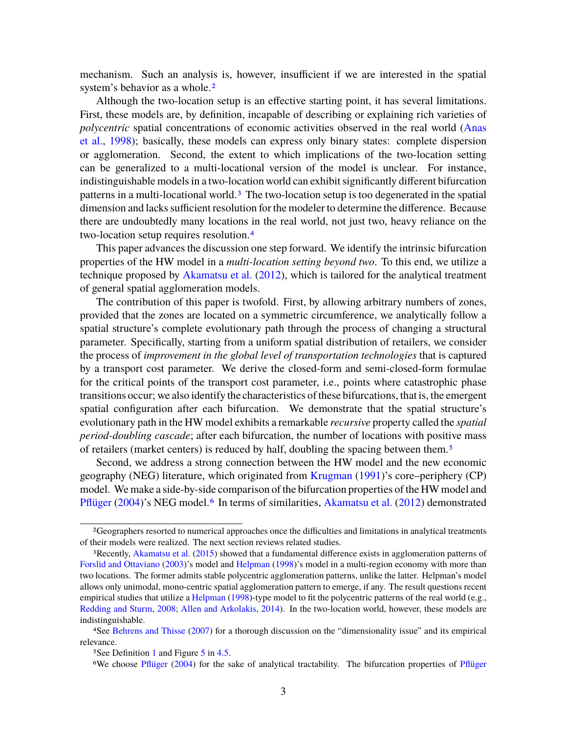mechanism. Such an analysis is, however, insufficient if we are interested in the spatial system's behavior as a whole.[2]

Although the two-location setup is an effective starting point, it has several limitations. First, these models are, by definition, incapable of describing or explaining rich varieties of *polycentric* spatial concentrations of economic activities observed in the real world (Anas et al., 1998); basically, these models can express only binary states: complete dispersion or agglomeration. Second, the extent to which implications of the two-location setting can be generalized to a multi-locational version of the model is unclear. For instance, indistinguishable models in a two-location world can exhibit significantly different bifurcation patterns in a multi-locational world.[3] The two-location setup is too degenerated in the spatial dimension and lacks sufficient resolution for the modeler to determine the difference. Because there are undoubtedly many locations in the real world, not just two, heavy reliance on the two-location setup requires resolution.[4]

This paper advances the discussion one step forward. We identify the intrinsic bifurcation properties of the HW model in a *multi-location setting beyond two*. To this end, we utilize a technique proposed by Akamatsu et al. (2012), which is tailored for the analytical treatment of general spatial agglomeration models.

The contribution of this paper is twofold. First, by allowing arbitrary numbers of zones, provided that the zones are located on a symmetric circumference, we analytically follow a spatial structure's complete evolutionary path through the process of changing a structural parameter. Specifically, starting from a uniform spatial distribution of retailers, we consider the process of *improvement in the global level of transportation technologies* that is captured by a transport cost parameter. We derive the closed-form and semi-closed-form formulae for the critical points of the transport cost parameter, i.e., points where catastrophic phase transitions occur; we also identify the characteristics of these bifurcations, that is, the emergent spatial configuration after each bifurcation. We demonstrate that the spatial structure's evolutionary path in the HW model exhibits a remarkable *recursive* property called the *spatial period-doubling cascade*; after each bifurcation, the number of locations with positive mass of retailers (market centers) is reduced by half, doubling the spacing between them.[5]

Second, we address a strong connection between the HW model and the new economic geography (NEG) literature, which originated from Krugman (1991)'s core–periphery (CP) model. We make a side-by-side comparison of the bifurcation properties of the HW model and Pflüger (2004)'s NEG model.[6] In terms of similarities, Akamatsu et al. (2012) demonstrated

---

[2] Geographers resorted to numerical approaches once the difficulties and limitations in analytical treatments of their models were realized. The next section reviews related studies.

[3] Recently, Akamatsu et al. (2015) showed that a fundamental difference exists in agglomeration patterns of Forslid and Ottaviano (2003)'s model and Helpman (1998)'s model in a multi-region economy with more than two locations. The former admits stable polycentric agglomeration patterns, unlike the latter. Helpman's model allows only unimodal, mono-centric spatial agglomeration pattern to emerge, if any. The result questions recent empirical studies that utilize a Helpman (1998)-type model to fit the polycentric patterns of the real world (e.g., Redding and Sturm, 2008; Allen and Arkolakis, 2014). In the two-location world, however, these models are indistinguishable.

[4] See Behrens and Thisse (2007) for a thorough discussion on the "dimensionality issue" and its empirical relevance.

[5] See Definition 1 and Figure 5 in 4.5.

[6] We choose Pflüger (2004) for the sake of analytical tractability. The bifurcation properties of Pflüger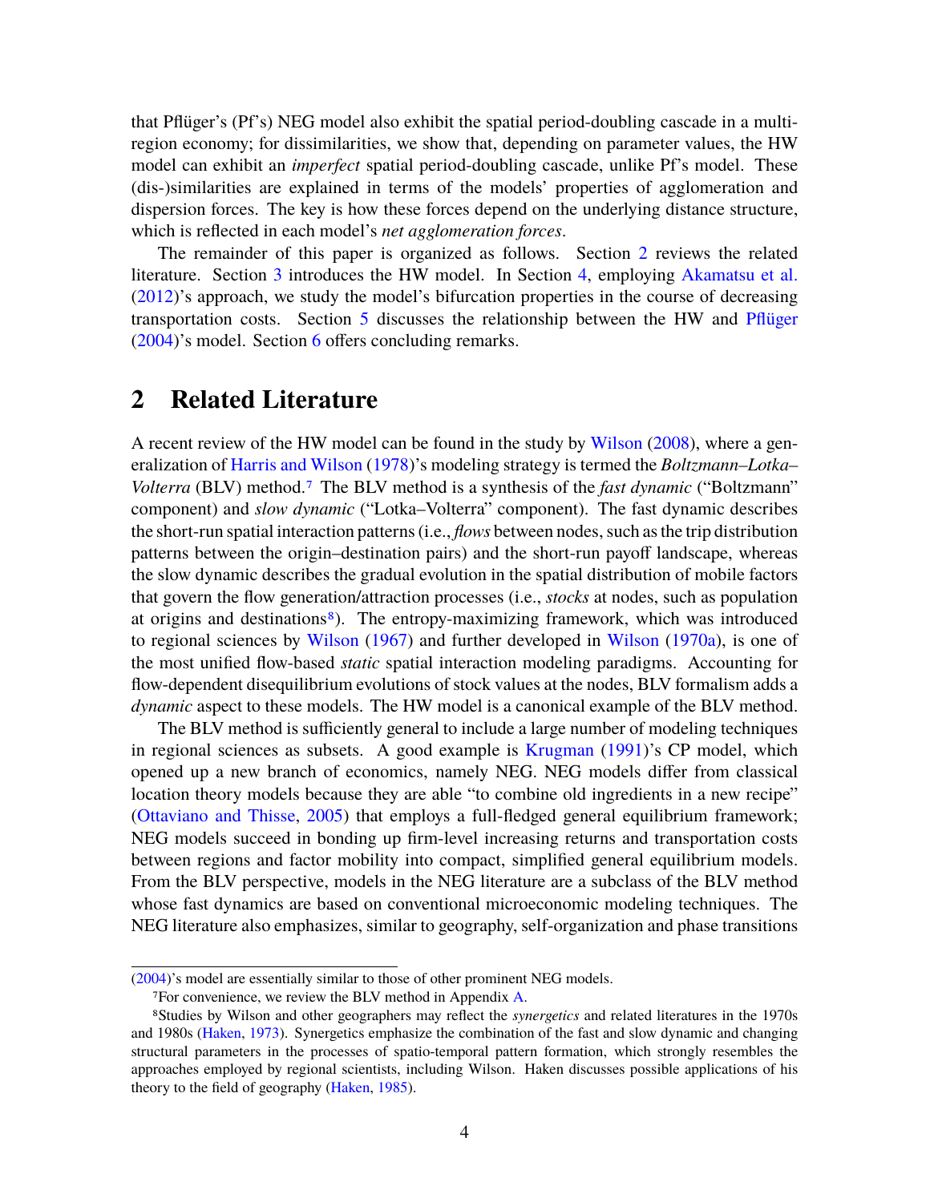that Pflüger's (Pf's) NEG model also exhibit the spatial period-doubling cascade in a multi-region economy; for dissimilarities, we show that, depending on parameter values, the HW model can exhibit an *imperfect* spatial period-doubling cascade, unlike Pf's model. These (dis-)similarities are explained in terms of the models' properties of agglomeration and dispersion forces. The key is how these forces depend on the underlying distance structure, which is reflected in each model's *net agglomeration forces*.

The remainder of this paper is organized as follows. Section 2 reviews the related literature. Section 3 introduces the HW model. In Section 4, employing Akamatsu et al. (2012)'s approach, we study the model's bifurcation properties in the course of decreasing transportation costs. Section 5 discusses the relationship between the HW and Pflüger (2004)'s model. Section 6 offers concluding remarks.

## 2 Related Literature

A recent review of the HW model can be found in the study by Wilson (2008), where a generalization of Harris and Wilson (1978)'s modeling strategy is termed the *Boltzmann–Lotka–Volterra* (BLV) method.[7] The BLV method is a synthesis of the *fast dynamic* ("Boltzmann" component) and *slow dynamic* ("Lotka–Volterra" component). The fast dynamic describes the short-run spatial interaction patterns (i.e., *flows* between nodes, such as the trip distribution patterns between the origin–destination pairs) and the short-run payoff landscape, whereas the slow dynamic describes the gradual evolution in the spatial distribution of mobile factors that govern the flow generation/attraction processes (i.e., *stocks* at nodes, such as population at origins and destinations[8]). The entropy-maximizing framework, which was introduced to regional sciences by Wilson (1967) and further developed in Wilson (1970a), is one of the most unified flow-based *static* spatial interaction modeling paradigms. Accounting for flow-dependent disequilibrium evolutions of stock values at the nodes, BLV formalism adds a *dynamic* aspect to these models. The HW model is a canonical example of the BLV method.

The BLV method is sufficiently general to include a large number of modeling techniques in regional sciences as subsets. A good example is Krugman (1991)'s CP model, which opened up a new branch of economics, namely NEG. NEG models differ from classical location theory models because they are able "to combine old ingredients in a new recipe" (Ottaviano and Thisse, 2005) that employs a full-fledged general equilibrium framework; NEG models succeed in bonding up firm-level increasing returns and transportation costs between regions and factor mobility into compact, simplified general equilibrium models. From the BLV perspective, models in the NEG literature are a subclass of the BLV method whose fast dynamics are based on conventional microeconomic modeling techniques. The NEG literature also emphasizes, similar to geography, self-organization and phase transitions

(2004)'s model are essentially similar to those of other prominent NEG models.

[7] For convenience, we review the BLV method in Appendix A.

[8] Studies by Wilson and other geographers may reflect the *synergetics* and related literatures in the 1970s and 1980s (Haken, 1973). Synergetics emphasize the combination of the fast and slow dynamic and changing structural parameters in the processes of spatio-temporal pattern formation, which strongly resembles the approaches employed by regional scientists, including Wilson. Haken discusses possible applications of his theory to the field of geography (Haken, 1985).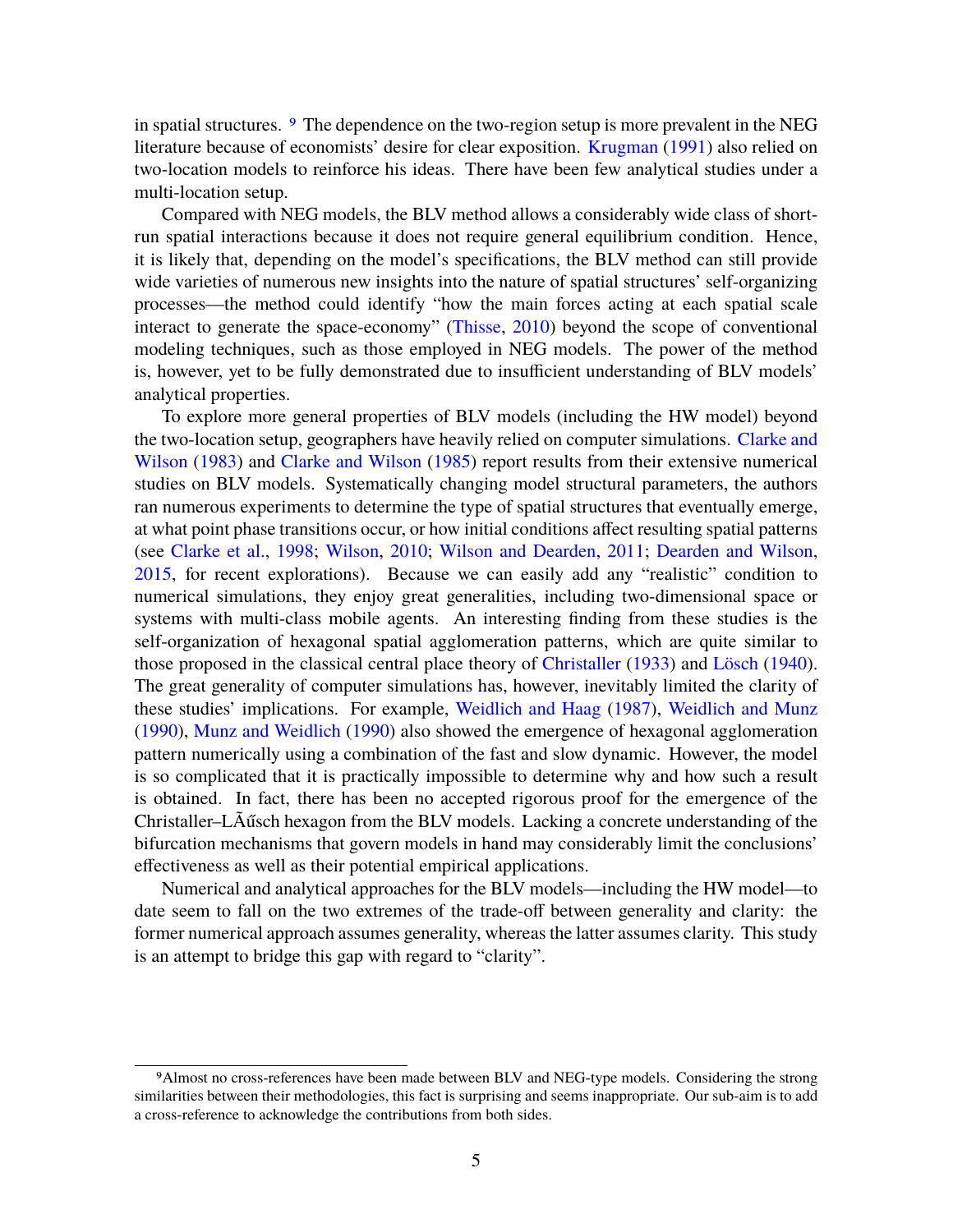in spatial structures. [9] The dependence on the two-region setup is more prevalent in the NEG literature because of economists' desire for clear exposition. Krugman (1991) also relied on two-location models to reinforce his ideas. There have been few analytical studies under a multi-location setup.

Compared with NEG models, the BLV method allows a considerably wide class of short-run spatial interactions because it does not require general equilibrium condition. Hence, it is likely that, depending on the model's specifications, the BLV method can still provide wide varieties of numerous new insights into the nature of spatial structures' self-organizing processes—the method could identify "how the main forces acting at each spatial scale interact to generate the space-economy" (Thisse, 2010) beyond the scope of conventional modeling techniques, such as those employed in NEG models. The power of the method is, however, yet to be fully demonstrated due to insufficient understanding of BLV models' analytical properties.

To explore more general properties of BLV models (including the HW model) beyond the two-location setup, geographers have heavily relied on computer simulations. Clarke and Wilson (1983) and Clarke and Wilson (1985) report results from their extensive numerical studies on BLV models. Systematically changing model structural parameters, the authors ran numerous experiments to determine the type of spatial structures that eventually emerge, at what point phase transitions occur, or how initial conditions affect resulting spatial patterns (see Clarke et al., 1998; Wilson, 2010; Wilson and Dearden, 2011; Dearden and Wilson, 2015, for recent explorations). Because we can easily add any "realistic" condition to numerical simulations, they enjoy great generalities, including two-dimensional space or systems with multi-class mobile agents. An interesting finding from these studies is the self-organization of hexagonal spatial agglomeration patterns, which are quite similar to those proposed in the classical central place theory of Christaller (1933) and Lösch (1940). The great generality of computer simulations has, however, inevitably limited the clarity of these studies' implications. For example, Weidlich and Haag (1987), Weidlich and Munz (1990), Munz and Weidlich (1990) also showed the emergence of hexagonal agglomeration pattern numerically using a combination of the fast and slow dynamic. However, the model is so complicated that it is practically impossible to determine why and how such a result is obtained. In fact, there has been no accepted rigorous proof for the emergence of the Christaller–LÃűsch hexagon from the BLV models. Lacking a concrete understanding of the bifurcation mechanisms that govern models in hand may considerably limit the conclusions' effectiveness as well as their potential empirical applications.

Numerical and analytical approaches for the BLV models—including the HW model—to date seem to fall on the two extremes of the trade-off between generality and clarity: the former numerical approach assumes generality, whereas the latter assumes clarity. This study is an attempt to bridge this gap with regard to "clarity".

[9] Almost no cross-references have been made between BLV and NEG-type models. Considering the strong similarities between their methodologies, this fact is surprising and seems inappropriate. Our sub-aim is to add a cross-reference to acknowledge the contributions from both sides.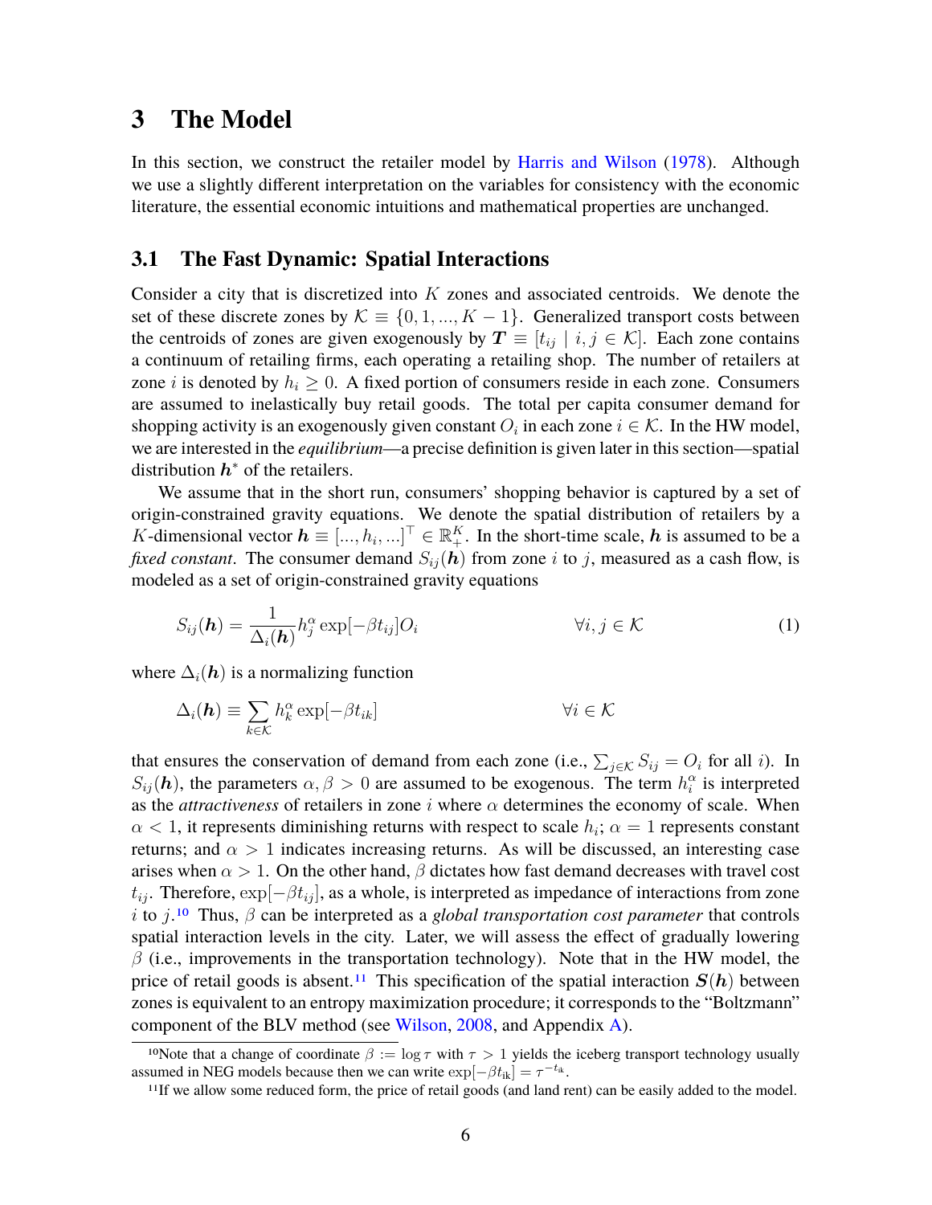# 3 The Model

In this section, we construct the retailer model by Harris and Wilson (1978). Although we use a slightly different interpretation on the variables for consistency with the economic literature, the essential economic intuitions and mathematical properties are unchanged.

## 3.1 The Fast Dynamic: Spatial Interactions

Consider a city that is discretized into $K$ zones and associated centroids. We denote the set of these discrete zones by $\mathcal{K} \equiv \{0, 1, ..., K-1\}$. Generalized transport costs between the centroids of zones are given exogenously by $\boldsymbol{T} \equiv [t_{ij} \mid i, j \in \mathcal{K}]$. Each zone contains a continuum of retailing firms, each operating a retailing shop. The number of retailers at zone $i$ is denoted by $h_i \geq 0$. A fixed portion of consumers reside in each zone. Consumers are assumed to inelastically buy retail goods. The total per capita consumer demand for shopping activity is an exogenously given constant $O_i$ in each zone $i \in \mathcal{K}$. In the HW model, we are interested in the *equilibrium*—a precise definition is given later in this section—spatial distribution $\boldsymbol{h}^*$ of the retailers.

We assume that in the short run, consumers' shopping behavior is captured by a set of origin-constrained gravity equations. We denote the spatial distribution of retailers by a $K$-dimensional vector $\boldsymbol{h} \equiv [..., h_i, ...]^\top \in \mathbb{R}_+^K$. In the short-time scale, $\boldsymbol{h}$ is assumed to be a *fixed constant*. The consumer demand $S_{ij}(\boldsymbol{h})$ from zone $i$ to $j$, measured as a cash flow, is modeled as a set of origin-constrained gravity equations

$$S_{ij}(\boldsymbol{h}) = \frac{1}{\Delta_i(\boldsymbol{h})} h_j^\alpha \exp[-\beta t_{ij}] O_i \qquad \forall i, j \in \mathcal{K} \tag{1}$$

where $\Delta_i(\boldsymbol{h})$ is a normalizing function

$$\Delta_i(\boldsymbol{h}) \equiv \sum_{k \in \mathcal{K}} h_k^\alpha \exp[-\beta t_{ik}] \qquad \forall i \in \mathcal{K}$$

that ensures the conservation of demand from each zone (i.e., $\sum_{j \in \mathcal{K}} S_{ij} = O_i$ for all $i$). In $S_{ij}(\boldsymbol{h})$, the parameters $\alpha, \beta > 0$ are assumed to be exogenous. The term $h_i^\alpha$ is interpreted as the *attractiveness* of retailers in zone $i$ where $\alpha$ determines the economy of scale. When $\alpha < 1$, it represents diminishing returns with respect to scale $h_i$; $\alpha = 1$ represents constant returns; and $\alpha > 1$ indicates increasing returns. As will be discussed, an interesting case arises when $\alpha > 1$. On the other hand, $\beta$ dictates how fast demand decreases with travel cost $t_{ij}$. Therefore, $\exp[-\beta t_{ij}]$, as a whole, is interpreted as impedance of interactions from zone $i$ to $j$.[10] Thus, $\beta$ can be interpreted as a *global transportation cost parameter* that controls spatial interaction levels in the city. Later, we will assess the effect of gradually lowering $\beta$ (i.e., improvements in the transportation technology). Note that in the HW model, the price of retail goods is absent.[11] This specification of the spatial interaction $\boldsymbol{S}(\boldsymbol{h})$ between zones is equivalent to an entropy maximization procedure; it corresponds to the "Boltzmann" component of the BLV method (see Wilson, 2008, and Appendix A).

---

[10] Note that a change of coordinate $\beta := \log \tau$ with $\tau > 1$ yields the iceberg transport technology usually assumed in NEG models because then we can write $\exp[-\beta t_{\text{ik}}] = \tau^{-t_{\text{ik}}}$.

[11] If we allow some reduced form, the price of retail goods (and land rent) can be easily added to the model.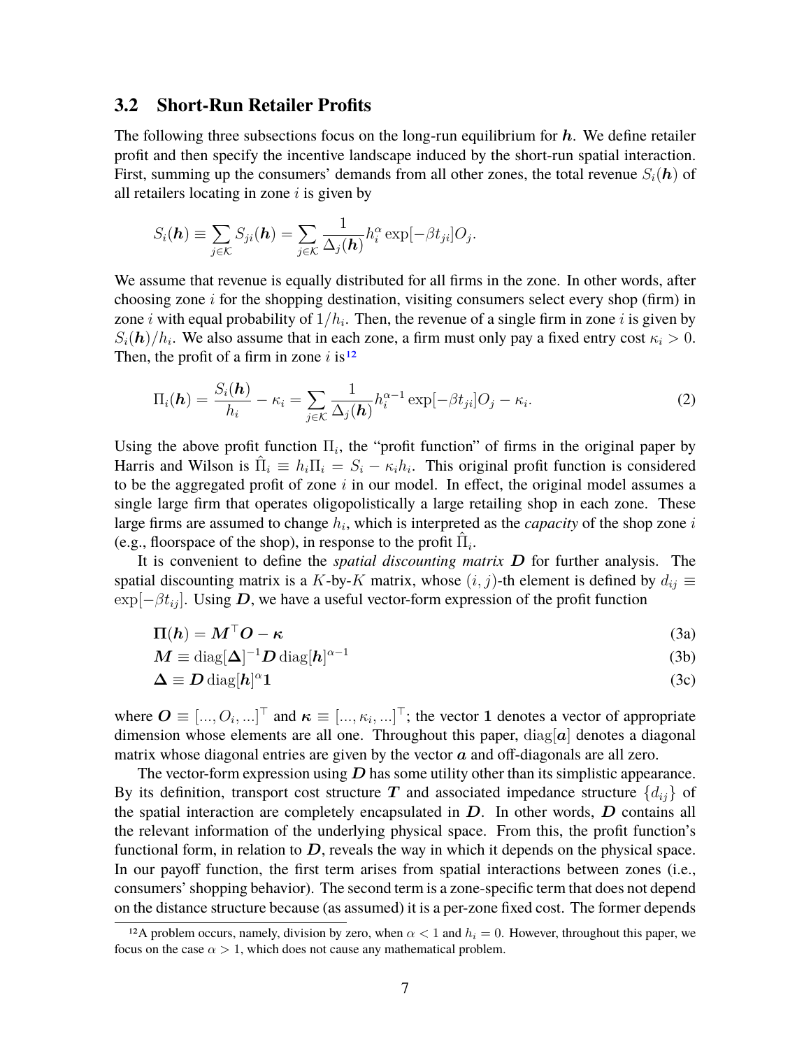## 3.2 Short-Run Retailer Profits

The following three subsections focus on the long-run equilibrium for $\boldsymbol{h}$. We define retailer profit and then specify the incentive landscape induced by the short-run spatial interaction. First, summing up the consumers' demands from all other zones, the total revenue $S_i(\boldsymbol{h})$ of all retailers locating in zone $i$ is given by

$$S_i(\boldsymbol{h}) \equiv \sum_{j \in \mathcal{K}} S_{ji}(\boldsymbol{h}) = \sum_{j \in \mathcal{K}} \frac{1}{\Delta_j(\boldsymbol{h})} h_i^{\alpha} \exp[-\beta t_{ji}] O_j.$$

We assume that revenue is equally distributed for all firms in the zone. In other words, after choosing zone $i$ for the shopping destination, visiting consumers select every shop (firm) in zone $i$ with equal probability of $1/h_i$. Then, the revenue of a single firm in zone $i$ is given by $S_i(\boldsymbol{h})/h_i$. We also assume that in each zone, a firm must only pay a fixed entry cost $\kappa_i > 0$. Then, the profit of a firm in zone $i$ is[12]

$$\Pi_i(\boldsymbol{h}) = \frac{S_i(\boldsymbol{h})}{h_i} - \kappa_i = \sum_{j \in \mathcal{K}} \frac{1}{\Delta_j(\boldsymbol{h})} h_i^{\alpha - 1} \exp[-\beta t_{ji}] O_j - \kappa_i. \tag{2}$$

Using the above profit function $\Pi_i$, the "profit function" of firms in the original paper by Harris and Wilson is $\hat{\Pi}_i \equiv h_i \Pi_i = S_i - \kappa_i h_i$. This original profit function is considered to be the aggregated profit of zone $i$ in our model. In effect, the original model assumes a single large firm that operates oligopolistically a large retailing shop in each zone. These large firms are assumed to change $h_i$, which is interpreted as the *capacity* of the shop zone $i$ (e.g., floorspace of the shop), in response to the profit $\hat{\Pi}_i$.

It is convenient to define the *spatial discounting matrix* $\boldsymbol{D}$ for further analysis. The spatial discounting matrix is a $K$-by-$K$ matrix, whose $(i, j)$-th element is defined by $d_{ij} \equiv \exp[-\beta t_{ij}]$. Using $\boldsymbol{D}$, we have a useful vector-form expression of the profit function

$$\boldsymbol{\Pi}(\boldsymbol{h}) = \boldsymbol{M}^{\top} \boldsymbol{O} - \boldsymbol{\kappa} \tag{3a}$$

$$\boldsymbol{M} \equiv \mathrm{diag}[\boldsymbol{\Delta}]^{-1} \boldsymbol{D} \, \mathrm{diag}[\boldsymbol{h}]^{\alpha - 1} \tag{3b}$$

$$\boldsymbol{\Delta} \equiv \boldsymbol{D} \, \mathrm{diag}[\boldsymbol{h}]^{\alpha} \boldsymbol{1} \tag{3c}$$

where $\boldsymbol{O} \equiv [..., O_i, ...]^{\top}$ and $\boldsymbol{\kappa} \equiv [..., \kappa_i, ...]^{\top}$; the vector $\boldsymbol{1}$ denotes a vector of appropriate dimension whose elements are all one. Throughout this paper, $\mathrm{diag}[\boldsymbol{a}]$ denotes a diagonal matrix whose diagonal entries are given by the vector $\boldsymbol{a}$ and off-diagonals are all zero.

The vector-form expression using $\boldsymbol{D}$ has some utility other than its simplistic appearance. By its definition, transport cost structure $\boldsymbol{T}$ and associated impedance structure $\{d_{ij}\}$ of the spatial interaction are completely encapsulated in $\boldsymbol{D}$. In other words, $\boldsymbol{D}$ contains all the relevant information of the underlying physical space. From this, the profit function's functional form, in relation to $\boldsymbol{D}$, reveals the way in which it depends on the physical space. In our payoff function, the first term arises from spatial interactions between zones (i.e., consumers' shopping behavior). The second term is a zone-specific term that does not depend on the distance structure because (as assumed) it is a per-zone fixed cost. The former depends

[12] A problem occurs, namely, division by zero, when $\alpha < 1$ and $h_i = 0$. However, throughout this paper, we focus on the case $\alpha > 1$, which does not cause any mathematical problem.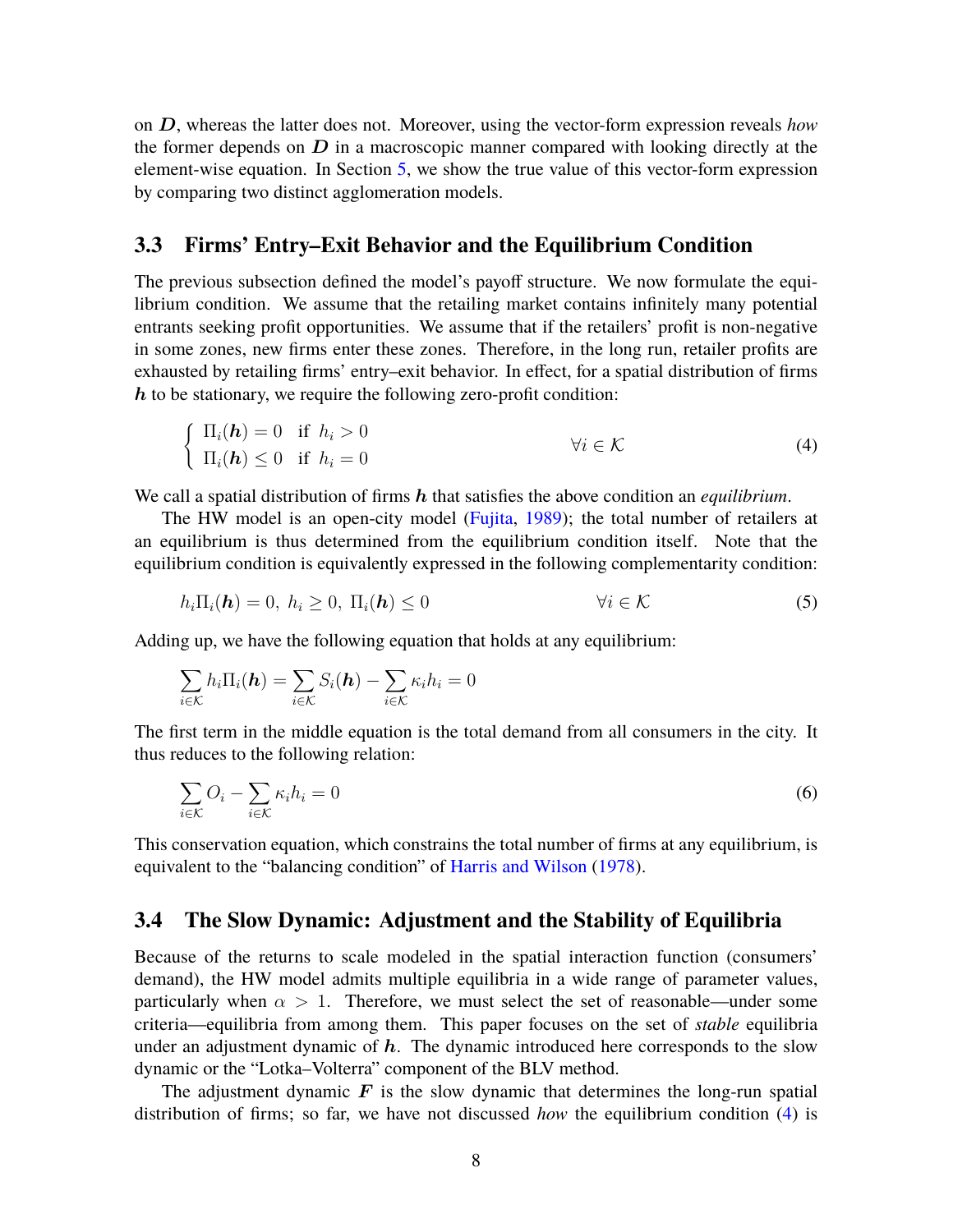on $\boldsymbol{D}$, whereas the latter does not. Moreover, using the vector-form expression reveals *how* the former depends on $\boldsymbol{D}$ in a macroscopic manner compared with looking directly at the element-wise equation. In Section 5, we show the true value of this vector-form expression by comparing two distinct agglomeration models.

### 3.3 Firms' Entry–Exit Behavior and the Equilibrium Condition

The previous subsection defined the model's payoff structure. We now formulate the equilibrium condition. We assume that the retailing market contains infinitely many potential entrants seeking profit opportunities. We assume that if the retailers' profit is non-negative in some zones, new firms enter these zones. Therefore, in the long run, retailer profits are exhausted by retailing firms' entry–exit behavior. In effect, for a spatial distribution of firms $\boldsymbol{h}$ to be stationary, we require the following zero-profit condition:

$$\begin{cases} \Pi_i(\boldsymbol{h}) = 0 & \text{if } h_i > 0 \\ \Pi_i(\boldsymbol{h}) \leq 0 & \text{if } h_i = 0 \end{cases} \qquad \forall i \in \mathcal{K} \tag{4}$$

We call a spatial distribution of firms $\boldsymbol{h}$ that satisfies the above condition an *equilibrium*.

The HW model is an open-city model (Fujita, 1989); the total number of retailers at an equilibrium is thus determined from the equilibrium condition itself. Note that the equilibrium condition is equivalently expressed in the following complementarity condition:

$$h_i \Pi_i(\boldsymbol{h}) = 0,\ h_i \geq 0,\ \Pi_i(\boldsymbol{h}) \leq 0 \qquad \forall i \in \mathcal{K} \tag{5}$$

Adding up, we have the following equation that holds at any equilibrium:

$$\sum_{i \in \mathcal{K}} h_i \Pi_i(\boldsymbol{h}) = \sum_{i \in \mathcal{K}} S_i(\boldsymbol{h}) - \sum_{i \in \mathcal{K}} \kappa_i h_i = 0$$

The first term in the middle equation is the total demand from all consumers in the city. It thus reduces to the following relation:

$$\sum_{i \in \mathcal{K}} O_i - \sum_{i \in \mathcal{K}} \kappa_i h_i = 0 \tag{6}$$

This conservation equation, which constrains the total number of firms at any equilibrium, is equivalent to the "balancing condition" of Harris and Wilson (1978).

### 3.4 The Slow Dynamic: Adjustment and the Stability of Equilibria

Because of the returns to scale modeled in the spatial interaction function (consumers' demand), the HW model admits multiple equilibria in a wide range of parameter values, particularly when $\alpha > 1$. Therefore, we must select the set of reasonable—under some criteria—equilibria from among them. This paper focuses on the set of *stable* equilibria under an adjustment dynamic of $\boldsymbol{h}$. The dynamic introduced here corresponds to the slow dynamic or the "Lotka–Volterra" component of the BLV method.

The adjustment dynamic $\boldsymbol{F}$ is the slow dynamic that determines the long-run spatial distribution of firms; so far, we have not discussed *how* the equilibrium condition (4) is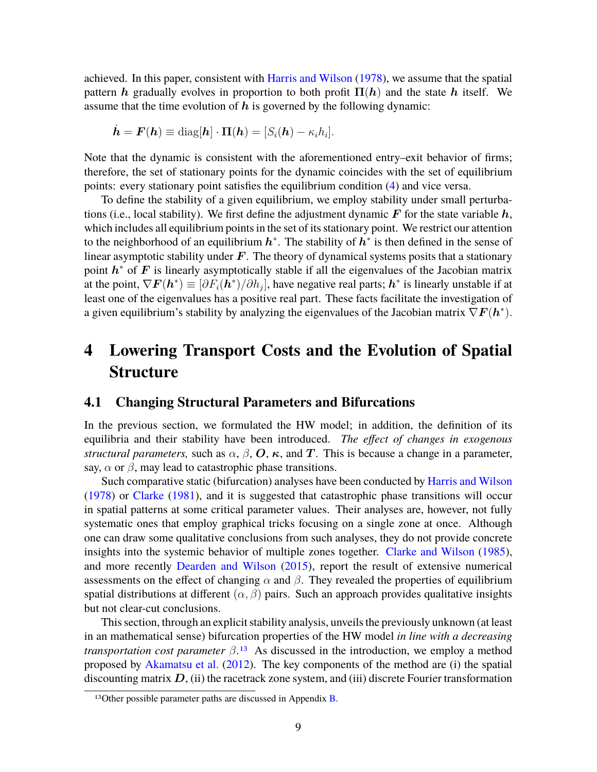achieved. In this paper, consistent with Harris and Wilson (1978), we assume that the spatial pattern $\boldsymbol{h}$ gradually evolves in proportion to both profit $\boldsymbol{\Pi}(\boldsymbol{h})$ and the state $\boldsymbol{h}$ itself. We assume that the time evolution of $\boldsymbol{h}$ is governed by the following dynamic:

$$\dot{\boldsymbol{h}} = \boldsymbol{F}(\boldsymbol{h}) \equiv \mathrm{diag}[\boldsymbol{h}] \cdot \boldsymbol{\Pi}(\boldsymbol{h}) = [S_i(\boldsymbol{h}) - \kappa_i h_i].$$

Note that the dynamic is consistent with the aforementioned entry–exit behavior of firms; therefore, the set of stationary points for the dynamic coincides with the set of equilibrium points: every stationary point satisfies the equilibrium condition (4) and vice versa.

To define the stability of a given equilibrium, we employ stability under small perturbations (i.e., local stability). We first define the adjustment dynamic $\boldsymbol{F}$ for the state variable $\boldsymbol{h}$, which includes all equilibrium points in the set of its stationary point. We restrict our attention to the neighborhood of an equilibrium $\boldsymbol{h}^*$. The stability of $\boldsymbol{h}^*$ is then defined in the sense of linear asymptotic stability under $\boldsymbol{F}$. The theory of dynamical systems posits that a stationary point $\boldsymbol{h}^*$ of $\boldsymbol{F}$ is linearly asymptotically stable if all the eigenvalues of the Jacobian matrix at the point, $\nabla \boldsymbol{F}(\boldsymbol{h}^*) \equiv [\partial F_i(\boldsymbol{h}^*)/\partial h_j]$, have negative real parts; $\boldsymbol{h}^*$ is linearly unstable if at least one of the eigenvalues has a positive real part. These facts facilitate the investigation of a given equilibrium's stability by analyzing the eigenvalues of the Jacobian matrix $\nabla \boldsymbol{F}(\boldsymbol{h}^*)$.

# 4 Lowering Transport Costs and the Evolution of Spatial Structure

## 4.1 Changing Structural Parameters and Bifurcations

In the previous section, we formulated the HW model; in addition, the definition of its equilibria and their stability have been introduced. *The effect of changes in exogenous structural parameters,* such as $\alpha$, $\beta$, $\boldsymbol{O}$, $\boldsymbol{\kappa}$, and $\boldsymbol{T}$. This is because a change in a parameter, say, $\alpha$ or $\beta$, may lead to catastrophic phase transitions.

Such comparative static (bifurcation) analyses have been conducted by Harris and Wilson (1978) or Clarke (1981), and it is suggested that catastrophic phase transitions will occur in spatial patterns at some critical parameter values. Their analyses are, however, not fully systematic ones that employ graphical tricks focusing on a single zone at once. Although one can draw some qualitative conclusions from such analyses, they do not provide concrete insights into the systemic behavior of multiple zones together. Clarke and Wilson (1985), and more recently Dearden and Wilson (2015), report the result of extensive numerical assessments on the effect of changing $\alpha$ and $\beta$. They revealed the properties of equilibrium spatial distributions at different $(\alpha, \beta)$ pairs. Such an approach provides qualitative insights but not clear-cut conclusions.

This section, through an explicit stability analysis, unveils the previously unknown (at least in an mathematical sense) bifurcation properties of the HW model *in line with a decreasing transportation cost parameter* $\beta$.[13] As discussed in the introduction, we employ a method proposed by Akamatsu et al. (2012). The key components of the method are (i) the spatial discounting matrix $\boldsymbol{D}$, (ii) the racetrack zone system, and (iii) discrete Fourier transformation

[13] Other possible parameter paths are discussed in Appendix B.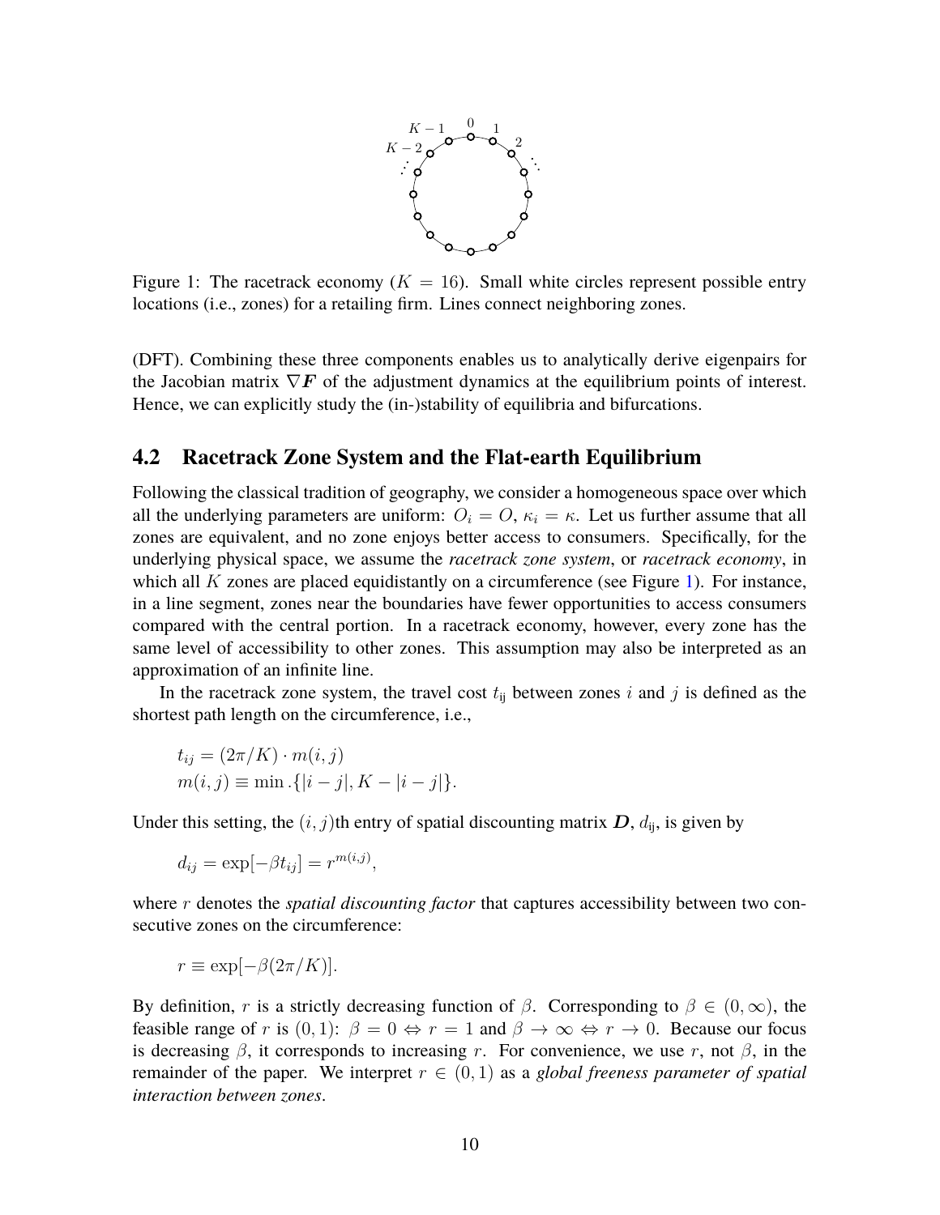Figure 1: The racetrack economy ($K = 16$). Small white circles represent possible entry locations (i.e., zones) for a retailing firm. Lines connect neighboring zones.

(DFT). Combining these three components enables us to analytically derive eigenpairs for the Jacobian matrix $\nabla \boldsymbol{F}$ of the adjustment dynamics at the equilibrium points of interest. Hence, we can explicitly study the (in-)stability of equilibria and bifurcations.

## 4.2 Racetrack Zone System and the Flat-earth Equilibrium

Following the classical tradition of geography, we consider a homogeneous space over which all the underlying parameters are uniform: $O_i = O$, $\kappa_i = \kappa$. Let us further assume that all zones are equivalent, and no zone enjoys better access to consumers. Specifically, for the underlying physical space, we assume the *racetrack zone system*, or *racetrack economy*, in which all $K$ zones are placed equidistantly on a circumference (see Figure 1). For instance, in a line segment, zones near the boundaries have fewer opportunities to access consumers compared with the central portion. In a racetrack economy, however, every zone has the same level of accessibility to other zones. This assumption may also be interpreted as an approximation of an infinite line.

In the racetrack zone system, the travel cost $t_{ij}$ between zones $i$ and $j$ is defined as the shortest path length on the circumference, i.e.,

$$
\begin{aligned}
t_{ij} &= (2\pi/K) \cdot m(i,j) \\
m(i,j) &\equiv \min . \{|i-j|, K - |i-j|\}.
\end{aligned}
$$

Under this setting, the $(i, j)$th entry of spatial discounting matrix $\boldsymbol{D}$, $d_{ij}$, is given by

$$
d_{ij} = \exp[-\beta t_{ij}] = r^{m(i,j)},
$$

where $r$ denotes the *spatial discounting factor* that captures accessibility between two consecutive zones on the circumference:

$$
r \equiv \exp[-\beta(2\pi/K)].
$$

By definition, $r$ is a strictly decreasing function of $\beta$. Corresponding to $\beta \in (0, \infty)$, the feasible range of $r$ is $(0, 1)$: $\beta = 0 \Leftrightarrow r = 1$ and $\beta \to \infty \Leftrightarrow r \to 0$. Because our focus is decreasing $\beta$, it corresponds to increasing $r$. For convenience, we use $r$, not $\beta$, in the remainder of the paper. We interpret $r \in (0, 1)$ as a *global freeness parameter of spatial interaction between zones*.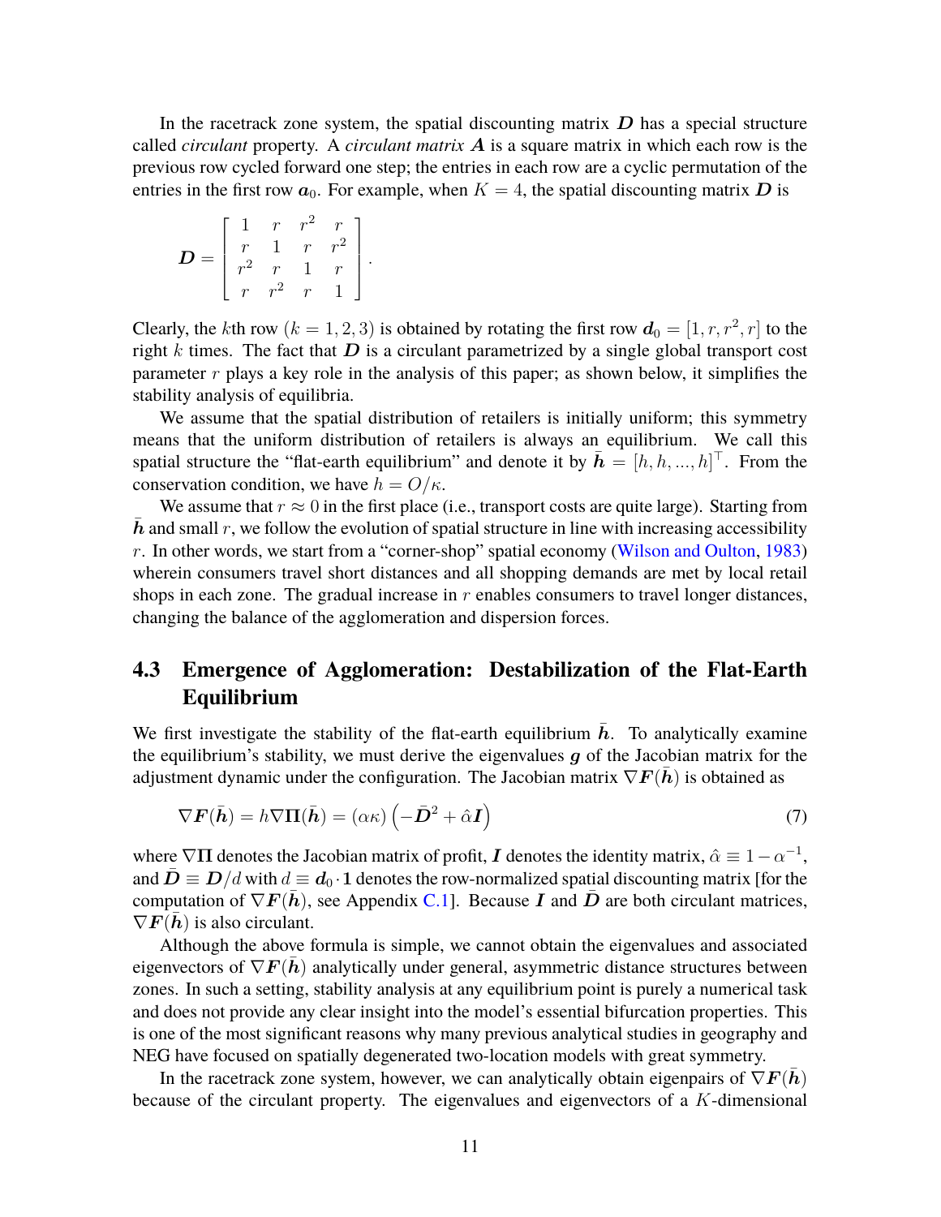In the racetrack zone system, the spatial discounting matrix $\boldsymbol{D}$ has a special structure called *circulant* property. A *circulant matrix* $\boldsymbol{A}$ is a square matrix in which each row is the previous row cycled forward one step; the entries in each row are a cyclic permutation of the entries in the first row $\boldsymbol{a}_0$. For example, when $K = 4$, the spatial discounting matrix $\boldsymbol{D}$ is

$$
\boldsymbol{D} = \begin{bmatrix} 1 & r & r^2 & r \\ r & 1 & r & r^2 \\ r^2 & r & 1 & r \\ r & r^2 & r & 1 \end{bmatrix}.
$$

Clearly, the $k$th row $(k = 1, 2, 3)$ is obtained by rotating the first row $\boldsymbol{d}_0 = [1, r, r^2, r]$ to the right $k$ times. The fact that $\boldsymbol{D}$ is a circulant parametrized by a single global transport cost parameter $r$ plays a key role in the analysis of this paper; as shown below, it simplifies the stability analysis of equilibria.

We assume that the spatial distribution of retailers is initially uniform; this symmetry means that the uniform distribution of retailers is always an equilibrium. We call this spatial structure the "flat-earth equilibrium" and denote it by $\bar{\boldsymbol{h}} = [h, h, ..., h]^\top$. From the conservation condition, we have $h = O/\kappa$.

We assume that $r \approx 0$ in the first place (i.e., transport costs are quite large). Starting from $\bar{\boldsymbol{h}}$ and small $r$, we follow the evolution of spatial structure in line with increasing accessibility $r$. In other words, we start from a "corner-shop" spatial economy (Wilson and Oulton, 1983) wherein consumers travel short distances and all shopping demands are met by local retail shops in each zone. The gradual increase in $r$ enables consumers to travel longer distances, changing the balance of the agglomeration and dispersion forces.

## 4.3 Emergence of Agglomeration: Destabilization of the Flat-Earth Equilibrium

We first investigate the stability of the flat-earth equilibrium $\bar{\boldsymbol{h}}$. To analytically examine the equilibrium's stability, we must derive the eigenvalues $\boldsymbol{g}$ of the Jacobian matrix for the adjustment dynamic under the configuration. The Jacobian matrix $\nabla \boldsymbol{F}(\bar{\boldsymbol{h}})$ is obtained as

$$
\nabla \boldsymbol{F}(\bar{\boldsymbol{h}}) = h \nabla \boldsymbol{\Pi}(\bar{\boldsymbol{h}}) = (\alpha\kappa)\left(-\bar{\boldsymbol{D}}^2 + \hat{\alpha}\boldsymbol{I}\right) \tag{7}
$$

where $\nabla \boldsymbol{\Pi}$ denotes the Jacobian matrix of profit, $\boldsymbol{I}$ denotes the identity matrix, $\hat{\alpha} \equiv 1 - \alpha^{-1}$, and $\bar{\boldsymbol{D}} \equiv \boldsymbol{D}/d$ with $d \equiv \boldsymbol{d}_0 \cdot \boldsymbol{1}$ denotes the row-normalized spatial discounting matrix [for the computation of $\nabla \boldsymbol{F}(\bar{\boldsymbol{h}})$, see Appendix C.1]. Because $\boldsymbol{I}$ and $\bar{\boldsymbol{D}}$ are both circulant matrices, $\nabla \boldsymbol{F}(\bar{\boldsymbol{h}})$ is also circulant.

Although the above formula is simple, we cannot obtain the eigenvalues and associated eigenvectors of $\nabla \boldsymbol{F}(\bar{\boldsymbol{h}})$ analytically under general, asymmetric distance structures between zones. In such a setting, stability analysis at any equilibrium point is purely a numerical task and does not provide any clear insight into the model's essential bifurcation properties. This is one of the most significant reasons why many previous analytical studies in geography and NEG have focused on spatially degenerated two-location models with great symmetry.

In the racetrack zone system, however, we can analytically obtain eigenpairs of $\nabla \boldsymbol{F}(\bar{\boldsymbol{h}})$ because of the circulant property. The eigenvalues and eigenvectors of a $K$-dimensional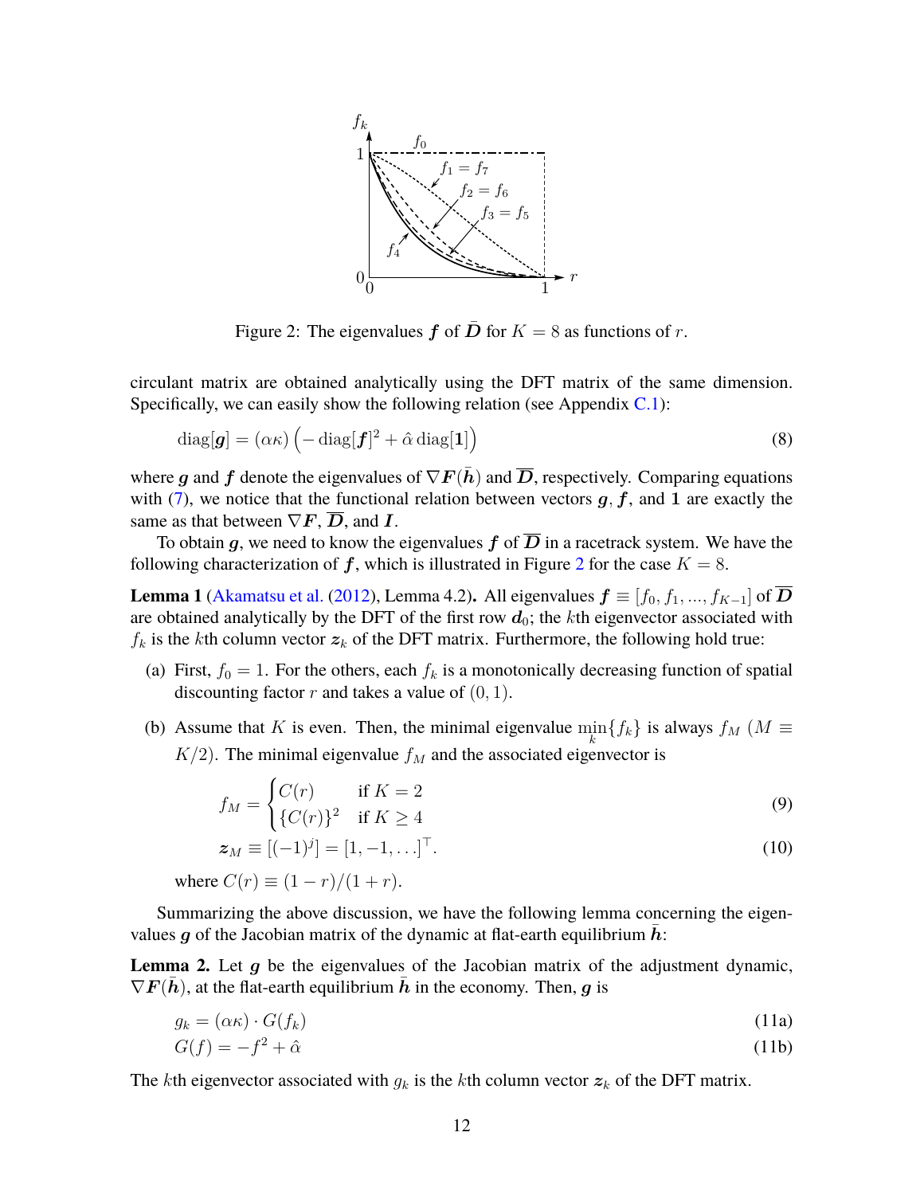Figure 2: The eigenvalues $\boldsymbol{f}$ of $\bar{\boldsymbol{D}}$ for $K = 8$ as functions of $r$.

circulant matrix are obtained analytically using the DFT matrix of the same dimension. Specifically, we can easily show the following relation (see Appendix C.1):

$$\operatorname{diag}[\boldsymbol{g}] = (\alpha\kappa)\left(-\operatorname{diag}[\boldsymbol{f}]^2 + \hat{\alpha}\operatorname{diag}[\mathbf{1}]\right) \tag{8}$$

where $\boldsymbol{g}$ and $\boldsymbol{f}$ denote the eigenvalues of $\nabla\boldsymbol{F}(\bar{\boldsymbol{h}})$ and $\overline{\boldsymbol{D}}$, respectively. Comparing equations with (7), we notice that the functional relation between vectors $\boldsymbol{g}$, $\boldsymbol{f}$, and $\mathbf{1}$ are exactly the same as that between $\nabla\boldsymbol{F}$, $\overline{\boldsymbol{D}}$, and $\boldsymbol{I}$.

To obtain $\boldsymbol{g}$, we need to know the eigenvalues $\boldsymbol{f}$ of $\overline{\boldsymbol{D}}$ in a racetrack system. We have the following characterization of $\boldsymbol{f}$, which is illustrated in Figure 2 for the case $K = 8$.

**Lemma 1** (Akamatsu et al. (2012), Lemma 4.2)**.** All eigenvalues $\boldsymbol{f} \equiv [f_0, f_1, ..., f_{K-1}]$ of $\overline{\boldsymbol{D}}$ are obtained analytically by the DFT of the first row $\boldsymbol{d}_0$; the $k$th eigenvector associated with $f_k$ is the $k$th column vector $\boldsymbol{z}_k$ of the DFT matrix. Furthermore, the following hold true:

(a) First, $f_0 = 1$. For the others, each $f_k$ is a monotonically decreasing function of spatial discounting factor $r$ and takes a value of $(0, 1)$.

(b) Assume that $K$ is even. Then, the minimal eigenvalue $\min_k\{f_k\}$ is always $f_M$ ($M \equiv K/2$). The minimal eigenvalue $f_M$ and the associated eigenvector is

$$f_M = \begin{cases} C(r) & \text{if } K = 2 \\ \{C(r)\}^2 & \text{if } K \geq 4 \end{cases} \tag{9}$$

$$\boldsymbol{z}_M \equiv [(-1)^j] = [1, -1, \ldots]^\top. \tag{10}$$

where $C(r) \equiv (1 - r)/(1 + r)$.

Summarizing the above discussion, we have the following lemma concerning the eigenvalues $\boldsymbol{g}$ of the Jacobian matrix of the dynamic at flat-earth equilibrium $\bar{\boldsymbol{h}}$:

**Lemma 2.** Let $\boldsymbol{g}$ be the eigenvalues of the Jacobian matrix of the adjustment dynamic, $\nabla\boldsymbol{F}(\bar{\boldsymbol{h}})$, at the flat-earth equilibrium $\bar{\boldsymbol{h}}$ in the economy. Then, $\boldsymbol{g}$ is

$$g_k = (\alpha\kappa) \cdot G(f_k) \tag{11a}$$

$$G(f) = -f^2 + \hat{\alpha} \tag{11b}$$

The $k$th eigenvector associated with $g_k$ is the $k$th column vector $\boldsymbol{z}_k$ of the DFT matrix.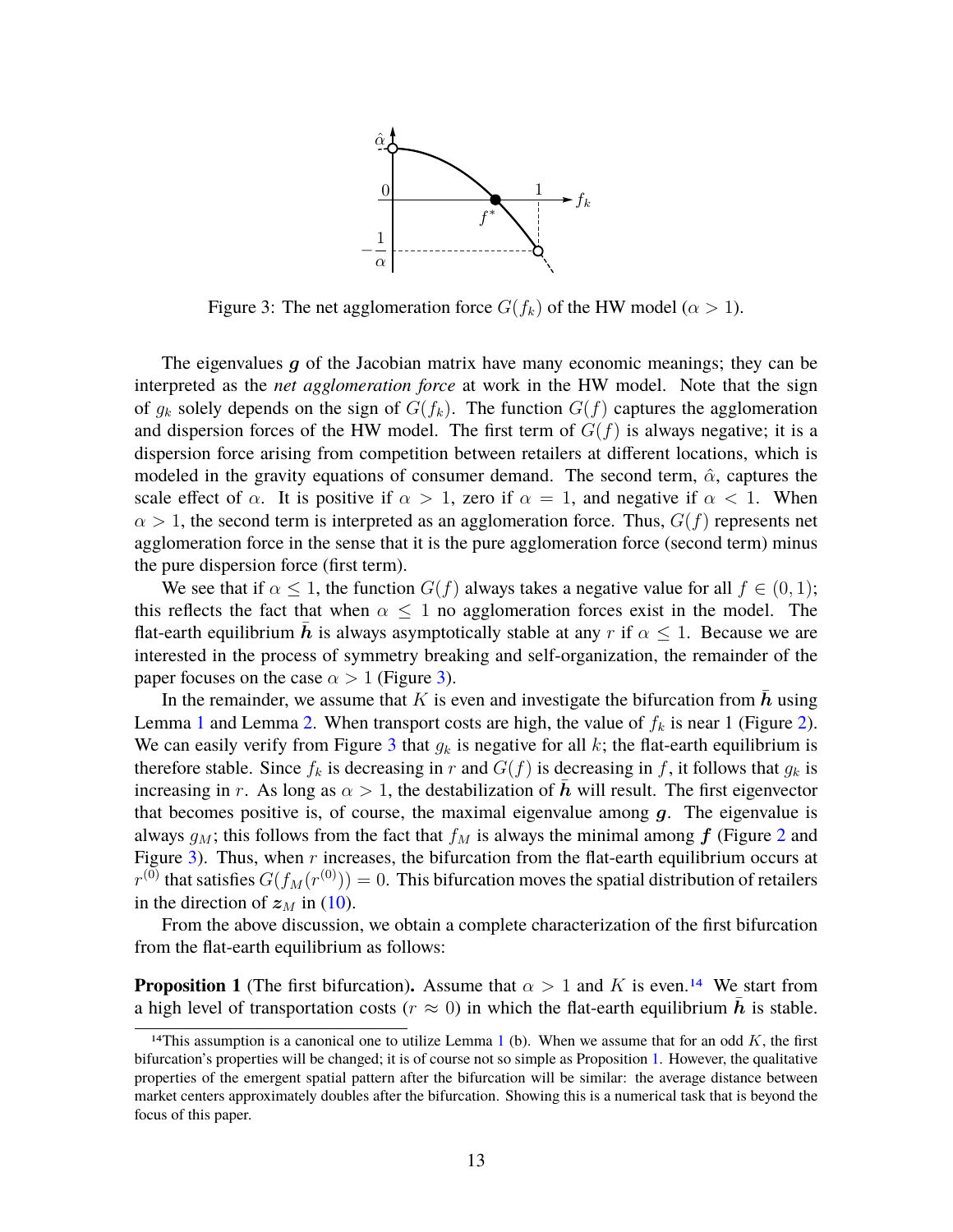Figure 3: The net agglomeration force $G(f_k)$ of the HW model ($\alpha > 1$).

The eigenvalues $\boldsymbol{g}$ of the Jacobian matrix have many economic meanings; they can be interpreted as the *net agglomeration force* at work in the HW model. Note that the sign of $g_k$ solely depends on the sign of $G(f_k)$. The function $G(f)$ captures the agglomeration and dispersion forces of the HW model. The first term of $G(f)$ is always negative; it is a dispersion force arising from competition between retailers at different locations, which is modeled in the gravity equations of consumer demand. The second term, $\hat{\alpha}$, captures the scale effect of $\alpha$. It is positive if $\alpha > 1$, zero if $\alpha = 1$, and negative if $\alpha < 1$. When $\alpha > 1$, the second term is interpreted as an agglomeration force. Thus, $G(f)$ represents net agglomeration force in the sense that it is the pure agglomeration force (second term) minus the pure dispersion force (first term).

We see that if $\alpha \leq 1$, the function $G(f)$ always takes a negative value for all $f \in (0, 1)$; this reflects the fact that when $\alpha \leq 1$ no agglomeration forces exist in the model. The flat-earth equilibrium $\bar{\boldsymbol{h}}$ is always asymptotically stable at any $r$ if $\alpha \leq 1$. Because we are interested in the process of symmetry breaking and self-organization, the remainder of the paper focuses on the case $\alpha > 1$ (Figure 3).

In the remainder, we assume that $K$ is even and investigate the bifurcation from $\bar{\boldsymbol{h}}$ using Lemma 1 and Lemma 2. When transport costs are high, the value of $f_k$ is near 1 (Figure 2). We can easily verify from Figure 3 that $g_k$ is negative for all $k$; the flat-earth equilibrium is therefore stable. Since $f_k$ is decreasing in $r$ and $G(f)$ is decreasing in $f$, it follows that $g_k$ is increasing in $r$. As long as $\alpha > 1$, the destabilization of $\bar{\boldsymbol{h}}$ will result. The first eigenvector that becomes positive is, of course, the maximal eigenvalue among $\boldsymbol{g}$. The eigenvalue is always $g_M$; this follows from the fact that $f_M$ is always the minimal among $\boldsymbol{f}$ (Figure 2 and Figure 3). Thus, when $r$ increases, the bifurcation from the flat-earth equilibrium occurs at $r^{(0)}$ that satisfies $G(f_M(r^{(0)})) = 0$. This bifurcation moves the spatial distribution of retailers in the direction of $\boldsymbol{z}_M$ in (10).

From the above discussion, we obtain a complete characterization of the first bifurcation from the flat-earth equilibrium as follows:

**Proposition 1** (The first bifurcation)**.** Assume that $\alpha > 1$ and $K$ is even.[14] We start from a high level of transportation costs ($r \approx 0$) in which the flat-earth equilibrium $\bar{\boldsymbol{h}}$ is stable.

[14]This assumption is a canonical one to utilize Lemma 1 (b). When we assume that for an odd $K$, the first bifurcation's properties will be changed; it is of course not so simple as Proposition 1. However, the qualitative properties of the emergent spatial pattern after the bifurcation will be similar: the average distance between market centers approximately doubles after the bifurcation. Showing this is a numerical task that is beyond the focus of this paper.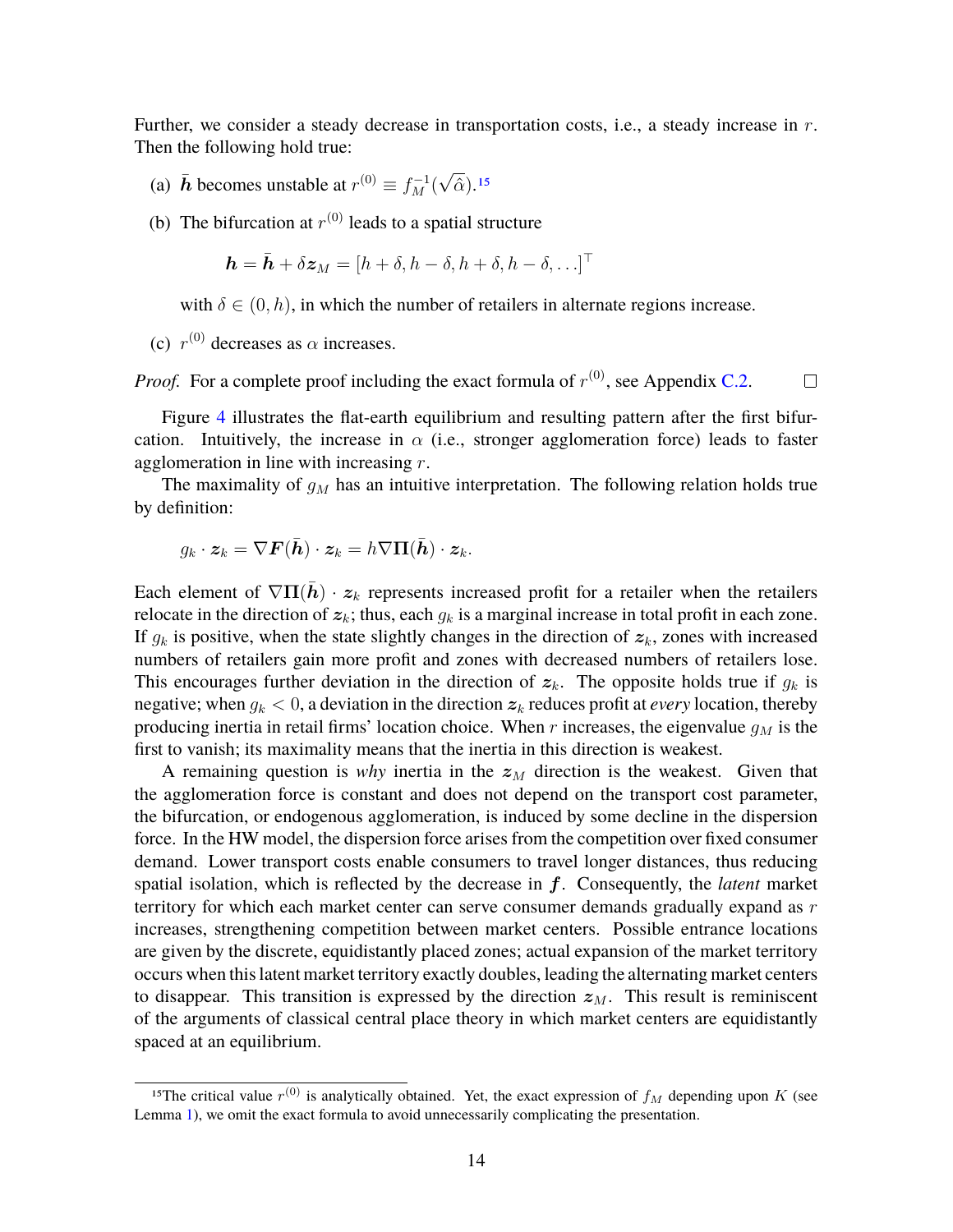Further, we consider a steady decrease in transportation costs, i.e., a steady increase in $r$. Then the following hold true:

(a) $\bar{\boldsymbol{h}}$ becomes unstable at $r^{(0)} \equiv f_M^{-1}(\sqrt{\hat{\alpha}})$.[15]

(b) The bifurcation at $r^{(0)}$ leads to a spatial structure

$$\boldsymbol{h} = \bar{\boldsymbol{h}} + \delta \boldsymbol{z}_M = [h + \delta, h - \delta, h + \delta, h - \delta, \dots]^\top$$

with $\delta \in (0, h)$, in which the number of retailers in alternate regions increase.

(c) $r^{(0)}$ decreases as $\alpha$ increases.

*Proof.* For a complete proof including the exact formula of $r^{(0)}$, see Appendix C.2. ∎

Figure 4 illustrates the flat-earth equilibrium and resulting pattern after the first bifurcation. Intuitively, the increase in $\alpha$ (i.e., stronger agglomeration force) leads to faster agglomeration in line with increasing $r$.

The maximality of $g_M$ has an intuitive interpretation. The following relation holds true by definition:

$$g_k \cdot \boldsymbol{z}_k = \nabla \boldsymbol{F}(\bar{\boldsymbol{h}}) \cdot \boldsymbol{z}_k = h \nabla \boldsymbol{\Pi}(\bar{\boldsymbol{h}}) \cdot \boldsymbol{z}_k.$$

Each element of $\nabla \boldsymbol{\Pi}(\bar{\boldsymbol{h}}) \cdot \boldsymbol{z}_k$ represents increased profit for a retailer when the retailers relocate in the direction of $\boldsymbol{z}_k$; thus, each $g_k$ is a marginal increase in total profit in each zone. If $g_k$ is positive, when the state slightly changes in the direction of $\boldsymbol{z}_k$, zones with increased numbers of retailers gain more profit and zones with decreased numbers of retailers lose. This encourages further deviation in the direction of $\boldsymbol{z}_k$. The opposite holds true if $g_k$ is negative; when $g_k < 0$, a deviation in the direction $\boldsymbol{z}_k$ reduces profit at *every* location, thereby producing inertia in retail firms' location choice. When $r$ increases, the eigenvalue $g_M$ is the first to vanish; its maximality means that the inertia in this direction is weakest.

A remaining question is *why* inertia in the $\boldsymbol{z}_M$ direction is the weakest. Given that the agglomeration force is constant and does not depend on the transport cost parameter, the bifurcation, or endogenous agglomeration, is induced by some decline in the dispersion force. In the HW model, the dispersion force arises from the competition over fixed consumer demand. Lower transport costs enable consumers to travel longer distances, thus reducing spatial isolation, which is reflected by the decrease in $\boldsymbol{f}$. Consequently, the *latent* market territory for which each market center can serve consumer demands gradually expand as $r$ increases, strengthening competition between market centers. Possible entrance locations are given by the discrete, equidistantly placed zones; actual expansion of the market territory occurs when this latent market territory exactly doubles, leading the alternating market centers to disappear. This transition is expressed by the direction $\boldsymbol{z}_M$. This result is reminiscent of the arguments of classical central place theory in which market centers are equidistantly spaced at an equilibrium.

---

[15] The critical value $r^{(0)}$ is analytically obtained. Yet, the exact expression of $f_M$ depending upon $K$ (see Lemma 1), we omit the exact formula to avoid unnecessarily complicating the presentation.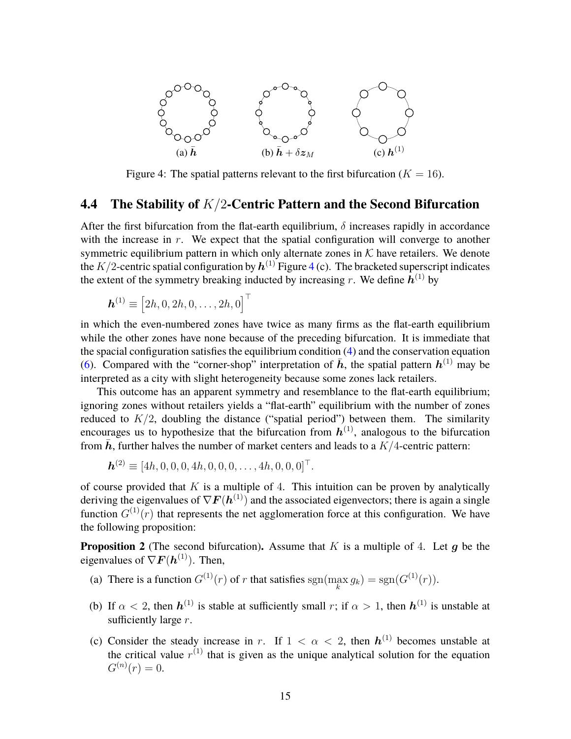(a) $\bar{\boldsymbol{h}}$ (b) $\bar{\boldsymbol{h}} + \delta \boldsymbol{z}_M$ (c) $\boldsymbol{h}^{(1)}$

Figure 4: The spatial patterns relevant to the first bifurcation ($K = 16$).

## 4.4 The Stability of $K/2$-Centric Pattern and the Second Bifurcation

After the first bifurcation from the flat-earth equilibrium, $\delta$ increases rapidly in accordance with the increase in $r$. We expect that the spatial configuration will converge to another symmetric equilibrium pattern in which only alternate zones in $\mathcal{K}$ have retailers. We denote the $K/2$-centric spatial configuration by $\boldsymbol{h}^{(1)}$ Figure 4 (c). The bracketed superscript indicates the extent of the symmetry breaking inducted by increasing $r$. We define $\boldsymbol{h}^{(1)}$ by

$$\boldsymbol{h}^{(1)} \equiv \left[2h, 0, 2h, 0, \ldots, 2h, 0\right]^\top$$

in which the even-numbered zones have twice as many firms as the flat-earth equilibrium while the other zones have none because of the preceding bifurcation. It is immediate that the spacial configuration satisfies the equilibrium condition (4) and the conservation equation (6). Compared with the "corner-shop" interpretation of $\bar{\boldsymbol{h}}$, the spatial pattern $\boldsymbol{h}^{(1)}$ may be interpreted as a city with slight heterogeneity because some zones lack retailers.

This outcome has an apparent symmetry and resemblance to the flat-earth equilibrium; ignoring zones without retailers yields a "flat-earth" equilibrium with the number of zones reduced to $K/2$, doubling the distance ("spatial period") between them. The similarity encourages us to hypothesize that the bifurcation from $\boldsymbol{h}^{(1)}$, analogous to the bifurcation from $\bar{\boldsymbol{h}}$, further halves the number of market centers and leads to a $K/4$-centric pattern:

$$\boldsymbol{h}^{(2)} \equiv [4h, 0, 0, 0, 4h, 0, 0, 0, \ldots, 4h, 0, 0, 0]^\top.$$

of course provided that $K$ is a multiple of 4. This intuition can be proven by analytically deriving the eigenvalues of $\nabla \boldsymbol{F}(\boldsymbol{h}^{(1)})$ and the associated eigenvectors; there is again a single function $G^{(1)}(r)$ that represents the net agglomeration force at this configuration. We have the following proposition:

**Proposition 2** (The second bifurcation)**.** Assume that $K$ is a multiple of 4. Let $\boldsymbol{g}$ be the eigenvalues of $\nabla \boldsymbol{F}(\boldsymbol{h}^{(1)})$. Then,

(a) There is a function $G^{(1)}(r)$ of $r$ that satisfies $\mathrm{sgn}(\max_k g_k) = \mathrm{sgn}(G^{(1)}(r))$.

(b) If $\alpha < 2$, then $\boldsymbol{h}^{(1)}$ is stable at sufficiently small $r$; if $\alpha > 1$, then $\boldsymbol{h}^{(1)}$ is unstable at sufficiently large $r$.

(c) Consider the steady increase in $r$. If $1 < \alpha < 2$, then $\boldsymbol{h}^{(1)}$ becomes unstable at the critical value $r^{(1)}$ that is given as the unique analytical solution for the equation $G^{(n)}(r) = 0$.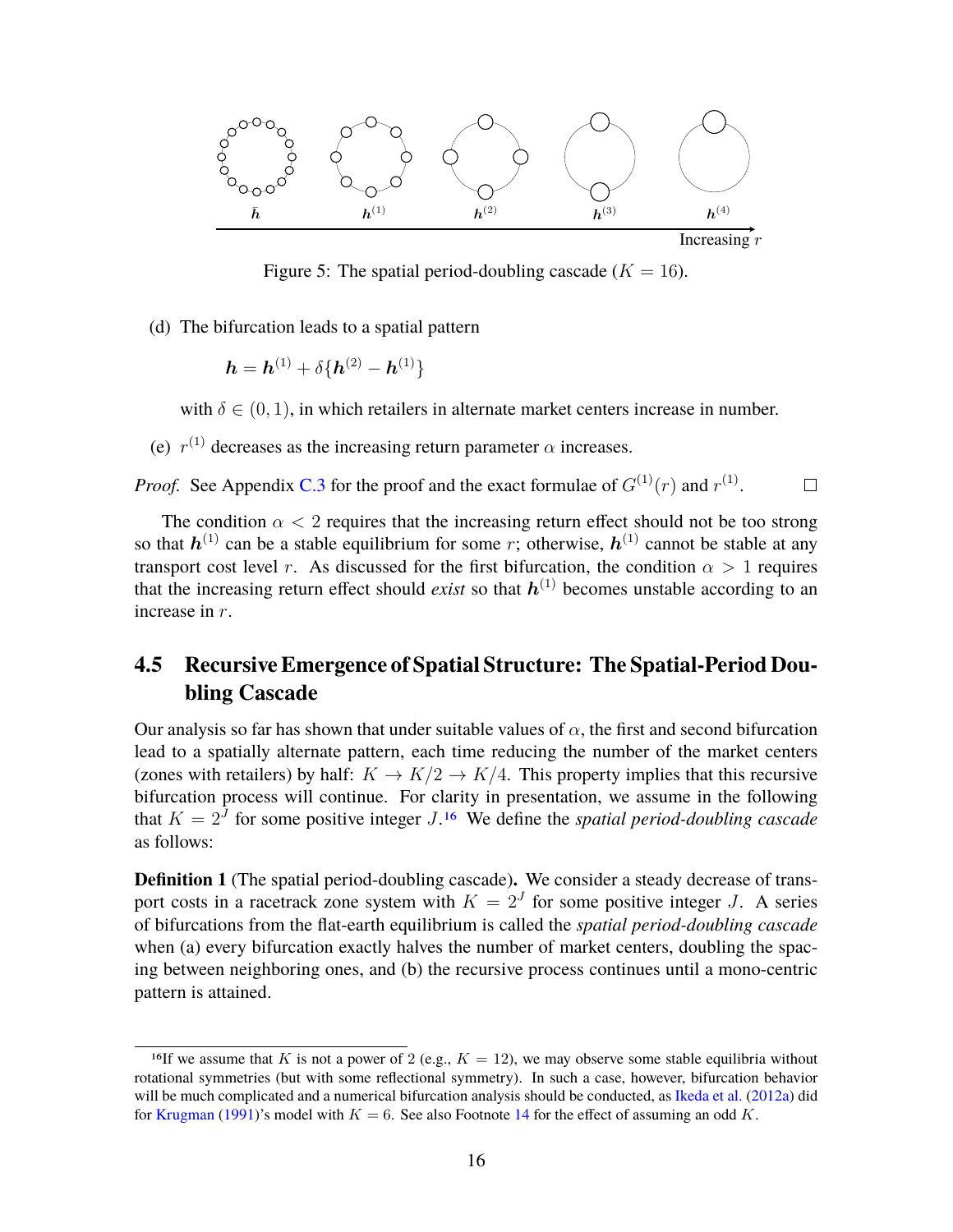Figure 5: The spatial period-doubling cascade ($K = 16$).

(d) The bifurcation leads to a spatial pattern

$$\boldsymbol{h} = \boldsymbol{h}^{(1)} + \delta\{\boldsymbol{h}^{(2)} - \boldsymbol{h}^{(1)}\}$$

with $\delta \in (0, 1)$, in which retailers in alternate market centers increase in number.

(e) $r^{(1)}$ decreases as the increasing return parameter $\alpha$ increases.

*Proof.* See Appendix C.3 for the proof and the exact formulae of $G^{(1)}(r)$ and $r^{(1)}$. □

The condition $\alpha < 2$ requires that the increasing return effect should not be too strong so that $\boldsymbol{h}^{(1)}$ can be a stable equilibrium for some $r$; otherwise, $\boldsymbol{h}^{(1)}$ cannot be stable at any transport cost level $r$. As discussed for the first bifurcation, the condition $\alpha > 1$ requires that the increasing return effect should *exist* so that $\boldsymbol{h}^{(1)}$ becomes unstable according to an increase in $r$.

## 4.5 Recursive Emergence of Spatial Structure: The Spatial-Period Doubling Cascade

Our analysis so far has shown that under suitable values of $\alpha$, the first and second bifurcation lead to a spatially alternate pattern, each time reducing the number of the market centers (zones with retailers) by half: $K \to K/2 \to K/4$. This property implies that this recursive bifurcation process will continue. For clarity in presentation, we assume in the following that $K = 2^J$ for some positive integer $J$.[16] We define the *spatial period-doubling cascade* as follows:

**Definition 1** (The spatial period-doubling cascade)**.** We consider a steady decrease of transport costs in a racetrack zone system with $K = 2^J$ for some positive integer $J$. A series of bifurcations from the flat-earth equilibrium is called the *spatial period-doubling cascade* when (a) every bifurcation exactly halves the number of market centers, doubling the spacing between neighboring ones, and (b) the recursive process continues until a mono-centric pattern is attained.

[16] If we assume that $K$ is not a power of 2 (e.g., $K = 12$), we may observe some stable equilibria without rotational symmetries (but with some reflectional symmetry). In such a case, however, bifurcation behavior will be much complicated and a numerical bifurcation analysis should be conducted, as Ikeda et al. (2012a) did for Krugman (1991)'s model with $K = 6$. See also Footnote 14 for the effect of assuming an odd $K$.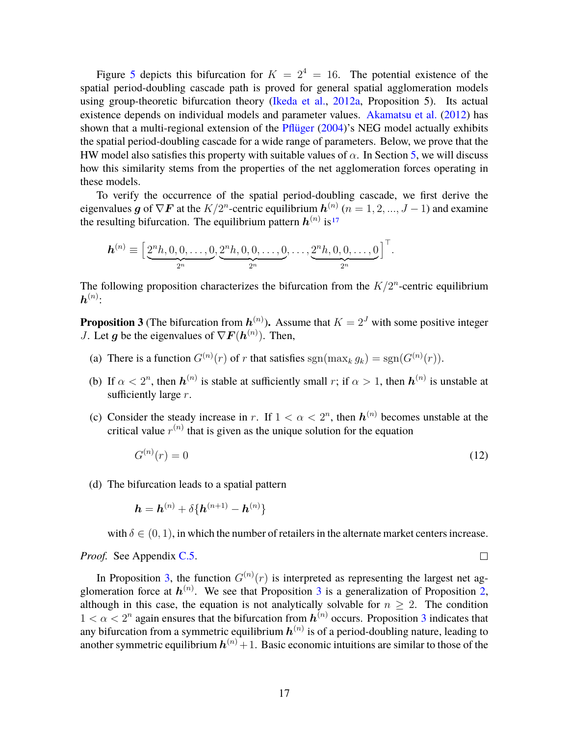Figure 5 depicts this bifurcation for $K = 2^4 = 16$. The potential existence of the spatial period-doubling cascade path is proved for general spatial agglomeration models using group-theoretic bifurcation theory (Ikeda et al., 2012a, Proposition 5). Its actual existence depends on individual models and parameter values. Akamatsu et al. (2012) has shown that a multi-regional extension of the Pflüger (2004)'s NEG model actually exhibits the spatial period-doubling cascade for a wide range of parameters. Below, we prove that the HW model also satisfies this property with suitable values of $\alpha$. In Section 5, we will discuss how this similarity stems from the properties of the net agglomeration forces operating in these models.

To verify the occurrence of the spatial period-doubling cascade, we first derive the eigenvalues $\boldsymbol{g}$ of $\nabla \boldsymbol{F}$ at the $K/2^n$-centric equilibrium $\boldsymbol{h}^{(n)}$ ($n = 1, 2, ..., J-1$) and examine the resulting bifurcation. The equilibrium pattern $\boldsymbol{h}^{(n)}$ is[17]

$$\boldsymbol{h}^{(n)} \equiv \big[\underbrace{2^n h, 0, 0, \ldots, 0}_{2^n}, \underbrace{2^n h, 0, 0, \ldots, 0}_{2^n}, \ldots, \underbrace{2^n h, 0, 0, \ldots, 0}_{2^n}\big]^\top.$$

The following proposition characterizes the bifurcation from the $K/2^n$-centric equilibrium $\boldsymbol{h}^{(n)}$:

**Proposition 3** (The bifurcation from $\boldsymbol{h}^{(n)}$)**.** Assume that $K = 2^J$ with some positive integer $J$. Let $\boldsymbol{g}$ be the eigenvalues of $\nabla \boldsymbol{F}(\boldsymbol{h}^{(n)})$. Then,

(a) There is a function $G^{(n)}(r)$ of $r$ that satisfies $\mathrm{sgn}(\max_k g_k) = \mathrm{sgn}(G^{(n)}(r))$.

(b) If $\alpha < 2^n$, then $\boldsymbol{h}^{(n)}$ is stable at sufficiently small $r$; if $\alpha > 1$, then $\boldsymbol{h}^{(n)}$ is unstable at sufficiently large $r$.

(c) Consider the steady increase in $r$. If $1 < \alpha < 2^n$, then $\boldsymbol{h}^{(n)}$ becomes unstable at the critical value $r^{(n)}$ that is given as the unique solution for the equation

$$G^{(n)}(r) = 0 \tag{12}$$

(d) The bifurcation leads to a spatial pattern

$$\boldsymbol{h} = \boldsymbol{h}^{(n)} + \delta\{\boldsymbol{h}^{(n+1)} - \boldsymbol{h}^{(n)}\}$$

with $\delta \in (0, 1)$, in which the number of retailers in the alternate market centers increase.

*Proof.* See Appendix C.5. □

In Proposition 3, the function $G^{(n)}(r)$ is interpreted as representing the largest net agglomeration force at $\boldsymbol{h}^{(n)}$. We see that Proposition 3 is a generalization of Proposition 2, although in this case, the equation is not analytically solvable for $n \geq 2$. The condition $1 < \alpha < 2^n$ again ensures that the bifurcation from $\boldsymbol{h}^{(n)}$ occurs. Proposition 3 indicates that any bifurcation from a symmetric equilibrium $\boldsymbol{h}^{(n)}$ is of a period-doubling nature, leading to another symmetric equilibrium $\boldsymbol{h}^{(n)} + 1$. Basic economic intuitions are similar to those of the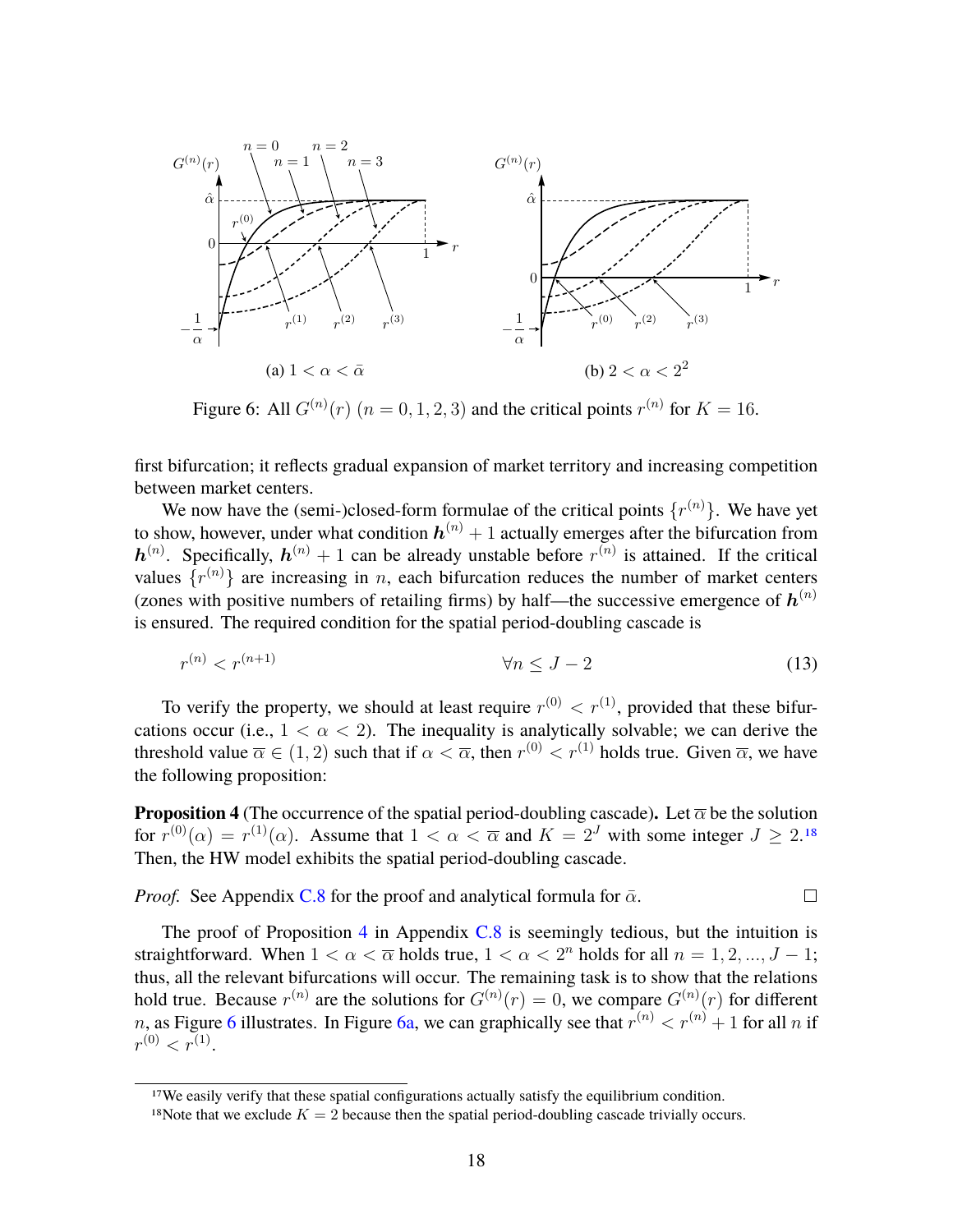Figure 6: All $G^{(n)}(r)$ $(n = 0, 1, 2, 3)$ and the critical points $r^{(n)}$ for $K = 16$.

(a) $1 < \alpha < \bar{\alpha}$

(b) $2 < \alpha < 2^2$

first bifurcation; it reflects gradual expansion of market territory and increasing competition between market centers.

We now have the (semi-)closed-form formulae of the critical points $\{r^{(n)}\}$. We have yet to show, however, under what condition $\boldsymbol{h}^{(n)} + 1$ actually emerges after the bifurcation from $\boldsymbol{h}^{(n)}$. Specifically, $\boldsymbol{h}^{(n)} + 1$ can be already unstable before $r^{(n)}$ is attained. If the critical values $\{r^{(n)}\}$ are increasing in $n$, each bifurcation reduces the number of market centers (zones with positive numbers of retailing firms) by half—the successive emergence of $\boldsymbol{h}^{(n)}$ is ensured. The required condition for the spatial period-doubling cascade is

$$r^{(n)} < r^{(n+1)} \qquad \forall n \leq J - 2 \tag{13}$$

To verify the property, we should at least require $r^{(0)} < r^{(1)}$, provided that these bifurcations occur (i.e., $1 < \alpha < 2$). The inequality is analytically solvable; we can derive the threshold value $\overline{\alpha} \in (1, 2)$ such that if $\alpha < \overline{\alpha}$, then $r^{(0)} < r^{(1)}$ holds true. Given $\overline{\alpha}$, we have the following proposition:

**Proposition 4** (The occurrence of the spatial period-doubling cascade)**.** Let $\overline{\alpha}$ be the solution for $r^{(0)}(\alpha) = r^{(1)}(\alpha)$. Assume that $1 < \alpha < \overline{\alpha}$ and $K = 2^J$ with some integer $J \geq 2$.[18] Then, the HW model exhibits the spatial period-doubling cascade.

*Proof.* See Appendix C.8 for the proof and analytical formula for $\bar{\alpha}$. □

The proof of Proposition 4 in Appendix C.8 is seemingly tedious, but the intuition is straightforward. When $1 < \alpha < \overline{\alpha}$ holds true, $1 < \alpha < 2^n$ holds for all $n = 1, 2, ..., J - 1$; thus, all the relevant bifurcations will occur. The remaining task is to show that the relations hold true. Because $r^{(n)}$ are the solutions for $G^{(n)}(r) = 0$, we compare $G^{(n)}(r)$ for different $n$, as Figure 6 illustrates. In Figure 6a, we can graphically see that $r^{(n)} < r^{(n)} + 1$ for all $n$ if $r^{(0)} < r^{(1)}$.

---

[17] We easily verify that these spatial configurations actually satisfy the equilibrium condition.

[18] Note that we exclude $K = 2$ because then the spatial period-doubling cascade trivially occurs.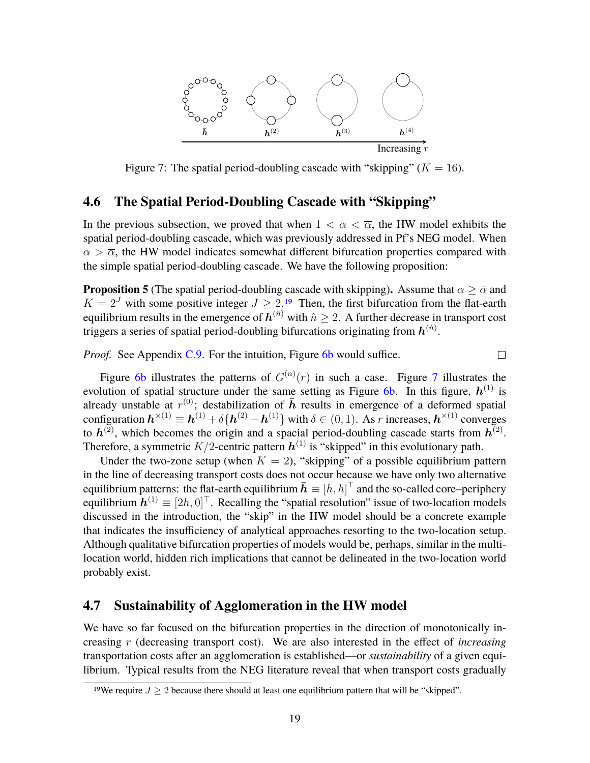Figure 7: The spatial period-doubling cascade with "skipping" ($K = 16$).

## 4.6 The Spatial Period-Doubling Cascade with "Skipping"

In the previous subsection, we proved that when $1 < \alpha < \overline{\alpha}$, the HW model exhibits the spatial period-doubling cascade, which was previously addressed in Pf's NEG model. When $\alpha > \overline{\alpha}$, the HW model indicates somewhat different bifurcation properties compared with the simple spatial period-doubling cascade. We have the following proposition:

**Proposition 5** (The spatial period-doubling cascade with skipping)**.** Assume that $\alpha \geq \bar{\alpha}$ and $K = 2^J$ with some positive integer $J \geq 2$.[19] Then, the first bifurcation from the flat-earth equilibrium results in the emergence of $\boldsymbol{h}^{(\hat{n})}$ with $\hat{n} \geq 2$. A further decrease in transport cost triggers a series of spatial period-doubling bifurcations originating from $\boldsymbol{h}^{(\hat{n})}$.

*Proof.* See Appendix C.9. For the intuition, Figure 6b would suffice. □

Figure 6b illustrates the patterns of $G^{(n)}(r)$ in such a case. Figure 7 illustrates the evolution of spatial structure under the same setting as Figure 6b. In this figure, $\boldsymbol{h}^{(1)}$ is already unstable at $r^{(0)}$; destabilization of $\bar{\boldsymbol{h}}$ results in emergence of a deformed spatial configuration $\boldsymbol{h}^{\times(1)} \equiv \boldsymbol{h}^{(1)} + \delta\{\boldsymbol{h}^{(2)} - \boldsymbol{h}^{(1)}\}$ with $\delta \in (0, 1)$. As $r$ increases, $\boldsymbol{h}^{\times(1)}$ converges to $\boldsymbol{h}^{(2)}$, which becomes the origin and a spacial period-doubling cascade starts from $\boldsymbol{h}^{(2)}$. Therefore, a symmetric $K/2$-centric pattern $\boldsymbol{h}^{(1)}$ is "skipped" in this evolutionary path.

Under the two-zone setup (when $K = 2$), "skipping" of a possible equilibrium pattern in the line of decreasing transport costs does not occur because we have only two alternative equilibrium patterns: the flat-earth equilibrium $\bar{\boldsymbol{h}} \equiv [h, h]^\top$ and the so-called core–periphery equilibrium $\boldsymbol{h}^{(1)} \equiv [2h, 0]^\top$. Recalling the "spatial resolution" issue of two-location models discussed in the introduction, the "skip" in the HW model should be a concrete example that indicates the insufficiency of analytical approaches resorting to the two-location setup. Although qualitative bifurcation properties of models would be, perhaps, similar in the multi-location world, hidden rich implications that cannot be delineated in the two-location world probably exist.

## 4.7 Sustainability of Agglomeration in the HW model

We have so far focused on the bifurcation properties in the direction of monotonically increasing $r$ (decreasing transport cost). We are also interested in the effect of *increasing* transportation costs after an agglomeration is established—or *sustainability* of a given equilibrium. Typical results from the NEG literature reveal that when transport costs gradually

[19] We require $J \geq 2$ because there should at least one equilibrium pattern that will be "skipped".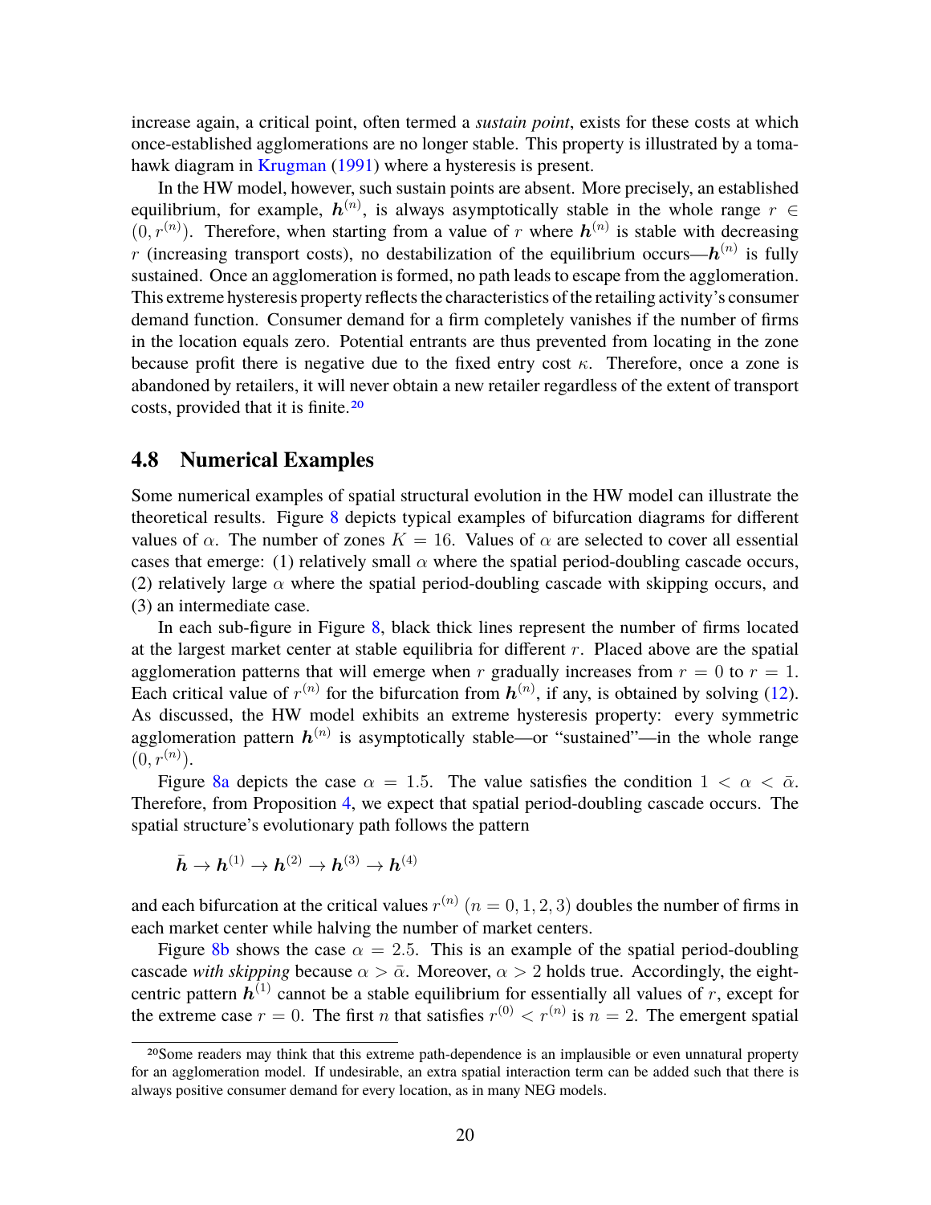increase again, a critical point, often termed a *sustain point*, exists for these costs at which once-established agglomerations are no longer stable. This property is illustrated by a tomahawk diagram in Krugman (1991) where a hysteresis is present.

In the HW model, however, such sustain points are absent. More precisely, an established equilibrium, for example, $\boldsymbol{h}^{(n)}$, is always asymptotically stable in the whole range $r \in (0, r^{(n)})$. Therefore, when starting from a value of $r$ where $\boldsymbol{h}^{(n)}$ is stable with decreasing $r$ (increasing transport costs), no destabilization of the equilibrium occurs—$\boldsymbol{h}^{(n)}$ is fully sustained. Once an agglomeration is formed, no path leads to escape from the agglomeration. This extreme hysteresis property reflects the characteristics of the retailing activity's consumer demand function. Consumer demand for a firm completely vanishes if the number of firms in the location equals zero. Potential entrants are thus prevented from locating in the zone because profit there is negative due to the fixed entry cost $\kappa$. Therefore, once a zone is abandoned by retailers, it will never obtain a new retailer regardless of the extent of transport costs, provided that it is finite.[20]

## 4.8 Numerical Examples

Some numerical examples of spatial structural evolution in the HW model can illustrate the theoretical results. Figure 8 depicts typical examples of bifurcation diagrams for different values of $\alpha$. The number of zones $K = 16$. Values of $\alpha$ are selected to cover all essential cases that emerge: (1) relatively small $\alpha$ where the spatial period-doubling cascade occurs, (2) relatively large $\alpha$ where the spatial period-doubling cascade with skipping occurs, and (3) an intermediate case.

In each sub-figure in Figure 8, black thick lines represent the number of firms located at the largest market center at stable equilibria for different $r$. Placed above are the spatial agglomeration patterns that will emerge when $r$ gradually increases from $r = 0$ to $r = 1$. Each critical value of $r^{(n)}$ for the bifurcation from $\boldsymbol{h}^{(n)}$, if any, is obtained by solving (12). As discussed, the HW model exhibits an extreme hysteresis property: every symmetric agglomeration pattern $\boldsymbol{h}^{(n)}$ is asymptotically stable—or "sustained"—in the whole range $(0, r^{(n)})$.

Figure 8a depicts the case $\alpha = 1.5$. The value satisfies the condition $1 < \alpha < \bar{\alpha}$. Therefore, from Proposition 4, we expect that spatial period-doubling cascade occurs. The spatial structure's evolutionary path follows the pattern

$$\bar{\boldsymbol{h}} \to \boldsymbol{h}^{(1)} \to \boldsymbol{h}^{(2)} \to \boldsymbol{h}^{(3)} \to \boldsymbol{h}^{(4)}$$

and each bifurcation at the critical values $r^{(n)}$ $(n = 0, 1, 2, 3)$ doubles the number of firms in each market center while halving the number of market centers.

Figure 8b shows the case $\alpha = 2.5$. This is an example of the spatial period-doubling cascade *with skipping* because $\alpha > \bar{\alpha}$. Moreover, $\alpha > 2$ holds true. Accordingly, the eight-centric pattern $\boldsymbol{h}^{(1)}$ cannot be a stable equilibrium for essentially all values of $r$, except for the extreme case $r = 0$. The first $n$ that satisfies $r^{(0)} < r^{(n)}$ is $n = 2$. The emergent spatial

[20] Some readers may think that this extreme path-dependence is an implausible or even unnatural property for an agglomeration model. If undesirable, an extra spatial interaction term can be added such that there is always positive consumer demand for every location, as in many NEG models.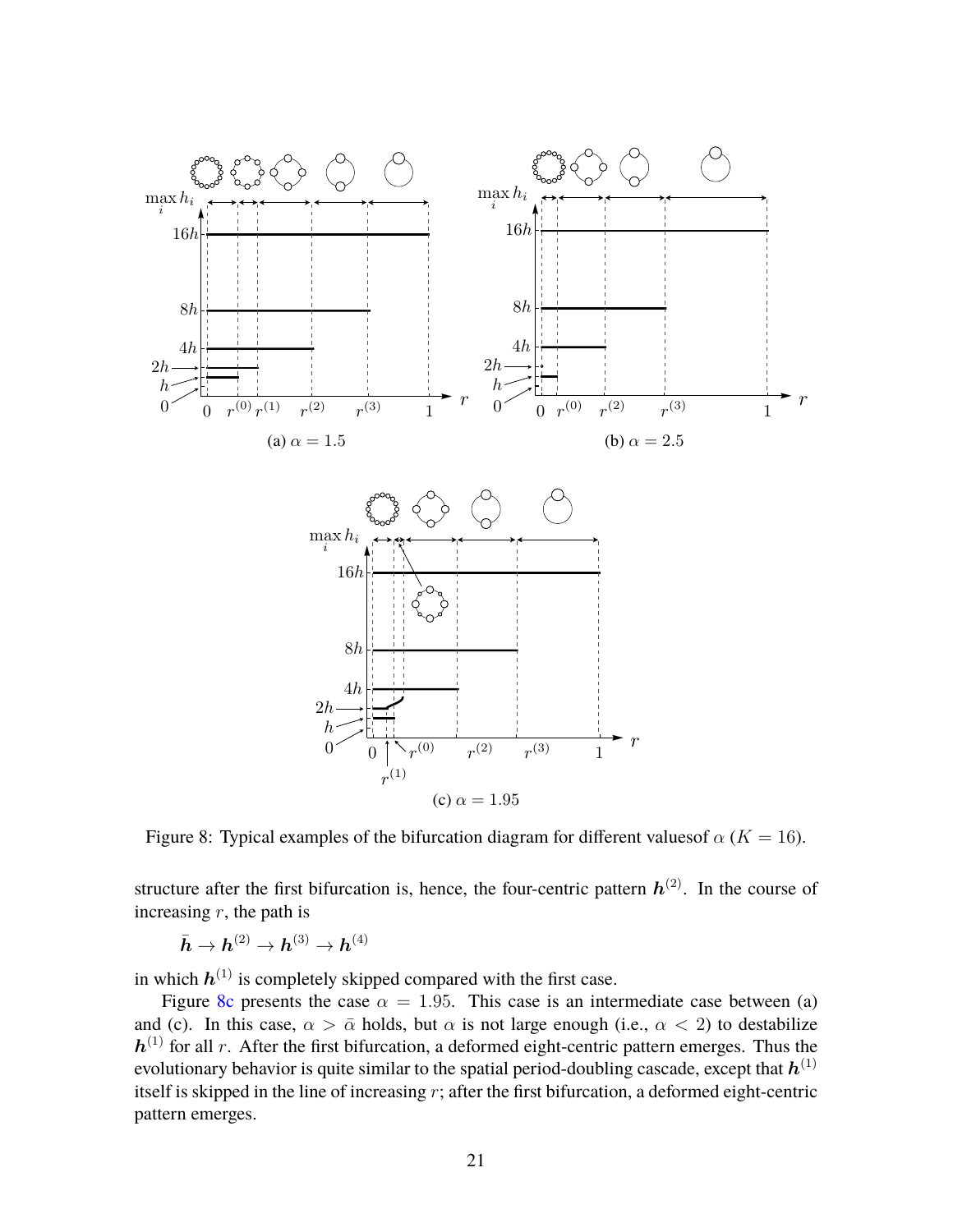(a) $\alpha = 1.5$

(b) $\alpha = 2.5$

(c) $\alpha = 1.95$

Figure 8: Typical examples of the bifurcation diagram for different valuesof $\alpha$ ($K = 16$).

structure after the first bifurcation is, hence, the four-centric pattern $\boldsymbol{h}^{(2)}$. In the course of increasing $r$, the path is

$$\bar{\boldsymbol{h}} \rightarrow \boldsymbol{h}^{(2)} \rightarrow \boldsymbol{h}^{(3)} \rightarrow \boldsymbol{h}^{(4)}$$

in which $\boldsymbol{h}^{(1)}$ is completely skipped compared with the first case.

Figure 8c presents the case $\alpha = 1.95$. This case is an intermediate case between (a) and (c). In this case, $\alpha > \bar{\alpha}$ holds, but $\alpha$ is not large enough (i.e., $\alpha < 2$) to destabilize $\boldsymbol{h}^{(1)}$ for all $r$. After the first bifurcation, a deformed eight-centric pattern emerges. Thus the evolutionary behavior is quite similar to the spatial period-doubling cascade, except that $\boldsymbol{h}^{(1)}$ itself is skipped in the line of increasing $r$; after the first bifurcation, a deformed eight-centric pattern emerges.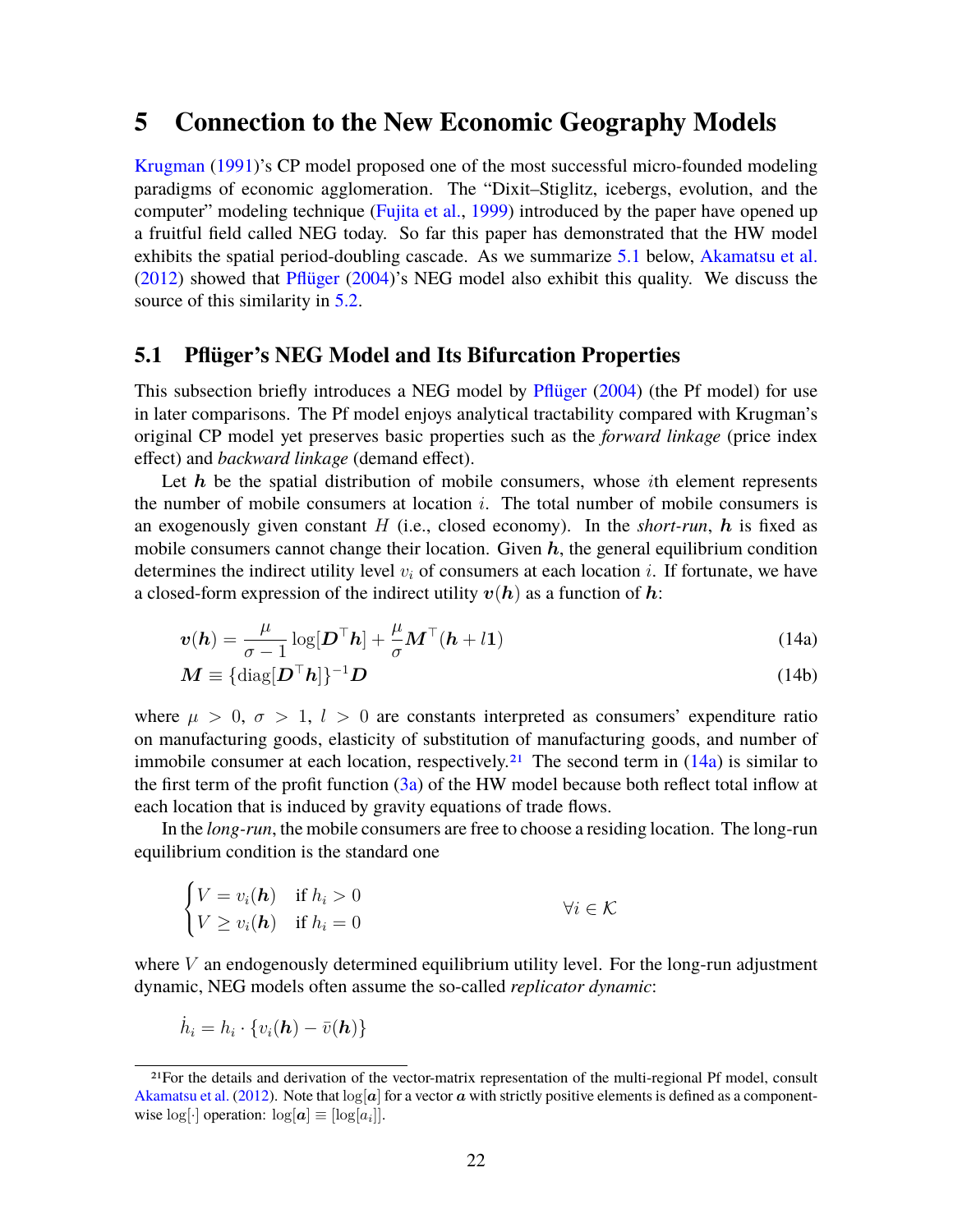# 5 Connection to the New Economic Geography Models

Krugman (1991)'s CP model proposed one of the most successful micro-founded modeling paradigms of economic agglomeration. The "Dixit–Stiglitz, icebergs, evolution, and the computer" modeling technique (Fujita et al., 1999) introduced by the paper have opened up a fruitful field called NEG today. So far this paper has demonstrated that the HW model exhibits the spatial period-doubling cascade. As we summarize 5.1 below, Akamatsu et al. (2012) showed that Pflüger (2004)'s NEG model also exhibit this quality. We discuss the source of this similarity in 5.2.

## 5.1 Pflüger's NEG Model and Its Bifurcation Properties

This subsection briefly introduces a NEG model by Pflüger (2004) (the Pf model) for use in later comparisons. The Pf model enjoys analytical tractability compared with Krugman's original CP model yet preserves basic properties such as the *forward linkage* (price index effect) and *backward linkage* (demand effect).

Let $\boldsymbol{h}$ be the spatial distribution of mobile consumers, whose $i$th element represents the number of mobile consumers at location $i$. The total number of mobile consumers is an exogenously given constant $H$ (i.e., closed economy). In the *short-run*, $\boldsymbol{h}$ is fixed as mobile consumers cannot change their location. Given $\boldsymbol{h}$, the general equilibrium condition determines the indirect utility level $v_i$ of consumers at each location $i$. If fortunate, we have a closed-form expression of the indirect utility $\boldsymbol{v}(\boldsymbol{h})$ as a function of $\boldsymbol{h}$:

$$\boldsymbol{v}(\boldsymbol{h}) = \frac{\mu}{\sigma - 1} \log[\boldsymbol{D}^\top \boldsymbol{h}] + \frac{\mu}{\sigma} \boldsymbol{M}^\top (\boldsymbol{h} + l\boldsymbol{1}) \tag{14a}$$

$$\boldsymbol{M} \equiv \{\mathrm{diag}[\boldsymbol{D}^\top \boldsymbol{h}]\}^{-1} \boldsymbol{D} \tag{14b}$$

where $\mu > 0$, $\sigma > 1$, $l > 0$ are constants interpreted as consumers' expenditure ratio on manufacturing goods, elasticity of substitution of manufacturing goods, and number of immobile consumer at each location, respectively.[21] The second term in (14a) is similar to the first term of the profit function (3a) of the HW model because both reflect total inflow at each location that is induced by gravity equations of trade flows.

In the *long-run*, the mobile consumers are free to choose a residing location. The long-run equilibrium condition is the standard one

$$\begin{cases} V = v_i(\boldsymbol{h}) & \text{if } h_i > 0 \\ V \geq v_i(\boldsymbol{h}) & \text{if } h_i = 0 \end{cases} \qquad \forall i \in \mathcal{K}$$

where $V$ an endogenously determined equilibrium utility level. For the long-run adjustment dynamic, NEG models often assume the so-called *replicator dynamic*:

$$\dot{h}_i = h_i \cdot \{v_i(\boldsymbol{h}) - \bar{v}(\boldsymbol{h})\}$$

[21] For the details and derivation of the vector-matrix representation of the multi-regional Pf model, consult Akamatsu et al. (2012). Note that $\log[\boldsymbol{a}]$ for a vector $\boldsymbol{a}$ with strictly positive elements is defined as a component-wise $\log[\cdot]$ operation: $\log[\boldsymbol{a}] \equiv [\log[a_i]]$.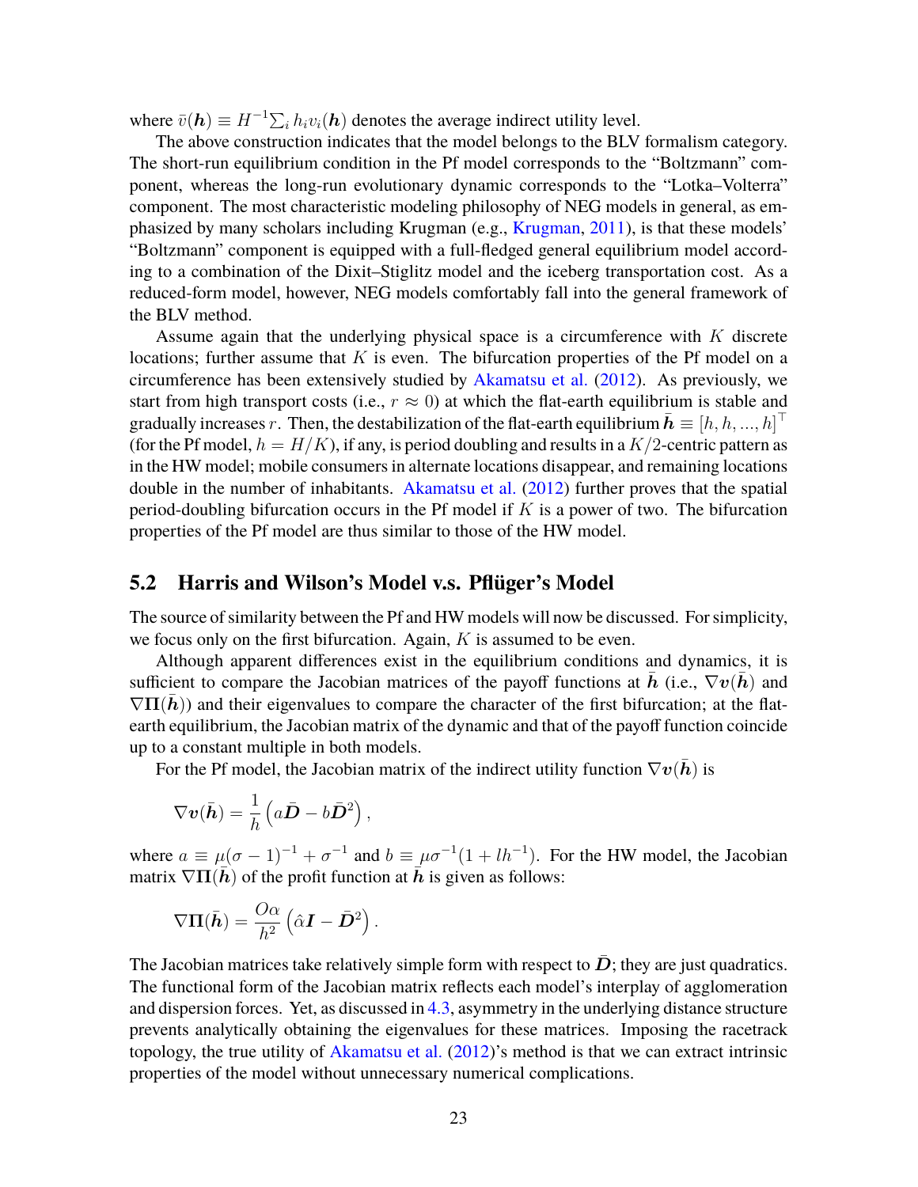where $\bar{v}(\boldsymbol{h}) \equiv H^{-1}\sum_i h_i v_i(\boldsymbol{h})$ denotes the average indirect utility level.

The above construction indicates that the model belongs to the BLV formalism category. The short-run equilibrium condition in the Pf model corresponds to the "Boltzmann" component, whereas the long-run evolutionary dynamic corresponds to the "Lotka–Volterra" component. The most characteristic modeling philosophy of NEG models in general, as emphasized by many scholars including Krugman (e.g., Krugman, 2011), is that these models' "Boltzmann" component is equipped with a full-fledged general equilibrium model according to a combination of the Dixit–Stiglitz model and the iceberg transportation cost. As a reduced-form model, however, NEG models comfortably fall into the general framework of the BLV method.

Assume again that the underlying physical space is a circumference with $K$ discrete locations; further assume that $K$ is even. The bifurcation properties of the Pf model on a circumference has been extensively studied by Akamatsu et al. (2012). As previously, we start from high transport costs (i.e., $r \approx 0$) at which the flat-earth equilibrium is stable and gradually increases $r$. Then, the destabilization of the flat-earth equilibrium $\bar{\boldsymbol{h}} \equiv [h, h, ..., h]^\top$ (for the Pf model, $h = H/K$), if any, is period doubling and results in a $K/2$-centric pattern as in the HW model; mobile consumers in alternate locations disappear, and remaining locations double in the number of inhabitants. Akamatsu et al. (2012) further proves that the spatial period-doubling bifurcation occurs in the Pf model if $K$ is a power of two. The bifurcation properties of the Pf model are thus similar to those of the HW model.

## 5.2 Harris and Wilson's Model v.s. Pflüger's Model

The source of similarity between the Pf and HW models will now be discussed. For simplicity, we focus only on the first bifurcation. Again, $K$ is assumed to be even.

Although apparent differences exist in the equilibrium conditions and dynamics, it is sufficient to compare the Jacobian matrices of the payoff functions at $\bar{\boldsymbol{h}}$ (i.e., $\nabla \boldsymbol{v}(\bar{\boldsymbol{h}})$ and $\nabla \boldsymbol{\Pi}(\bar{\boldsymbol{h}})$) and their eigenvalues to compare the character of the first bifurcation; at the flat-earth equilibrium, the Jacobian matrix of the dynamic and that of the payoff function coincide up to a constant multiple in both models.

For the Pf model, the Jacobian matrix of the indirect utility function $\nabla \boldsymbol{v}(\bar{\boldsymbol{h}})$ is

$$\nabla \boldsymbol{v}(\bar{\boldsymbol{h}}) = \frac{1}{h}\left(a\bar{\boldsymbol{D}} - b\bar{\boldsymbol{D}}^2\right),$$

where $a \equiv \mu(\sigma-1)^{-1} + \sigma^{-1}$ and $b \equiv \mu\sigma^{-1}(1 + lh^{-1})$. For the HW model, the Jacobian matrix $\nabla \boldsymbol{\Pi}(\bar{\boldsymbol{h}})$ of the profit function at $\bar{\boldsymbol{h}}$ is given as follows:

$$\nabla \boldsymbol{\Pi}(\bar{\boldsymbol{h}}) = \frac{O\alpha}{h^2}\left(\hat{\alpha}\boldsymbol{I} - \bar{\boldsymbol{D}}^2\right).$$

The Jacobian matrices take relatively simple form with respect to $\bar{\boldsymbol{D}}$; they are just quadratics. The functional form of the Jacobian matrix reflects each model's interplay of agglomeration and dispersion forces. Yet, as discussed in 4.3, asymmetry in the underlying distance structure prevents analytically obtaining the eigenvalues for these matrices. Imposing the racetrack topology, the true utility of Akamatsu et al. (2012)'s method is that we can extract intrinsic properties of the model without unnecessary numerical complications.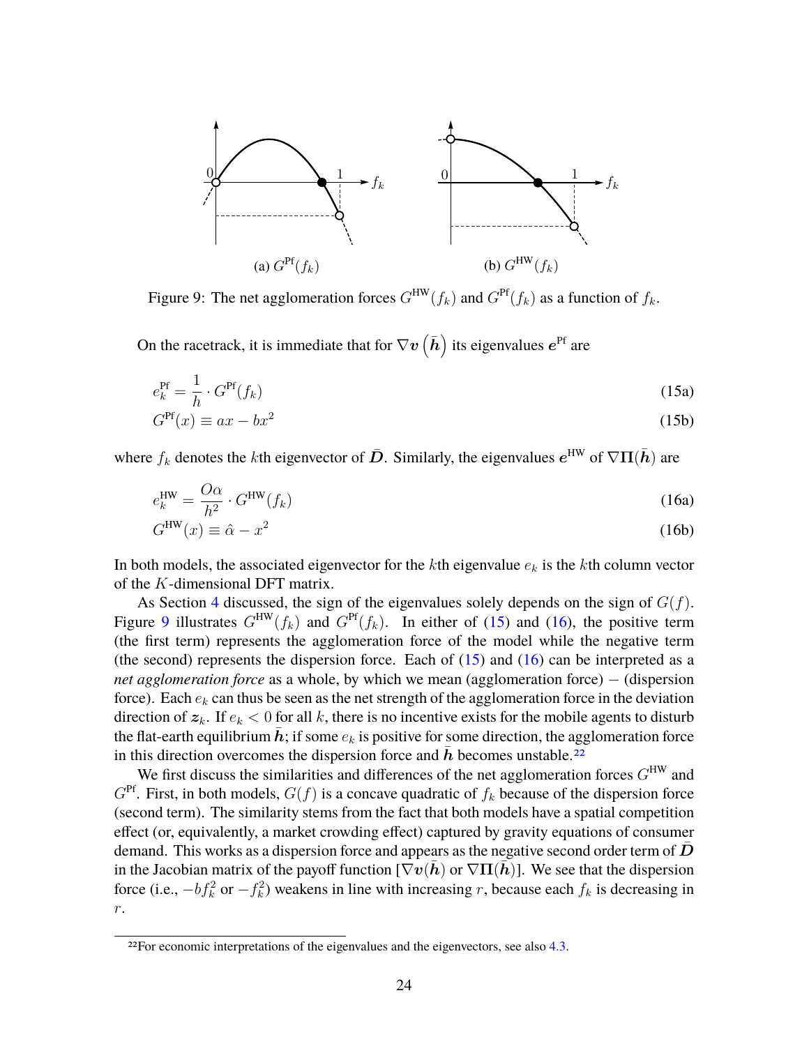(a) $G^{\text{Pf}}(f_k)$

(b) $G^{\text{HW}}(f_k)$

Figure 9: The net agglomeration forces $G^{\text{HW}}(f_k)$ and $G^{\text{Pf}}(f_k)$ as a function of $f_k$.

On the racetrack, it is immediate that for $\nabla \boldsymbol{v}\left(\bar{\boldsymbol{h}}\right)$ its eigenvalues $\boldsymbol{e}^{\text{Pf}}$ are

$$e_k^{\text{Pf}} = \frac{1}{h} \cdot G^{\text{Pf}}(f_k) \tag{15a}$$

$$G^{\text{Pf}}(x) \equiv ax - bx^2 \tag{15b}$$

where $f_k$ denotes the $k$th eigenvector of $\bar{\boldsymbol{D}}$. Similarly, the eigenvalues $\boldsymbol{e}^{\text{HW}}$ of $\nabla \boldsymbol{\Pi}(\bar{\boldsymbol{h}})$ are

$$e_k^{\text{HW}} = \frac{O\alpha}{h^2} \cdot G^{\text{HW}}(f_k) \tag{16a}$$

$$G^{\text{HW}}(x) \equiv \hat{\alpha} - x^2 \tag{16b}$$

In both models, the associated eigenvector for the $k$th eigenvalue $e_k$ is the $k$th column vector of the $K$-dimensional DFT matrix.

As Section 4 discussed, the sign of the eigenvalues solely depends on the sign of $G(f)$. Figure 9 illustrates $G^{\text{HW}}(f_k)$ and $G^{\text{Pf}}(f_k)$. In either of (15) and (16), the positive term (the first term) represents the agglomeration force of the model while the negative term (the second) represents the dispersion force. Each of (15) and (16) can be interpreted as a *net agglomeration force* as a whole, by which we mean (agglomeration force) − (dispersion force). Each $e_k$ can thus be seen as the net strength of the agglomeration force in the deviation direction of $\boldsymbol{z}_k$. If $e_k < 0$ for all $k$, there is no incentive exists for the mobile agents to disturb the flat-earth equilibrium $\bar{\boldsymbol{h}}$; if some $e_k$ is positive for some direction, the agglomeration force in this direction overcomes the dispersion force and $\bar{\boldsymbol{h}}$ becomes unstable.[22]

We first discuss the similarities and differences of the net agglomeration forces $G^{\text{HW}}$ and $G^{\text{Pf}}$. First, in both models, $G(f)$ is a concave quadratic of $f_k$ because of the dispersion force (second term). The similarity stems from the fact that both models have a spatial competition effect (or, equivalently, a market crowding effect) captured by gravity equations of consumer demand. This works as a dispersion force and appears as the negative second order term of $\bar{\boldsymbol{D}}$ in the Jacobian matrix of the payoff function [$\nabla \boldsymbol{v}(\bar{\boldsymbol{h}})$ or $\nabla \boldsymbol{\Pi}(\bar{\boldsymbol{h}})$]. We see that the dispersion force (i.e., $-bf_k^2$ or $-f_k^2$) weakens in line with increasing $r$, because each $f_k$ is decreasing in $r$.

[22] For economic interpretations of the eigenvalues and the eigenvectors, see also 4.3.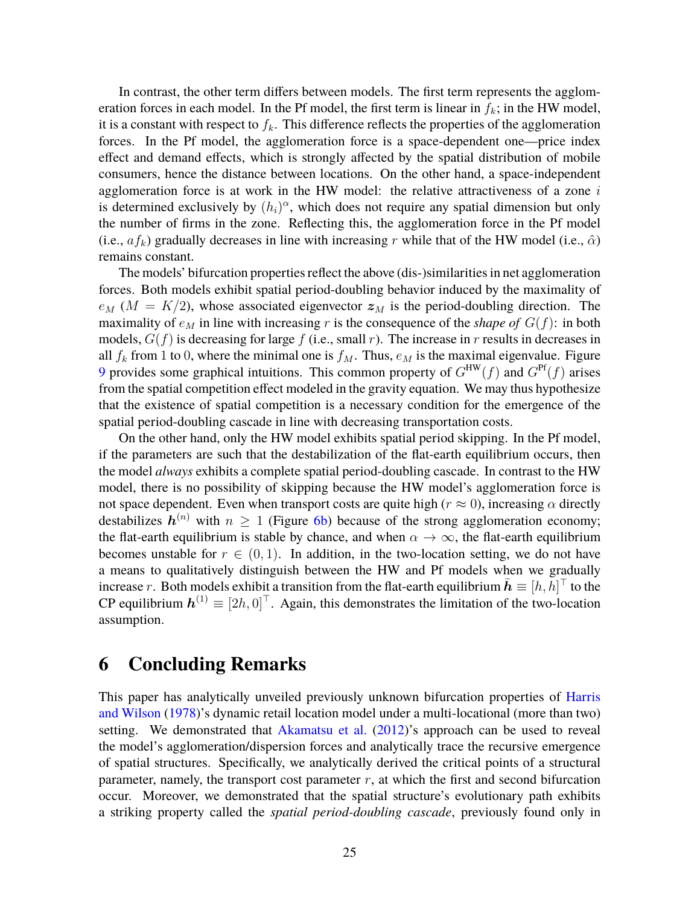In contrast, the other term differs between models. The first term represents the agglomeration forces in each model. In the Pf model, the first term is linear in $f_k$; in the HW model, it is a constant with respect to $f_k$. This difference reflects the properties of the agglomeration forces. In the Pf model, the agglomeration force is a space-dependent one—price index effect and demand effects, which is strongly affected by the spatial distribution of mobile consumers, hence the distance between locations. On the other hand, a space-independent agglomeration force is at work in the HW model: the relative attractiveness of a zone $i$ is determined exclusively by $(h_i)^\alpha$, which does not require any spatial dimension but only the number of firms in the zone. Reflecting this, the agglomeration force in the Pf model (i.e., $af_k$) gradually decreases in line with increasing $r$ while that of the HW model (i.e., $\hat{\alpha}$) remains constant.

The models' bifurcation properties reflect the above (dis-)similarities in net agglomeration forces. Both models exhibit spatial period-doubling behavior induced by the maximality of $e_M$ ($M = K/2$), whose associated eigenvector $\boldsymbol{z}_M$ is the period-doubling direction. The maximality of $e_M$ in line with increasing $r$ is the consequence of the *shape of* $G(f)$: in both models, $G(f)$ is decreasing for large $f$ (i.e., small $r$). The increase in $r$ results in decreases in all $f_k$ from 1 to 0, where the minimal one is $f_M$. Thus, $e_M$ is the maximal eigenvalue. Figure 9 provides some graphical intuitions. This common property of $G^{\text{HW}}(f)$ and $G^{\text{Pf}}(f)$ arises from the spatial competition effect modeled in the gravity equation. We may thus hypothesize that the existence of spatial competition is a necessary condition for the emergence of the spatial period-doubling cascade in line with decreasing transportation costs.

On the other hand, only the HW model exhibits spatial period skipping. In the Pf model, if the parameters are such that the destabilization of the flat-earth equilibrium occurs, then the model *always* exhibits a complete spatial period-doubling cascade. In contrast to the HW model, there is no possibility of skipping because the HW model's agglomeration force is not space dependent. Even when transport costs are quite high ($r \approx 0$), increasing $\alpha$ directly destabilizes $\boldsymbol{h}^{(n)}$ with $n \geq 1$ (Figure 6b) because of the strong agglomeration economy; the flat-earth equilibrium is stable by chance, and when $\alpha \to \infty$, the flat-earth equilibrium becomes unstable for $r \in (0, 1)$. In addition, in the two-location setting, we do not have a means to qualitatively distinguish between the HW and Pf models when we gradually increase $r$. Both models exhibit a transition from the flat-earth equilibrium $\bar{\boldsymbol{h}} \equiv [h, h]^\top$ to the CP equilibrium $\boldsymbol{h}^{(1)} \equiv [2h, 0]^\top$. Again, this demonstrates the limitation of the two-location assumption.

# 6 Concluding Remarks

This paper has analytically unveiled previously unknown bifurcation properties of Harris and Wilson (1978)'s dynamic retail location model under a multi-locational (more than two) setting. We demonstrated that Akamatsu et al. (2012)'s approach can be used to reveal the model's agglomeration/dispersion forces and analytically trace the recursive emergence of spatial structures. Specifically, we analytically derived the critical points of a structural parameter, namely, the transport cost parameter $r$, at which the first and second bifurcation occur. Moreover, we demonstrated that the spatial structure's evolutionary path exhibits a striking property called the *spatial period-doubling cascade*, previously found only in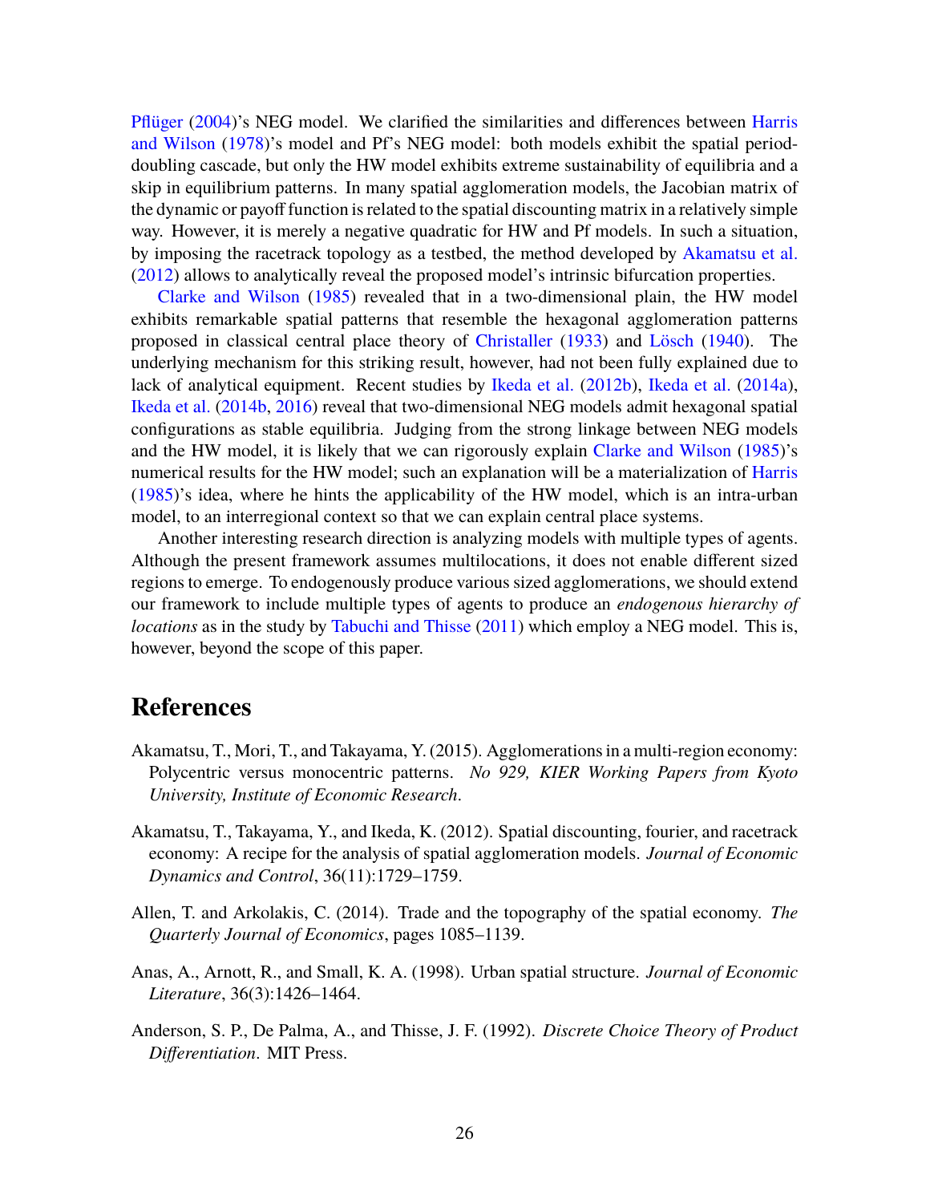Pflüger (2004)'s NEG model. We clarified the similarities and differences between Harris and Wilson (1978)'s model and Pf's NEG model: both models exhibit the spatial period-doubling cascade, but only the HW model exhibits extreme sustainability of equilibria and a skip in equilibrium patterns. In many spatial agglomeration models, the Jacobian matrix of the dynamic or payoff function is related to the spatial discounting matrix in a relatively simple way. However, it is merely a negative quadratic for HW and Pf models. In such a situation, by imposing the racetrack topology as a testbed, the method developed by Akamatsu et al. (2012) allows to analytically reveal the proposed model's intrinsic bifurcation properties.

Clarke and Wilson (1985) revealed that in a two-dimensional plain, the HW model exhibits remarkable spatial patterns that resemble the hexagonal agglomeration patterns proposed in classical central place theory of Christaller (1933) and Lösch (1940). The underlying mechanism for this striking result, however, had not been fully explained due to lack of analytical equipment. Recent studies by Ikeda et al. (2012b), Ikeda et al. (2014a), Ikeda et al. (2014b, 2016) reveal that two-dimensional NEG models admit hexagonal spatial configurations as stable equilibria. Judging from the strong linkage between NEG models and the HW model, it is likely that we can rigorously explain Clarke and Wilson (1985)'s numerical results for the HW model; such an explanation will be a materialization of Harris (1985)'s idea, where he hints the applicability of the HW model, which is an intra-urban model, to an interregional context so that we can explain central place systems.

Another interesting research direction is analyzing models with multiple types of agents. Although the present framework assumes multilocations, it does not enable different sized regions to emerge. To endogenously produce various sized agglomerations, we should extend our framework to include multiple types of agents to produce an *endogenous hierarchy of locations* as in the study by Tabuchi and Thisse (2011) which employ a NEG model. This is, however, beyond the scope of this paper.

# References

Akamatsu, T., Mori, T., and Takayama, Y. (2015). Agglomerations in a multi-region economy: Polycentric versus monocentric patterns. *No 929, KIER Working Papers from Kyoto University, Institute of Economic Research*.

Akamatsu, T., Takayama, Y., and Ikeda, K. (2012). Spatial discounting, fourier, and racetrack economy: A recipe for the analysis of spatial agglomeration models. *Journal of Economic Dynamics and Control*, 36(11):1729–1759.

Allen, T. and Arkolakis, C. (2014). Trade and the topography of the spatial economy. *The Quarterly Journal of Economics*, pages 1085–1139.

Anas, A., Arnott, R., and Small, K. A. (1998). Urban spatial structure. *Journal of Economic Literature*, 36(3):1426–1464.

Anderson, S. P., De Palma, A., and Thisse, J. F. (1992). *Discrete Choice Theory of Product Differentiation*. MIT Press.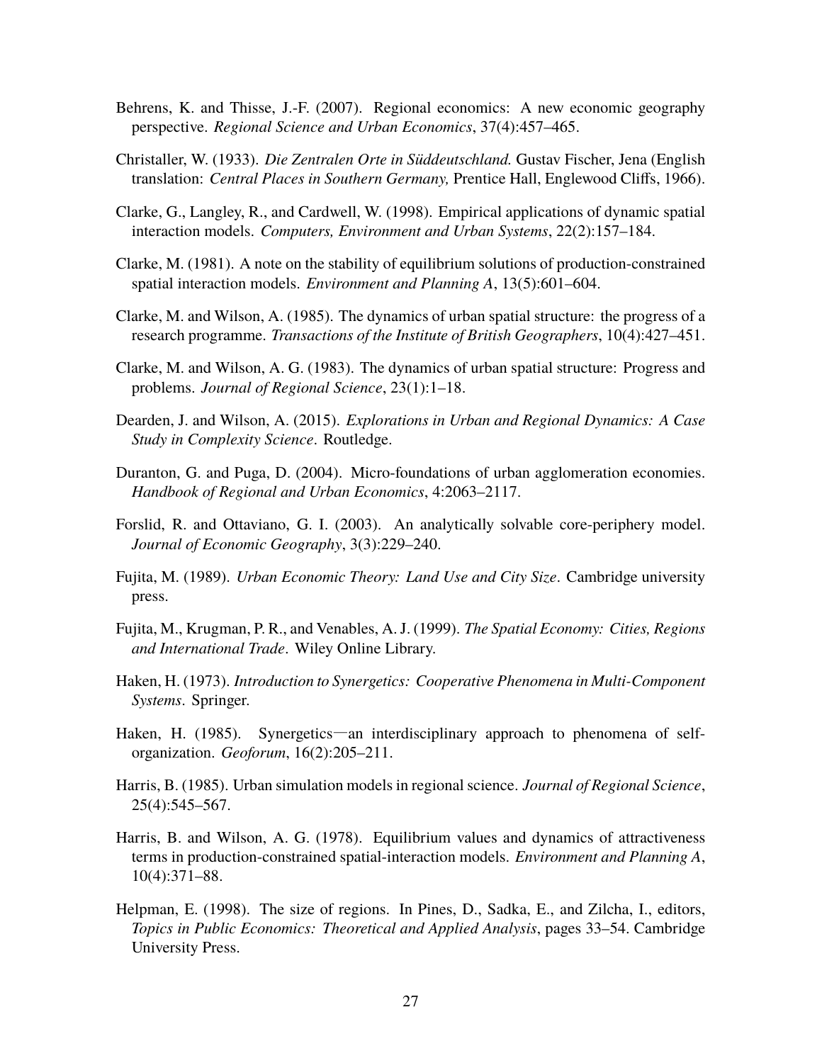Behrens, K. and Thisse, J.-F. (2007). Regional economics: A new economic geography perspective. *Regional Science and Urban Economics*, 37(4):457–465.

Christaller, W. (1933). *Die Zentralen Orte in Süddeutschland.* Gustav Fischer, Jena (English translation: *Central Places in Southern Germany,* Prentice Hall, Englewood Cliffs, 1966).

Clarke, G., Langley, R., and Cardwell, W. (1998). Empirical applications of dynamic spatial interaction models. *Computers, Environment and Urban Systems*, 22(2):157–184.

Clarke, M. (1981). A note on the stability of equilibrium solutions of production-constrained spatial interaction models. *Environment and Planning A*, 13(5):601–604.

Clarke, M. and Wilson, A. (1985). The dynamics of urban spatial structure: the progress of a research programme. *Transactions of the Institute of British Geographers*, 10(4):427–451.

Clarke, M. and Wilson, A. G. (1983). The dynamics of urban spatial structure: Progress and problems. *Journal of Regional Science*, 23(1):1–18.

Dearden, J. and Wilson, A. (2015). *Explorations in Urban and Regional Dynamics: A Case Study in Complexity Science*. Routledge.

Duranton, G. and Puga, D. (2004). Micro-foundations of urban agglomeration economies. *Handbook of Regional and Urban Economics*, 4:2063–2117.

Forslid, R. and Ottaviano, G. I. (2003). An analytically solvable core-periphery model. *Journal of Economic Geography*, 3(3):229–240.

Fujita, M. (1989). *Urban Economic Theory: Land Use and City Size*. Cambridge university press.

Fujita, M., Krugman, P. R., and Venables, A. J. (1999). *The Spatial Economy: Cities, Regions and International Trade*. Wiley Online Library.

Haken, H. (1973). *Introduction to Synergetics: Cooperative Phenomena in Multi-Component Systems*. Springer.

Haken, H. (1985). Synergetics—an interdisciplinary approach to phenomena of self-organization. *Geoforum*, 16(2):205–211.

Harris, B. (1985). Urban simulation models in regional science. *Journal of Regional Science*, 25(4):545–567.

Harris, B. and Wilson, A. G. (1978). Equilibrium values and dynamics of attractiveness terms in production-constrained spatial-interaction models. *Environment and Planning A*, 10(4):371–88.

Helpman, E. (1998). The size of regions. In Pines, D., Sadka, E., and Zilcha, I., editors, *Topics in Public Economics: Theoretical and Applied Analysis*, pages 33–54. Cambridge University Press.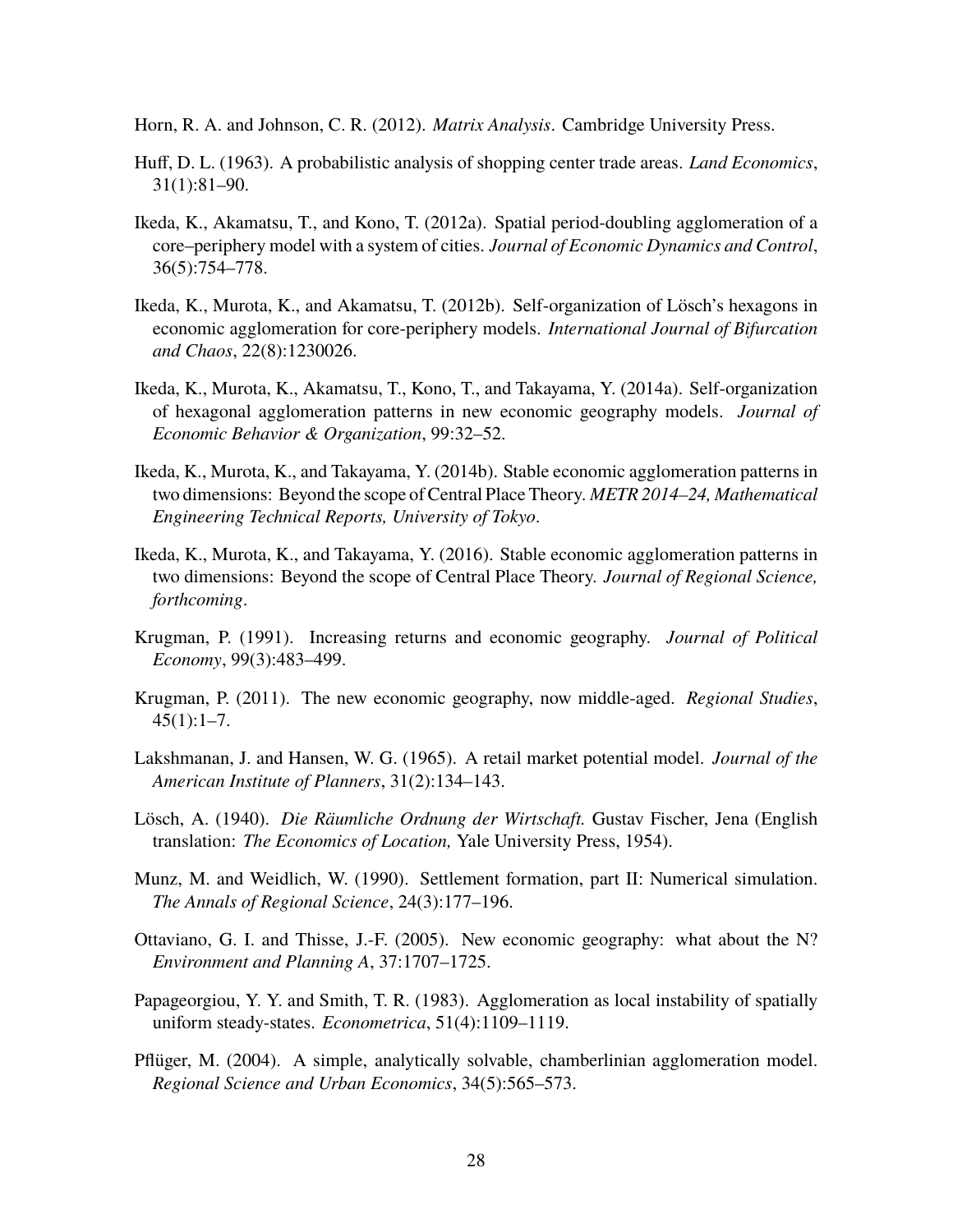Horn, R. A. and Johnson, C. R. (2012). *Matrix Analysis*. Cambridge University Press.

Huff, D. L. (1963). A probabilistic analysis of shopping center trade areas. *Land Economics*, 31(1):81–90.

Ikeda, K., Akamatsu, T., and Kono, T. (2012a). Spatial period-doubling agglomeration of a core–periphery model with a system of cities. *Journal of Economic Dynamics and Control*, 36(5):754–778.

Ikeda, K., Murota, K., and Akamatsu, T. (2012b). Self-organization of Lösch's hexagons in economic agglomeration for core-periphery models. *International Journal of Bifurcation and Chaos*, 22(8):1230026.

Ikeda, K., Murota, K., Akamatsu, T., Kono, T., and Takayama, Y. (2014a). Self-organization of hexagonal agglomeration patterns in new economic geography models. *Journal of Economic Behavior & Organization*, 99:32–52.

Ikeda, K., Murota, K., and Takayama, Y. (2014b). Stable economic agglomeration patterns in two dimensions: Beyond the scope of Central Place Theory. *METR 2014–24, Mathematical Engineering Technical Reports, University of Tokyo*.

Ikeda, K., Murota, K., and Takayama, Y. (2016). Stable economic agglomeration patterns in two dimensions: Beyond the scope of Central Place Theory. *Journal of Regional Science, forthcoming*.

Krugman, P. (1991). Increasing returns and economic geography. *Journal of Political Economy*, 99(3):483–499.

Krugman, P. (2011). The new economic geography, now middle-aged. *Regional Studies*, 45(1):1–7.

Lakshmanan, J. and Hansen, W. G. (1965). A retail market potential model. *Journal of the American Institute of Planners*, 31(2):134–143.

Lösch, A. (1940). *Die Räumliche Ordnung der Wirtschaft.* Gustav Fischer, Jena (English translation: *The Economics of Location,* Yale University Press, 1954).

Munz, M. and Weidlich, W. (1990). Settlement formation, part II: Numerical simulation. *The Annals of Regional Science*, 24(3):177–196.

Ottaviano, G. I. and Thisse, J.-F. (2005). New economic geography: what about the N? *Environment and Planning A*, 37:1707–1725.

Papageorgiou, Y. Y. and Smith, T. R. (1983). Agglomeration as local instability of spatially uniform steady-states. *Econometrica*, 51(4):1109–1119.

Pflüger, M. (2004). A simple, analytically solvable, chamberlinian agglomeration model. *Regional Science and Urban Economics*, 34(5):565–573.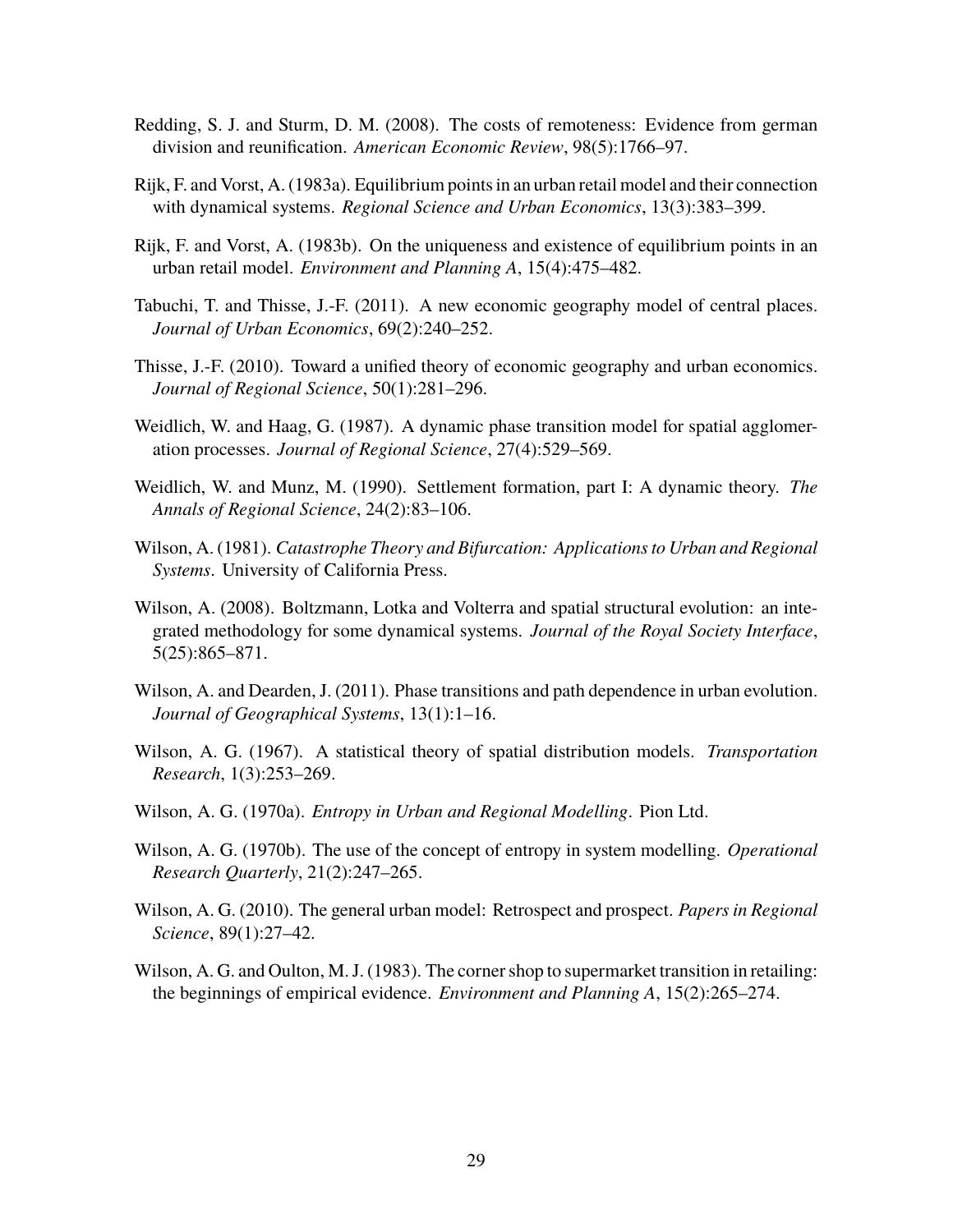Redding, S. J. and Sturm, D. M. (2008). The costs of remoteness: Evidence from german division and reunification. *American Economic Review*, 98(5):1766–97.

Rijk, F. and Vorst, A. (1983a). Equilibrium points in an urban retail model and their connection with dynamical systems. *Regional Science and Urban Economics*, 13(3):383–399.

Rijk, F. and Vorst, A. (1983b). On the uniqueness and existence of equilibrium points in an urban retail model. *Environment and Planning A*, 15(4):475–482.

Tabuchi, T. and Thisse, J.-F. (2011). A new economic geography model of central places. *Journal of Urban Economics*, 69(2):240–252.

Thisse, J.-F. (2010). Toward a unified theory of economic geography and urban economics. *Journal of Regional Science*, 50(1):281–296.

Weidlich, W. and Haag, G. (1987). A dynamic phase transition model for spatial agglomeration processes. *Journal of Regional Science*, 27(4):529–569.

Weidlich, W. and Munz, M. (1990). Settlement formation, part I: A dynamic theory. *The Annals of Regional Science*, 24(2):83–106.

Wilson, A. (1981). *Catastrophe Theory and Bifurcation: Applications to Urban and Regional Systems*. University of California Press.

Wilson, A. (2008). Boltzmann, Lotka and Volterra and spatial structural evolution: an integrated methodology for some dynamical systems. *Journal of the Royal Society Interface*, 5(25):865–871.

Wilson, A. and Dearden, J. (2011). Phase transitions and path dependence in urban evolution. *Journal of Geographical Systems*, 13(1):1–16.

Wilson, A. G. (1967). A statistical theory of spatial distribution models. *Transportation Research*, 1(3):253–269.

Wilson, A. G. (1970a). *Entropy in Urban and Regional Modelling*. Pion Ltd.

Wilson, A. G. (1970b). The use of the concept of entropy in system modelling. *Operational Research Quarterly*, 21(2):247–265.

Wilson, A. G. (2010). The general urban model: Retrospect and prospect. *Papers in Regional Science*, 89(1):27–42.

Wilson, A. G. and Oulton, M. J. (1983). The corner shop to supermarket transition in retailing: the beginnings of empirical evidence. *Environment and Planning A*, 15(2):265–274.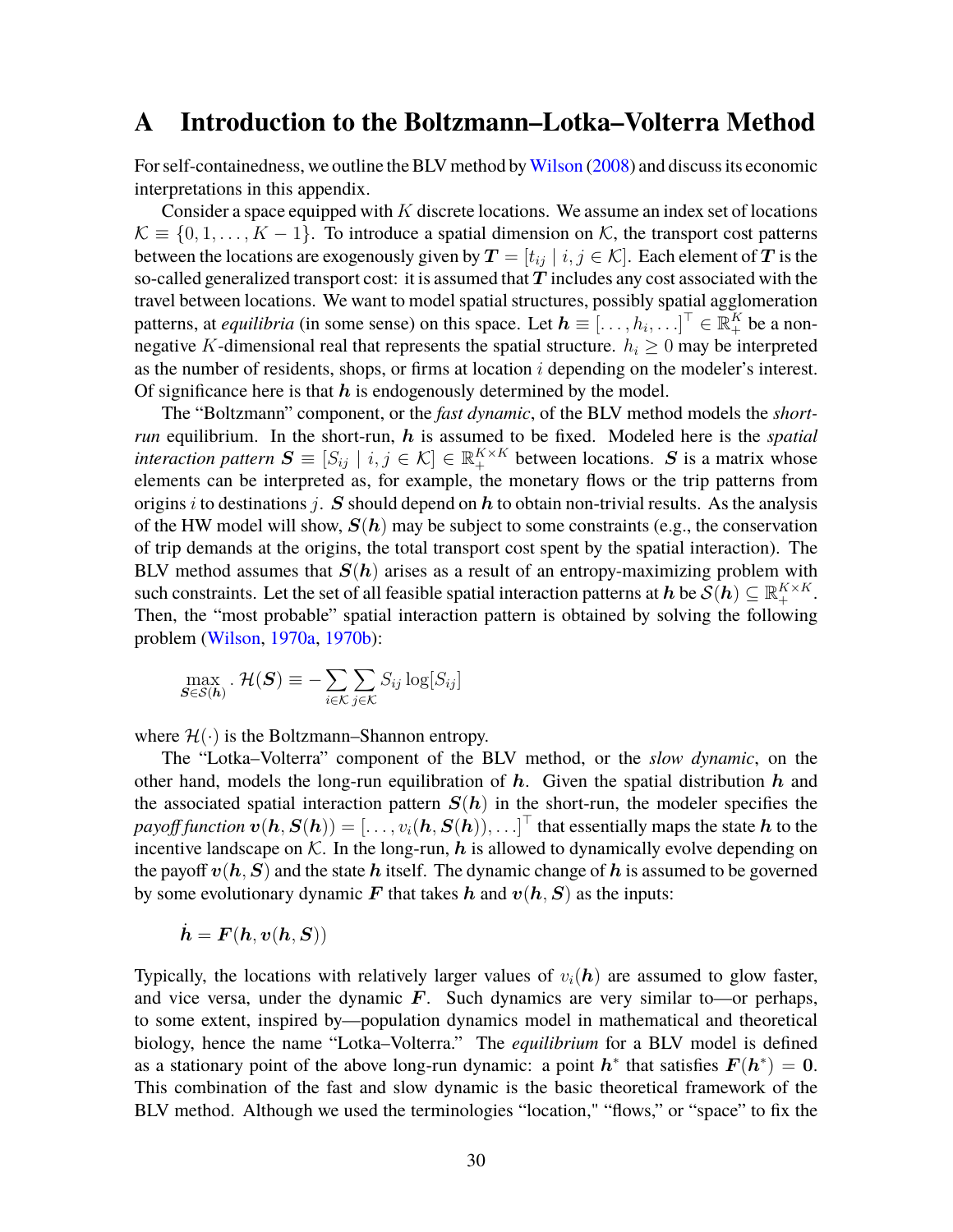# A Introduction to the Boltzmann–Lotka–Volterra Method

For self-containedness, we outline the BLV method by Wilson (2008) and discuss its economic interpretations in this appendix.

Consider a space equipped with $K$ discrete locations. We assume an index set of locations $\mathcal{K} \equiv \{0, 1, \ldots, K-1\}$. To introduce a spatial dimension on $\mathcal{K}$, the transport cost patterns between the locations are exogenously given by $\boldsymbol{T} = [t_{ij} \mid i, j \in \mathcal{K}]$. Each element of $\boldsymbol{T}$ is the so-called generalized transport cost: it is assumed that $\boldsymbol{T}$ includes any cost associated with the travel between locations. We want to model spatial structures, possibly spatial agglomeration patterns, at *equilibria* (in some sense) on this space. Let $\boldsymbol{h} \equiv [\ldots, h_i, \ldots]^\top \in \mathbb{R}_+^K$ be a non-negative $K$-dimensional real that represents the spatial structure. $h_i \geq 0$ may be interpreted as the number of residents, shops, or firms at location $i$ depending on the modeler's interest. Of significance here is that $\boldsymbol{h}$ is endogenously determined by the model.

The "Boltzmann" component, or the *fast dynamic*, of the BLV method models the *short-run* equilibrium. In the short-run, $\boldsymbol{h}$ is assumed to be fixed. Modeled here is the *spatial interaction pattern* $\boldsymbol{S} \equiv [S_{ij} \mid i, j \in \mathcal{K}] \in \mathbb{R}_+^{K \times K}$ between locations. $\boldsymbol{S}$ is a matrix whose elements can be interpreted as, for example, the monetary flows or the trip patterns from origins $i$ to destinations $j$. $\boldsymbol{S}$ should depend on $\boldsymbol{h}$ to obtain non-trivial results. As the analysis of the HW model will show, $\boldsymbol{S}(\boldsymbol{h})$ may be subject to some constraints (e.g., the conservation of trip demands at the origins, the total transport cost spent by the spatial interaction). The BLV method assumes that $\boldsymbol{S}(\boldsymbol{h})$ arises as a result of an entropy-maximizing problem with such constraints. Let the set of all feasible spatial interaction patterns at $\boldsymbol{h}$ be $\mathcal{S}(\boldsymbol{h}) \subseteq \mathbb{R}_+^{K \times K}$. Then, the "most probable" spatial interaction pattern is obtained by solving the following problem (Wilson, 1970a, 1970b):

$$\max_{\boldsymbol{S} \in \mathcal{S}(\boldsymbol{h})} . \ \mathcal{H}(\boldsymbol{S}) \equiv -\sum_{i \in \mathcal{K}} \sum_{j \in \mathcal{K}} S_{ij} \log[S_{ij}]$$

where $\mathcal{H}(\cdot)$ is the Boltzmann–Shannon entropy.

The "Lotka–Volterra" component of the BLV method, or the *slow dynamic*, on the other hand, models the long-run equilibration of $\boldsymbol{h}$. Given the spatial distribution $\boldsymbol{h}$ and the associated spatial interaction pattern $\boldsymbol{S}(\boldsymbol{h})$ in the short-run, the modeler specifies the *payoff function* $\boldsymbol{v}(\boldsymbol{h}, \boldsymbol{S}(\boldsymbol{h})) = [\ldots, v_i(\boldsymbol{h}, \boldsymbol{S}(\boldsymbol{h})), \ldots]^\top$ that essentially maps the state $\boldsymbol{h}$ to the incentive landscape on $\mathcal{K}$. In the long-run, $\boldsymbol{h}$ is allowed to dynamically evolve depending on the payoff $\boldsymbol{v}(\boldsymbol{h}, \boldsymbol{S})$ and the state $\boldsymbol{h}$ itself. The dynamic change of $\boldsymbol{h}$ is assumed to be governed by some evolutionary dynamic $\boldsymbol{F}$ that takes $\boldsymbol{h}$ and $\boldsymbol{v}(\boldsymbol{h}, \boldsymbol{S})$ as the inputs:

$$\dot{\boldsymbol{h}} = \boldsymbol{F}(\boldsymbol{h}, \boldsymbol{v}(\boldsymbol{h}, \boldsymbol{S}))$$

Typically, the locations with relatively larger values of $v_i(\boldsymbol{h})$ are assumed to glow faster, and vice versa, under the dynamic $\boldsymbol{F}$. Such dynamics are very similar to—or perhaps, to some extent, inspired by—population dynamics model in mathematical and theoretical biology, hence the name "Lotka–Volterra." The *equilibrium* for a BLV model is defined as a stationary point of the above long-run dynamic: a point $\boldsymbol{h}^*$ that satisfies $\boldsymbol{F}(\boldsymbol{h}^*) = \boldsymbol{0}$. This combination of the fast and slow dynamic is the basic theoretical framework of the BLV method. Although we used the terminologies "location," "flows," or "space" to fix the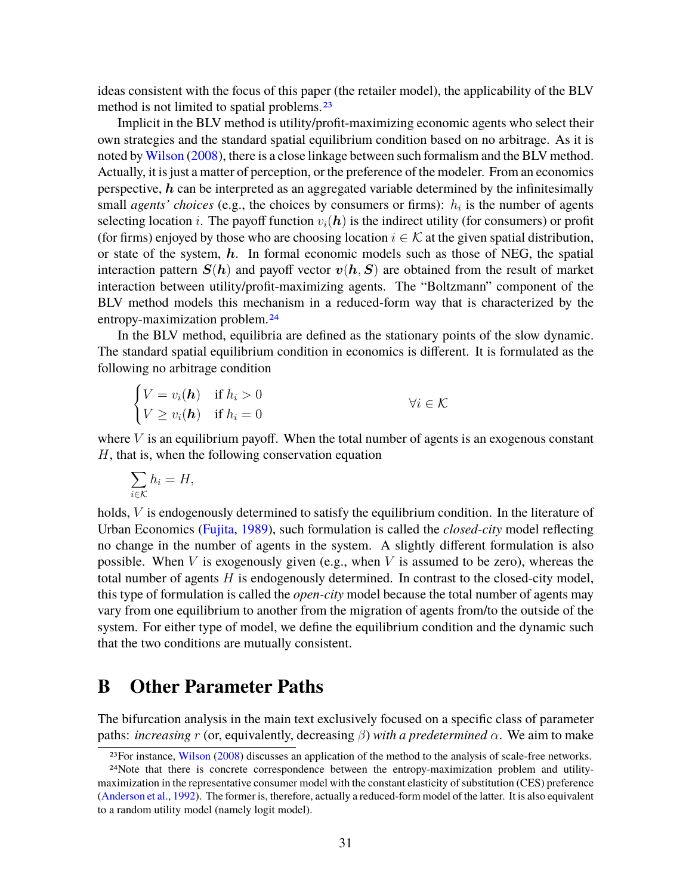ideas consistent with the focus of this paper (the retailer model), the applicability of the BLV method is not limited to spatial problems.[23]

Implicit in the BLV method is utility/profit-maximizing economic agents who select their own strategies and the standard spatial equilibrium condition based on no arbitrage. As it is noted by Wilson (2008), there is a close linkage between such formalism and the BLV method. Actually, it is just a matter of perception, or the preference of the modeler. From an economics perspective, $\boldsymbol{h}$ can be interpreted as an aggregated variable determined by the infinitesimally small *agents' choices* (e.g., the choices by consumers or firms): $h_i$ is the number of agents selecting location $i$. The payoff function $v_i(\boldsymbol{h})$ is the indirect utility (for consumers) or profit (for firms) enjoyed by those who are choosing location $i \in \mathcal{K}$ at the given spatial distribution, or state of the system, $\boldsymbol{h}$. In formal economic models such as those of NEG, the spatial interaction pattern $\boldsymbol{S}(\boldsymbol{h})$ and payoff vector $\boldsymbol{v}(\boldsymbol{h}, \boldsymbol{S})$ are obtained from the result of market interaction between utility/profit-maximizing agents. The "Boltzmann" component of the BLV method models this mechanism in a reduced-form way that is characterized by the entropy-maximization problem.[24]

In the BLV method, equilibria are defined as the stationary points of the slow dynamic. The standard spatial equilibrium condition in economics is different. It is formulated as the following no arbitrage condition

$$
\begin{cases} V = v_i(\boldsymbol{h}) & \text{if } h_i > 0 \\ V \geq v_i(\boldsymbol{h}) & \text{if } h_i = 0 \end{cases} \qquad \forall i \in \mathcal{K}
$$

where $V$ is an equilibrium payoff. When the total number of agents is an exogenous constant $H$, that is, when the following conservation equation

$$
\sum_{i \in \mathcal{K}} h_i = H,
$$

holds, $V$ is endogenously determined to satisfy the equilibrium condition. In the literature of Urban Economics (Fujita, 1989), such formulation is called the *closed-city* model reflecting no change in the number of agents in the system. A slightly different formulation is also possible. When $V$ is exogenously given (e.g., when $V$ is assumed to be zero), whereas the total number of agents $H$ is endogenously determined. In contrast to the closed-city model, this type of formulation is called the *open-city* model because the total number of agents may vary from one equilibrium to another from the migration of agents from/to the outside of the system. For either type of model, we define the equilibrium condition and the dynamic such that the two conditions are mutually consistent.

# B Other Parameter Paths

The bifurcation analysis in the main text exclusively focused on a specific class of parameter paths: *increasing* $r$ (or, equivalently, decreasing $\beta$) *with a predetermined* $\alpha$. We aim to make

[23] For instance, Wilson (2008) discusses an application of the method to the analysis of scale-free networks.

[24] Note that there is concrete correspondence between the entropy-maximization problem and utility-maximization in the representative consumer model with the constant elasticity of substitution (CES) preference (Anderson et al., 1992). The former is, therefore, actually a reduced-form model of the latter. It is also equivalent to a random utility model (namely logit model).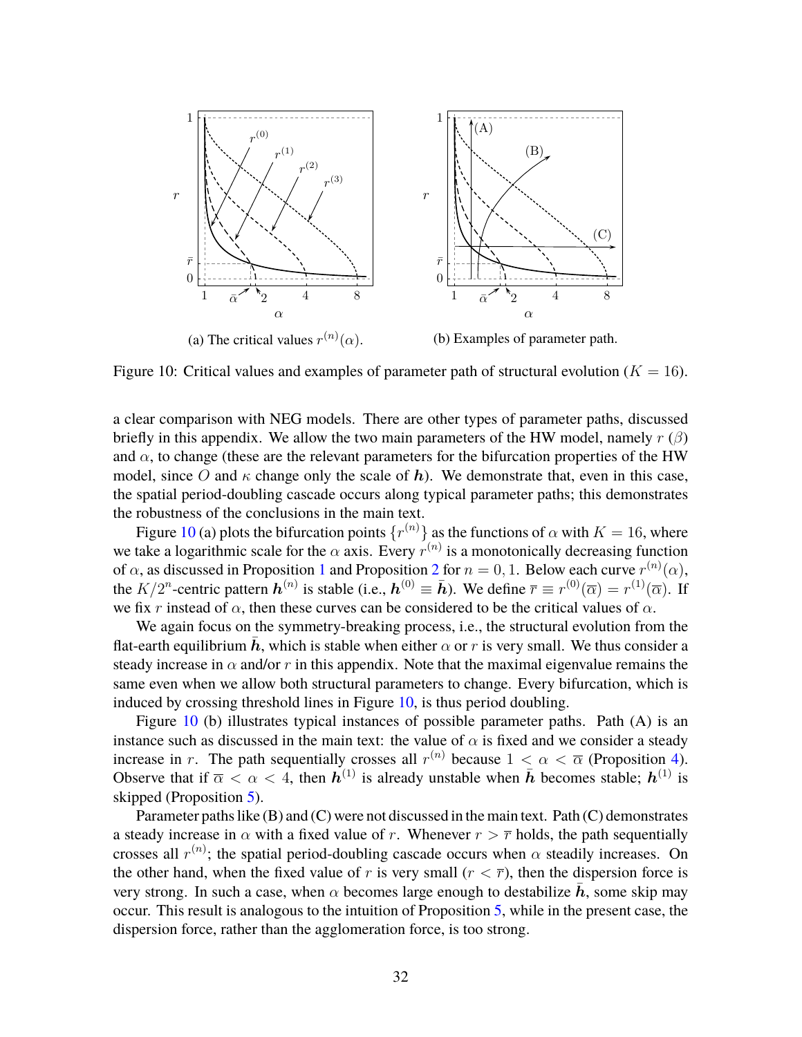(a) The critical values $r^{(n)}(\alpha)$.

(b) Examples of parameter path.

Figure 10: Critical values and examples of parameter path of structural evolution ($K = 16$).

a clear comparison with NEG models. There are other types of parameter paths, discussed briefly in this appendix. We allow the two main parameters of the HW model, namely $r$ ($\beta$) and $\alpha$, to change (these are the relevant parameters for the bifurcation properties of the HW model, since $O$ and $\kappa$ change only the scale of $\boldsymbol{h}$). We demonstrate that, even in this case, the spatial period-doubling cascade occurs along typical parameter paths; this demonstrates the robustness of the conclusions in the main text.

Figure 10 (a) plots the bifurcation points $\{r^{(n)}\}$ as the functions of $\alpha$ with $K = 16$, where we take a logarithmic scale for the $\alpha$ axis. Every $r^{(n)}$ is a monotonically decreasing function of $\alpha$, as discussed in Proposition 1 and Proposition 2 for $n = 0, 1$. Below each curve $r^{(n)}(\alpha)$, the $K/2^n$-centric pattern $\boldsymbol{h}^{(n)}$ is stable (i.e., $\boldsymbol{h}^{(0)} \equiv \bar{\boldsymbol{h}}$). We define $\overline{r} \equiv r^{(0)}(\overline{\alpha}) = r^{(1)}(\overline{\alpha})$. If we fix $r$ instead of $\alpha$, then these curves can be considered to be the critical values of $\alpha$.

We again focus on the symmetry-breaking process, i.e., the structural evolution from the flat-earth equilibrium $\bar{\boldsymbol{h}}$, which is stable when either $\alpha$ or $r$ is very small. We thus consider a steady increase in $\alpha$ and/or $r$ in this appendix. Note that the maximal eigenvalue remains the same even when we allow both structural parameters to change. Every bifurcation, which is induced by crossing threshold lines in Figure 10, is thus period doubling.

Figure 10 (b) illustrates typical instances of possible parameter paths. Path (A) is an instance such as discussed in the main text: the value of $\alpha$ is fixed and we consider a steady increase in $r$. The path sequentially crosses all $r^{(n)}$ because $1 < \alpha < \overline{\alpha}$ (Proposition 4). Observe that if $\overline{\alpha} < \alpha < 4$, then $\boldsymbol{h}^{(1)}$ is already unstable when $\bar{\boldsymbol{h}}$ becomes stable; $\boldsymbol{h}^{(1)}$ is skipped (Proposition 5).

Parameter paths like (B) and (C) were not discussed in the main text. Path (C) demonstrates a steady increase in $\alpha$ with a fixed value of $r$. Whenever $r > \overline{r}$ holds, the path sequentially crosses all $r^{(n)}$; the spatial period-doubling cascade occurs when $\alpha$ steadily increases. On the other hand, when the fixed value of $r$ is very small ($r < \overline{r}$), then the dispersion force is very strong. In such a case, when $\alpha$ becomes large enough to destabilize $\bar{\boldsymbol{h}}$, some skip may occur. This result is analogous to the intuition of Proposition 5, while in the present case, the dispersion force, rather than the agglomeration force, is too strong.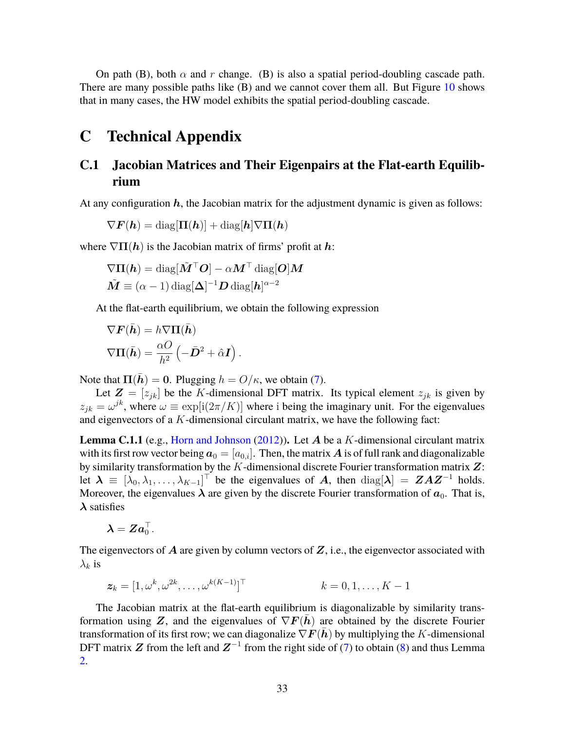On path (B), both $\alpha$ and $r$ change. (B) is also a spatial period-doubling cascade path. There are many possible paths like (B) and we cannot cover them all. But Figure 10 shows that in many cases, the HW model exhibits the spatial period-doubling cascade.

# C Technical Appendix

## C.1 Jacobian Matrices and Their Eigenpairs at the Flat-earth Equilibrium

At any configuration $\boldsymbol{h}$, the Jacobian matrix for the adjustment dynamic is given as follows:

$$\nabla \boldsymbol{F}(\boldsymbol{h}) = \operatorname{diag}[\boldsymbol{\Pi}(\boldsymbol{h})] + \operatorname{diag}[\boldsymbol{h}]\nabla\boldsymbol{\Pi}(\boldsymbol{h})$$

where $\nabla\boldsymbol{\Pi}(\boldsymbol{h})$ is the Jacobian matrix of firms' profit at $\boldsymbol{h}$:

$$\nabla\boldsymbol{\Pi}(\boldsymbol{h}) = \operatorname{diag}[\tilde{\boldsymbol{M}}^{\top}\boldsymbol{O}] - \alpha\boldsymbol{M}^{\top}\operatorname{diag}[\boldsymbol{O}]\boldsymbol{M}$$

$$\tilde{\boldsymbol{M}} \equiv (\alpha-1)\operatorname{diag}[\boldsymbol{\Delta}]^{-1}\boldsymbol{D}\operatorname{diag}[\boldsymbol{h}]^{\alpha-2}$$

At the flat-earth equilibrium, we obtain the following expression

$$\nabla\boldsymbol{F}(\bar{\boldsymbol{h}}) = h\nabla\boldsymbol{\Pi}(\bar{\boldsymbol{h}})$$

$$\nabla\boldsymbol{\Pi}(\bar{\boldsymbol{h}}) = \frac{\alpha O}{h^2}\left(-\bar{\boldsymbol{D}}^2 + \hat{\alpha}\boldsymbol{I}\right).$$

Note that $\boldsymbol{\Pi}(\bar{\boldsymbol{h}}) = \boldsymbol{0}$. Plugging $h = O/\kappa$, we obtain (7).

Let $\boldsymbol{Z} = [z_{jk}]$ be the $K$-dimensional DFT matrix. Its typical element $z_{jk}$ is given by $z_{jk} = \omega^{jk}$, where $\omega \equiv \exp[\mathrm{i}(2\pi/K)]$ where i being the imaginary unit. For the eigenvalues and eigenvectors of a $K$-dimensional circulant matrix, we have the following fact:

**Lemma C.1.1** (e.g., Horn and Johnson (2012))**.** Let $\boldsymbol{A}$ be a $K$-dimensional circulant matrix with its first row vector being $\boldsymbol{a}_0 = [a_{0,i}]$. Then, the matrix $\boldsymbol{A}$ is of full rank and diagonalizable by similarity transformation by the $K$-dimensional discrete Fourier transformation matrix $\boldsymbol{Z}$: let $\boldsymbol{\lambda} \equiv [\lambda_0, \lambda_1, \ldots, \lambda_{K-1}]^{\top}$ be the eigenvalues of $\boldsymbol{A}$, then $\operatorname{diag}[\boldsymbol{\lambda}] = \boldsymbol{Z}\boldsymbol{A}\boldsymbol{Z}^{-1}$ holds. Moreover, the eigenvalues $\boldsymbol{\lambda}$ are given by the discrete Fourier transformation of $\boldsymbol{a}_0$. That is, $\boldsymbol{\lambda}$ satisfies

$$\boldsymbol{\lambda} = \boldsymbol{Z}\boldsymbol{a}_0^{\top}.$$

The eigenvectors of $\boldsymbol{A}$ are given by column vectors of $\boldsymbol{Z}$, i.e., the eigenvector associated with $\lambda_k$ is

$$\boldsymbol{z}_k = [1, \omega^k, \omega^{2k}, \ldots, \omega^{k(K-1)}]^{\top} \qquad\qquad k = 0, 1, \ldots, K-1$$

The Jacobian matrix at the flat-earth equilibrium is diagonalizable by similarity transformation using $\boldsymbol{Z}$, and the eigenvalues of $\nabla\boldsymbol{F}(\bar{\boldsymbol{h}})$ are obtained by the discrete Fourier transformation of its first row; we can diagonalize $\nabla\boldsymbol{F}(\bar{\boldsymbol{h}})$ by multiplying the $K$-dimensional DFT matrix $\boldsymbol{Z}$ from the left and $\boldsymbol{Z}^{-1}$ from the right side of (7) to obtain (8) and thus Lemma 2.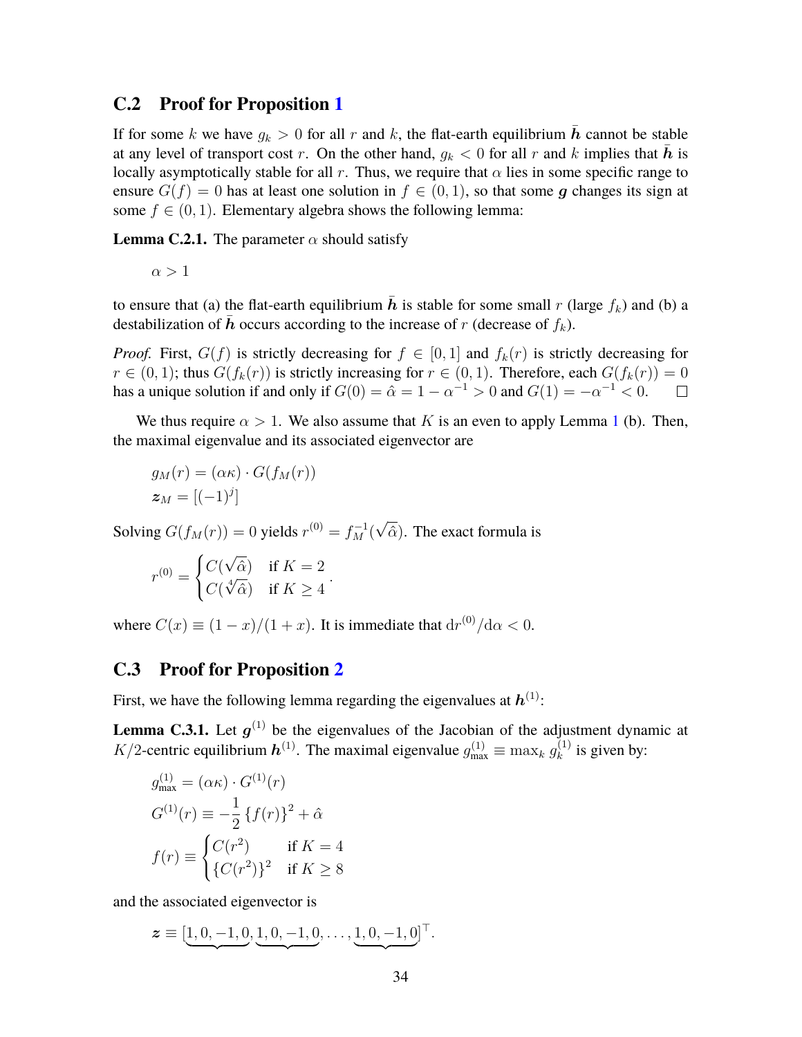## C.2 Proof for Proposition 1

If for some $k$ we have $g_k > 0$ for all $r$ and $k$, the flat-earth equilibrium $\bar{\boldsymbol{h}}$ cannot be stable at any level of transport cost $r$. On the other hand, $g_k < 0$ for all $r$ and $k$ implies that $\bar{\boldsymbol{h}}$ is locally asymptotically stable for all $r$. Thus, we require that $\alpha$ lies in some specific range to ensure $G(f) = 0$ has at least one solution in $f \in (0, 1)$, so that some $\boldsymbol{g}$ changes its sign at some $f \in (0, 1)$. Elementary algebra shows the following lemma:

**Lemma C.2.1.** The parameter $\alpha$ should satisfy

$$\alpha > 1$$

to ensure that (a) the flat-earth equilibrium $\bar{\boldsymbol{h}}$ is stable for some small $r$ (large $f_k$) and (b) a destabilization of $\bar{\boldsymbol{h}}$ occurs according to the increase of $r$ (decrease of $f_k$).

*Proof.* First, $G(f)$ is strictly decreasing for $f \in [0, 1]$ and $f_k(r)$ is strictly decreasing for $r \in (0, 1)$; thus $G(f_k(r))$ is strictly increasing for $r \in (0, 1)$. Therefore, each $G(f_k(r)) = 0$ has a unique solution if and only if $G(0) = \hat{\alpha} = 1 - \alpha^{-1} > 0$ and $G(1) = -\alpha^{-1} < 0$. $\square$

We thus require $\alpha > 1$. We also assume that $K$ is an even to apply Lemma 1 (b). Then, the maximal eigenvalue and its associated eigenvector are

$$g_M(r) = (\alpha\kappa) \cdot G(f_M(r))$$
$$\boldsymbol{z}_M = [(-1)^j]$$

Solving $G(f_M(r)) = 0$ yields $r^{(0)} = f_M^{-1}(\sqrt{\hat{\alpha}})$. The exact formula is

$$r^{(0)} = \begin{cases} C(\sqrt{\hat{\alpha}}) & \text{if } K = 2 \\ C(\sqrt[4]{\hat{\alpha}}) & \text{if } K \geq 4 \end{cases}.$$

where $C(x) \equiv (1 - x)/(1 + x)$. It is immediate that $\mathrm{d}r^{(0)}/\mathrm{d}\alpha < 0$.

## C.3 Proof for Proposition 2

First, we have the following lemma regarding the eigenvalues at $\boldsymbol{h}^{(1)}$:

**Lemma C.3.1.** Let $\boldsymbol{g}^{(1)}$ be the eigenvalues of the Jacobian of the adjustment dynamic at $K/2$-centric equilibrium $\boldsymbol{h}^{(1)}$. The maximal eigenvalue $g_{\max}^{(1)} \equiv \max_k g_k^{(1)}$ is given by:

$$g_{\max}^{(1)} = (\alpha\kappa) \cdot G^{(1)}(r)$$
$$G^{(1)}(r) \equiv -\frac{1}{2}\{f(r)\}^2 + \hat{\alpha}$$
$$f(r) \equiv \begin{cases} C(r^2) & \text{if } K = 4 \\ \{C(r^2)\}^2 & \text{if } K \geq 8 \end{cases}$$

and the associated eigenvector is

$$\boldsymbol{z} \equiv [\underbrace{1, 0, -1, 0}, \underbrace{1, 0, -1, 0}, \ldots, \underbrace{1, 0, -1, 0}]^\top.$$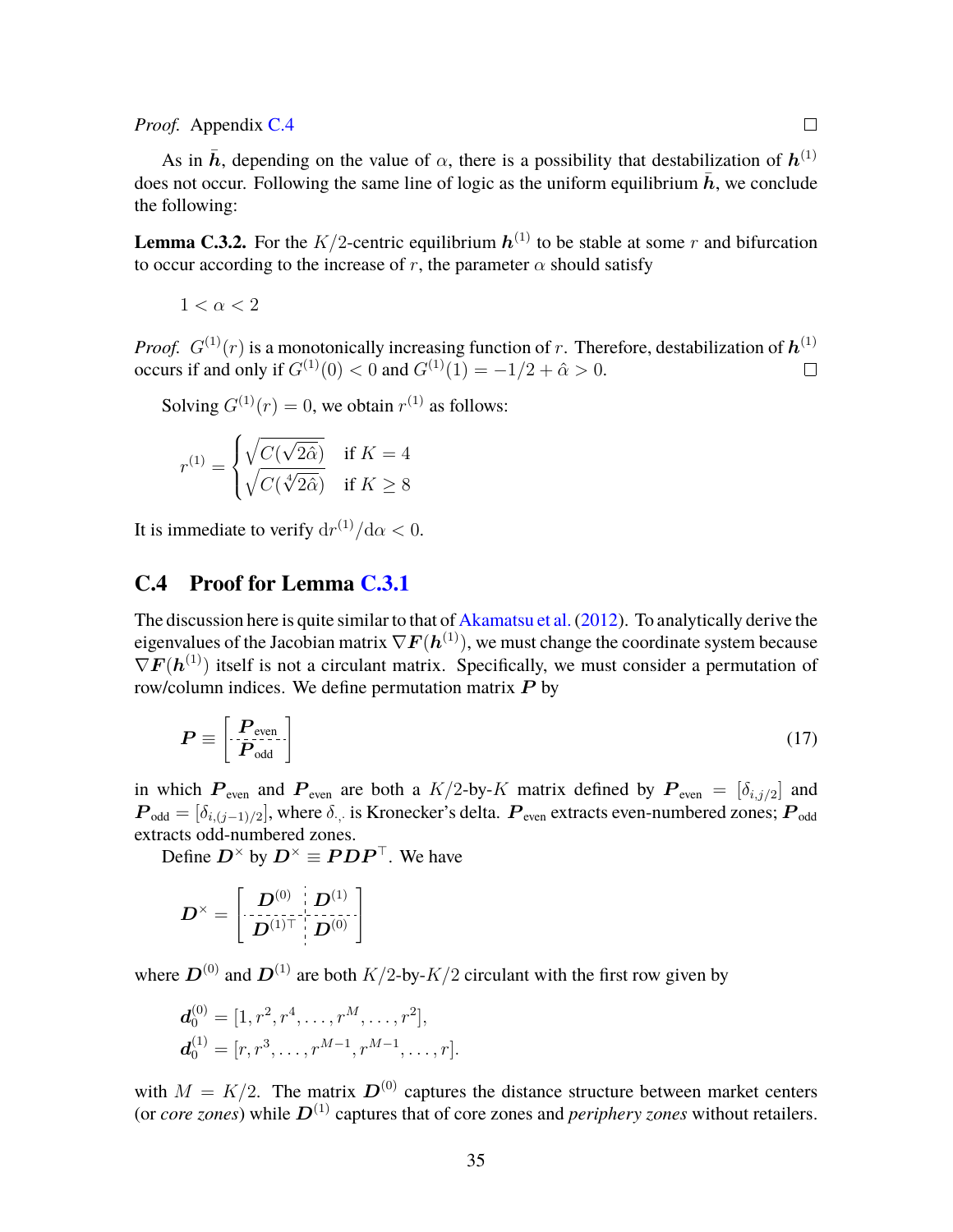*Proof.* Appendix C.4 □

As in $\bar{\boldsymbol{h}}$, depending on the value of $\alpha$, there is a possibility that destabilization of $\boldsymbol{h}^{(1)}$ does not occur. Following the same line of logic as the uniform equilibrium $\bar{\boldsymbol{h}}$, we conclude the following:

**Lemma C.3.2.** For the $K/2$-centric equilibrium $\boldsymbol{h}^{(1)}$ to be stable at some $r$ and bifurcation to occur according to the increase of $r$, the parameter $\alpha$ should satisfy

$$1 < \alpha < 2$$

*Proof.* $G^{(1)}(r)$ is a monotonically increasing function of $r$. Therefore, destabilization of $\boldsymbol{h}^{(1)}$ occurs if and only if $G^{(1)}(0) < 0$ and $G^{(1)}(1) = -1/2 + \hat{\alpha} > 0$. □

Solving $G^{(1)}(r) = 0$, we obtain $r^{(1)}$ as follows:

$$r^{(1)} = \begin{cases} \sqrt{C(\sqrt{2\hat{\alpha}})} & \text{if } K = 4 \\ \sqrt{C(\sqrt[4]{2\hat{\alpha}})} & \text{if } K \geq 8 \end{cases}$$

It is immediate to verify $\mathrm{d}r^{(1)}/\mathrm{d}\alpha < 0$.

## C.4 Proof for Lemma C.3.1

The discussion here is quite similar to that of Akamatsu et al. (2012). To analytically derive the eigenvalues of the Jacobian matrix $\nabla \boldsymbol{F}(\boldsymbol{h}^{(1)})$, we must change the coordinate system because $\nabla \boldsymbol{F}(\boldsymbol{h}^{(1)})$ itself is not a circulant matrix. Specifically, we must consider a permutation of row/column indices. We define permutation matrix $\boldsymbol{P}$ by

$$\boldsymbol{P} \equiv \left[ \begin{array}{c} \boldsymbol{P}_{\text{even}} \\ \hdashline \boldsymbol{P}_{\text{odd}} \end{array} \right] \tag{17}$$

in which $\boldsymbol{P}_{\text{even}}$ and $\boldsymbol{P}_{\text{even}}$ are both a $K/2$-by-$K$ matrix defined by $\boldsymbol{P}_{\text{even}} = [\delta_{i,j/2}]$ and $\boldsymbol{P}_{\text{odd}} = [\delta_{i,(j-1)/2}]$, where $\delta_{\cdot,\cdot}$ is Kronecker's delta. $\boldsymbol{P}_{\text{even}}$ extracts even-numbered zones; $\boldsymbol{P}_{\text{odd}}$ extracts odd-numbered zones.

Define $\boldsymbol{D}^{\times}$ by $\boldsymbol{D}^{\times} \equiv \boldsymbol{P}\boldsymbol{D}\boldsymbol{P}^{\top}$. We have

$$\boldsymbol{D}^{\times} = \left[ \begin{array}{c:c} \boldsymbol{D}^{(0)} & \boldsymbol{D}^{(1)} \\ \hdashline \boldsymbol{D}^{(1)\top} & \boldsymbol{D}^{(0)} \end{array} \right]$$

where $\boldsymbol{D}^{(0)}$ and $\boldsymbol{D}^{(1)}$ are both $K/2$-by-$K/2$ circulant with the first row given by

$$\boldsymbol{d}_0^{(0)} = [1, r^2, r^4, \ldots, r^M, \ldots, r^2],$$
$$\boldsymbol{d}_0^{(1)} = [r, r^3, \ldots, r^{M-1}, r^{M-1}, \ldots, r].$$

with $M = K/2$. The matrix $\boldsymbol{D}^{(0)}$ captures the distance structure between market centers (or *core zones*) while $\boldsymbol{D}^{(1)}$ captures that of core zones and *periphery zones* without retailers.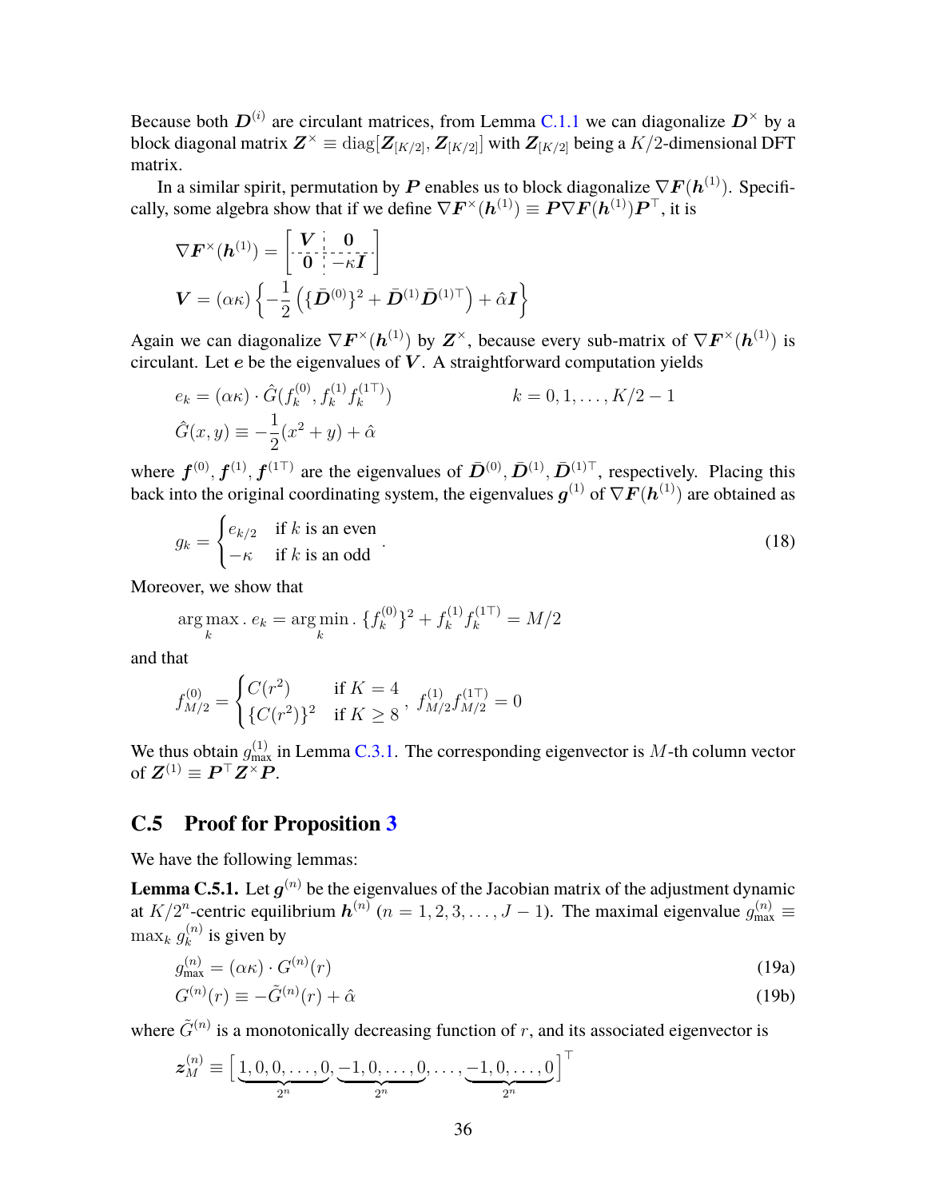Because both $\boldsymbol{D}^{(i)}$ are circulant matrices, from Lemma C.1.1 we can diagonalize $\boldsymbol{D}^{\times}$ by a block diagonal matrix $\boldsymbol{Z}^{\times} \equiv \mathrm{diag}[\boldsymbol{Z}_{[K/2]}, \boldsymbol{Z}_{[K/2]}]$ with $\boldsymbol{Z}_{[K/2]}$ being a $K/2$-dimensional DFT matrix.

In a similar spirit, permutation by $\boldsymbol{P}$ enables us to block diagonalize $\nabla \boldsymbol{F}(\boldsymbol{h}^{(1)})$. Specifically, some algebra show that if we define $\nabla \boldsymbol{F}^{\times}(\boldsymbol{h}^{(1)}) \equiv \boldsymbol{P} \nabla \boldsymbol{F}(\boldsymbol{h}^{(1)}) \boldsymbol{P}^{\top}$, it is

$$
\begin{aligned}
\nabla \boldsymbol{F}^{\times}(\boldsymbol{h}^{(1)}) &= \left[\begin{array}{c:c} \boldsymbol{V} & \boldsymbol{0} \\ \hdashline \boldsymbol{0} & -\kappa \boldsymbol{I} \end{array}\right] \\
\boldsymbol{V} &= (\alpha\kappa)\left\{-\frac{1}{2}\left(\{\bar{\boldsymbol{D}}^{(0)}\}^2 + \bar{\boldsymbol{D}}^{(1)}\bar{\boldsymbol{D}}^{(1)\top}\right) + \hat{\alpha}\boldsymbol{I}\right\}
\end{aligned}
$$

Again we can diagonalize $\nabla \boldsymbol{F}^{\times}(\boldsymbol{h}^{(1)})$ by $\boldsymbol{Z}^{\times}$, because every sub-matrix of $\nabla \boldsymbol{F}^{\times}(\boldsymbol{h}^{(1)})$ is circulant. Let $\boldsymbol{e}$ be the eigenvalues of $\boldsymbol{V}$. A straightforward computation yields

$$
\begin{aligned}
e_k &= (\alpha\kappa) \cdot \hat{G}(f_k^{(0)}, f_k^{(1)} f_k^{(1\top)}) \qquad\qquad k = 0, 1, \ldots, K/2 - 1 \\
\hat{G}(x, y) &\equiv -\frac{1}{2}(x^2 + y) + \hat{\alpha}
\end{aligned}
$$

where $\boldsymbol{f}^{(0)}, \boldsymbol{f}^{(1)}, \boldsymbol{f}^{(1\top)}$ are the eigenvalues of $\bar{\boldsymbol{D}}^{(0)}, \bar{\boldsymbol{D}}^{(1)}, \bar{\boldsymbol{D}}^{(1)\top}$, respectively. Placing this back into the original coordinating system, the eigenvalues $\boldsymbol{g}^{(1)}$ of $\nabla \boldsymbol{F}(\boldsymbol{h}^{(1)})$ are obtained as

$$
g_k = \begin{cases} e_{k/2} & \text{if } k \text{ is an even} \\ -\kappa & \text{if } k \text{ is an odd} \end{cases}. \tag{18}
$$

Moreover, we show that

$$
\arg\max_k .\ e_k = \arg\min_k .\ \{f_k^{(0)}\}^2 + f_k^{(1)} f_k^{(1\top)} = M/2
$$

and that

$$
f_{M/2}^{(0)} = \begin{cases} C(r^2) & \text{if } K = 4 \\ \{C(r^2)\}^2 & \text{if } K \geq 8 \end{cases},\ f_{M/2}^{(1)} f_{M/2}^{(1\top)} = 0
$$

We thus obtain $g_{\max}^{(1)}$ in Lemma C.3.1. The corresponding eigenvector is $M$-th column vector of $\boldsymbol{Z}^{(1)} \equiv \boldsymbol{P}^{\top} \boldsymbol{Z}^{\times} \boldsymbol{P}$.

## C.5 Proof for Proposition 3

We have the following lemmas:

**Lemma C.5.1.** Let $\boldsymbol{g}^{(n)}$ be the eigenvalues of the Jacobian matrix of the adjustment dynamic at $K/2^n$-centric equilibrium $\boldsymbol{h}^{(n)}$ ($n = 1, 2, 3, \ldots, J-1$). The maximal eigenvalue $g_{\max}^{(n)} \equiv \max_k g_k^{(n)}$ is given by

$$
g_{\max}^{(n)} = (\alpha\kappa) \cdot G^{(n)}(r) \tag{19a}
$$

$$
G^{(n)}(r) \equiv -\tilde{G}^{(n)}(r) + \hat{\alpha} \tag{19b}
$$

where $\tilde{G}^{(n)}$ is a monotonically decreasing function of $r$, and its associated eigenvector is

$$
\boldsymbol{z}_M^{(n)} \equiv \big[\underbrace{1, 0, 0, \ldots, 0}_{2^n}, \underbrace{-1, 0, \ldots, 0}_{2^n}, \ldots, \underbrace{-1, 0, \ldots, 0}_{2^n}\big]^{\top}
$$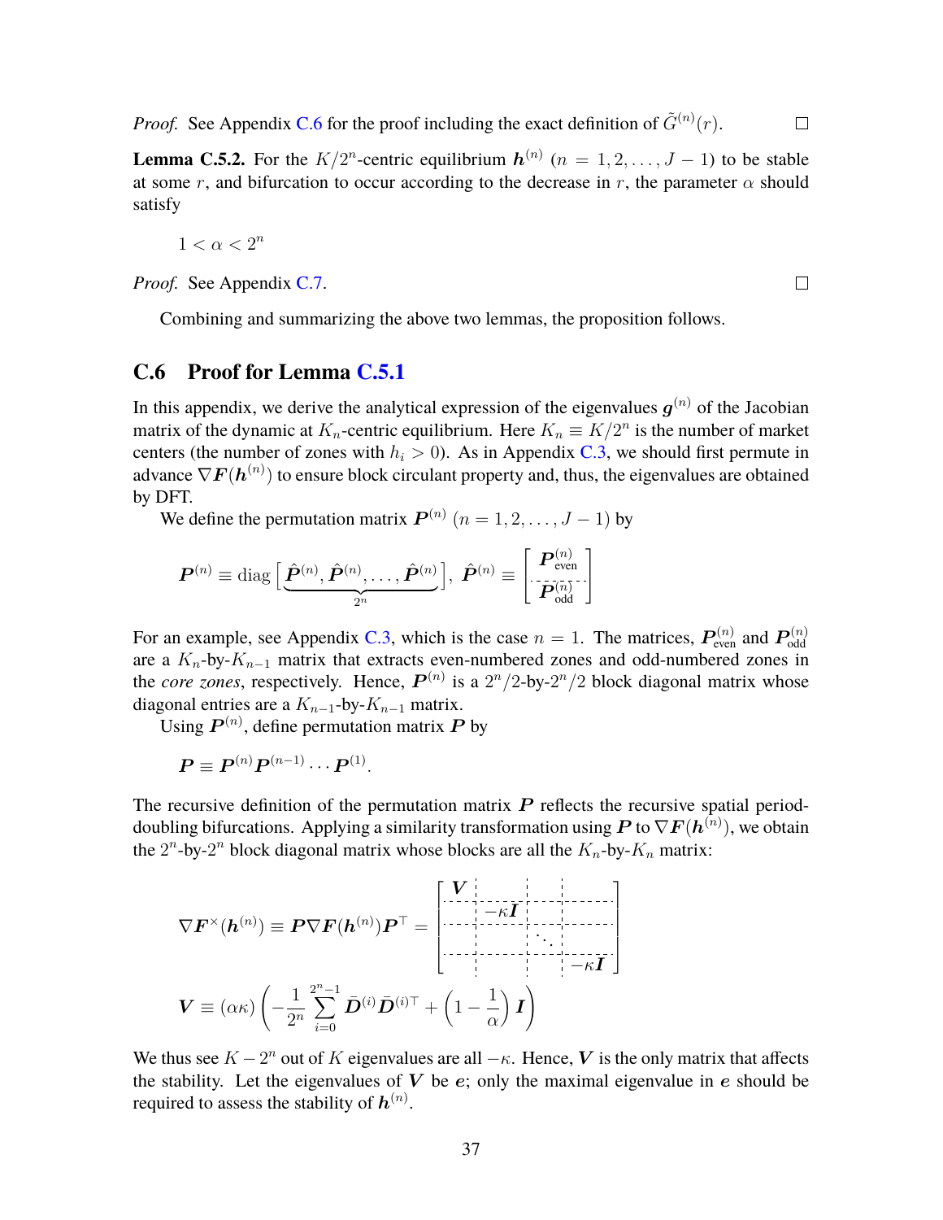*Proof.* See Appendix C.6 for the proof including the exact definition of $\tilde{G}^{(n)}(r)$. ◻

**Lemma C.5.2.** For the $K/2^n$-centric equilibrium $\boldsymbol{h}^{(n)}$ $(n = 1, 2, \dots, J-1)$ to be stable at some $r$, and bifurcation to occur according to the decrease in $r$, the parameter $\alpha$ should satisfy

$$1 < \alpha < 2^n$$

*Proof.* See Appendix C.7. ◻

Combining and summarizing the above two lemmas, the proposition follows.

## C.6 Proof for Lemma C.5.1

In this appendix, we derive the analytical expression of the eigenvalues $\boldsymbol{g}^{(n)}$ of the Jacobian matrix of the dynamic at $K_n$-centric equilibrium. Here $K_n \equiv K/2^n$ is the number of market centers (the number of zones with $h_i > 0$). As in Appendix C.3, we should first permute in advance $\nabla \boldsymbol{F}(\boldsymbol{h}^{(n)})$ to ensure block circulant property and, thus, the eigenvalues are obtained by DFT.

We define the permutation matrix $\boldsymbol{P}^{(n)}$ $(n = 1, 2, \dots, J-1)$ by

$$\boldsymbol{P}^{(n)} \equiv \text{diag}\left[\underbrace{\hat{\boldsymbol{P}}^{(n)}, \hat{\boldsymbol{P}}^{(n)}, \dots, \hat{\boldsymbol{P}}^{(n)}}_{2^n}\right], \; \hat{\boldsymbol{P}}^{(n)} \equiv \left[\begin{array}{c} \boldsymbol{P}^{(n)}_{\text{even}} \\ \hdashline \boldsymbol{P}^{(n)}_{\text{odd}} \end{array}\right]$$

For an example, see Appendix C.3, which is the case $n = 1$. The matrices, $\boldsymbol{P}^{(n)}_{\text{even}}$ and $\boldsymbol{P}^{(n)}_{\text{odd}}$ are a $K_n$-by-$K_{n-1}$ matrix that extracts even-numbered zones and odd-numbered zones in the *core zones*, respectively. Hence, $\boldsymbol{P}^{(n)}$ is a $2^n/2$-by-$2^n/2$ block diagonal matrix whose diagonal entries are a $K_{n-1}$-by-$K_{n-1}$ matrix.

Using $\boldsymbol{P}^{(n)}$, define permutation matrix $\boldsymbol{P}$ by

$$\boldsymbol{P} \equiv \boldsymbol{P}^{(n)} \boldsymbol{P}^{(n-1)} \cdots \boldsymbol{P}^{(1)}.$$

The recursive definition of the permutation matrix $\boldsymbol{P}$ reflects the recursive spatial period-doubling bifurcations. Applying a similarity transformation using $\boldsymbol{P}$ to $\nabla \boldsymbol{F}(\boldsymbol{h}^{(n)})$, we obtain the $2^n$-by-$2^n$ block diagonal matrix whose blocks are all the $K_n$-by-$K_n$ matrix:

$$\nabla \boldsymbol{F}^{\times}(\boldsymbol{h}^{(n)}) \equiv \boldsymbol{P} \nabla \boldsymbol{F}(\boldsymbol{h}^{(n)}) \boldsymbol{P}^{\top} = \left[\begin{array}{c:c:c:c} \boldsymbol{V} & & & \\ \hdashline & -\kappa \boldsymbol{I} & & \\ \hdashline & & \ddots & \\ \hdashline & & & -\kappa \boldsymbol{I} \end{array}\right]$$

$$\boldsymbol{V} \equiv (\alpha\kappa) \left( -\frac{1}{2^n} \sum_{i=0}^{2^n - 1} \bar{\boldsymbol{D}}^{(i)} \bar{\boldsymbol{D}}^{(i)\top} + \left(1 - \frac{1}{\alpha}\right) \boldsymbol{I} \right)$$

We thus see $K - 2^n$ out of $K$ eigenvalues are all $-\kappa$. Hence, $\boldsymbol{V}$ is the only matrix that affects the stability. Let the eigenvalues of $\boldsymbol{V}$ be $\boldsymbol{e}$; only the maximal eigenvalue in $\boldsymbol{e}$ should be required to assess the stability of $\boldsymbol{h}^{(n)}$.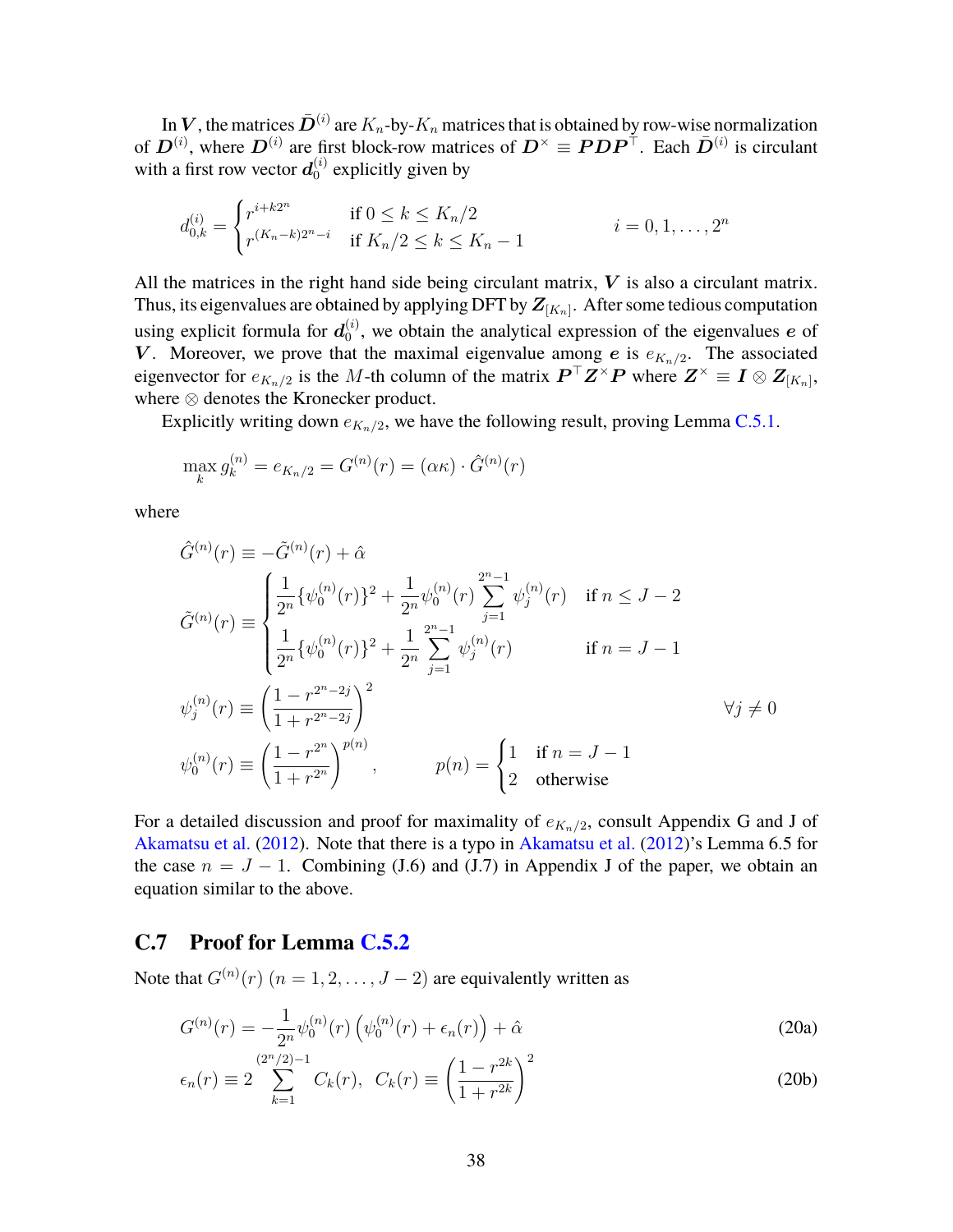In $\boldsymbol{V}$, the matrices $\bar{\boldsymbol{D}}^{(i)}$ are $K_n$-by-$K_n$ matrices that is obtained by row-wise normalization of $\boldsymbol{D}^{(i)}$, where $\boldsymbol{D}^{(i)}$ are first block-row matrices of $\boldsymbol{D}^{\times} \equiv \boldsymbol{P}\boldsymbol{D}\boldsymbol{P}^{\top}$. Each $\bar{\boldsymbol{D}}^{(i)}$ is circulant with a first row vector $\boldsymbol{d}_0^{(i)}$ explicitly given by

$$
d_{0,k}^{(i)} = \begin{cases} r^{i+k2^n} & \text{if } 0 \leq k \leq K_n/2 \\ r^{(K_n-k)2^n-i} & \text{if } K_n/2 \leq k \leq K_n - 1 \end{cases} \qquad i = 0, 1, \ldots, 2^n
$$

All the matrices in the right hand side being circulant matrix, $\boldsymbol{V}$ is also a circulant matrix. Thus, its eigenvalues are obtained by applying DFT by $\boldsymbol{Z}_{[K_n]}$. After some tedious computation using explicit formula for $\boldsymbol{d}_0^{(i)}$, we obtain the analytical expression of the eigenvalues $\boldsymbol{e}$ of $\boldsymbol{V}$. Moreover, we prove that the maximal eigenvalue among $\boldsymbol{e}$ is $e_{K_n/2}$. The associated eigenvector for $e_{K_n/2}$ is the $M$-th column of the matrix $\boldsymbol{P}^{\top}\boldsymbol{Z}^{\times}\boldsymbol{P}$ where $\boldsymbol{Z}^{\times} \equiv \boldsymbol{I} \otimes \boldsymbol{Z}_{[K_n]}$, where $\otimes$ denotes the Kronecker product.

Explicitly writing down $e_{K_n/2}$, we have the following result, proving Lemma C.5.1.

$$
\max_k g_k^{(n)} = e_{K_n/2} = G^{(n)}(r) = (\alpha\kappa) \cdot \hat{G}^{(n)}(r)
$$

where

$$
\begin{aligned}
\hat{G}^{(n)}(r) &\equiv -\tilde{G}^{(n)}(r) + \hat{\alpha} \\
\tilde{G}^{(n)}(r) &\equiv \begin{cases} \dfrac{1}{2^n}\{\psi_0^{(n)}(r)\}^2 + \dfrac{1}{2^n}\psi_0^{(n)}(r)\displaystyle\sum_{j=1}^{2^n-1}\psi_j^{(n)}(r) & \text{if } n \leq J-2 \\ \dfrac{1}{2^n}\{\psi_0^{(n)}(r)\}^2 + \dfrac{1}{2^n}\displaystyle\sum_{j=1}^{2^n-1}\psi_j^{(n)}(r) & \text{if } n = J-1 \end{cases} \\
\psi_j^{(n)}(r) &\equiv \left(\frac{1-r^{2^n-2j}}{1+r^{2^n-2j}}\right)^2 \qquad \forall j \neq 0 \\
\psi_0^{(n)}(r) &\equiv \left(\frac{1-r^{2^n}}{1+r^{2^n}}\right)^{p(n)}, \qquad p(n) = \begin{cases} 1 & \text{if } n = J-1 \\ 2 & \text{otherwise} \end{cases}
\end{aligned}
$$

For a detailed discussion and proof for maximality of $e_{K_n/2}$, consult Appendix G and J of Akamatsu et al. (2012). Note that there is a typo in Akamatsu et al. (2012)'s Lemma 6.5 for the case $n = J-1$. Combining (J.6) and (J.7) in Appendix J of the paper, we obtain an equation similar to the above.

## C.7 Proof for Lemma C.5.2

Note that $G^{(n)}(r)$ $(n = 1, 2, \ldots, J-2)$ are equivalently written as

$$
G^{(n)}(r) = -\frac{1}{2^n}\psi_0^{(n)}(r)\left(\psi_0^{(n)}(r) + \epsilon_n(r)\right) + \hat{\alpha} \tag{20a}
$$

$$
\epsilon_n(r) \equiv 2\sum_{k=1}^{(2^n/2)-1} C_k(r), \quad C_k(r) \equiv \left(\frac{1-r^{2k}}{1+r^{2k}}\right)^2 \tag{20b}
$$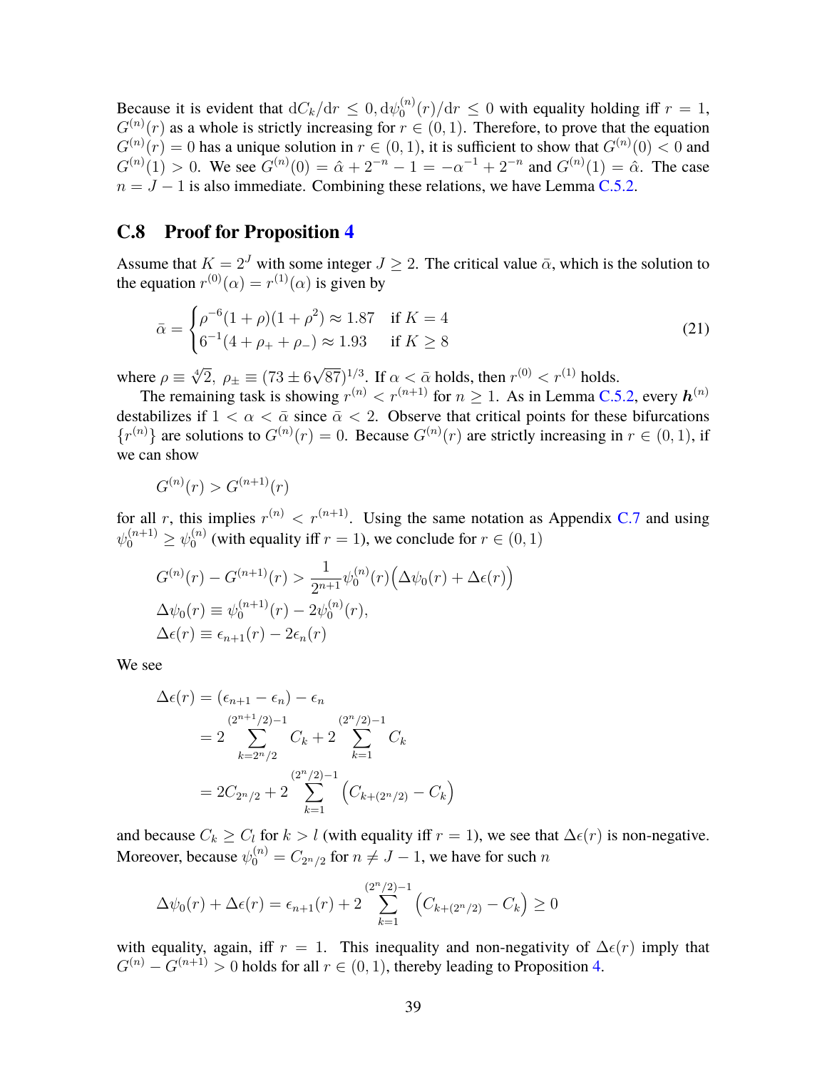Because it is evident that $\mathrm{d}C_k/\mathrm{d}r \le 0, \mathrm{d}\psi_0^{(n)}(r)/\mathrm{d}r \le 0$ with equality holding iff $r = 1$, $G^{(n)}(r)$ as a whole is strictly increasing for $r \in (0,1)$. Therefore, to prove that the equation $G^{(n)}(r) = 0$ has a unique solution in $r \in (0,1)$, it is sufficient to show that $G^{(n)}(0) < 0$ and $G^{(n)}(1) > 0$. We see $G^{(n)}(0) = \hat{\alpha} + 2^{-n} - 1 = -\alpha^{-1} + 2^{-n}$ and $G^{(n)}(1) = \hat{\alpha}$. The case $n = J-1$ is also immediate. Combining these relations, we have Lemma C.5.2.

## C.8 Proof for Proposition 4

Assume that $K = 2^J$ with some integer $J \ge 2$. The critical value $\bar{\alpha}$, which is the solution to the equation $r^{(0)}(\alpha) = r^{(1)}(\alpha)$ is given by

$$
\bar{\alpha} = \begin{cases} \rho^{-6}(1+\rho)(1+\rho^2) \approx 1.87 & \text{if } K = 4 \\ 6^{-1}(4 + \rho_+ + \rho_-) \approx 1.93 & \text{if } K \ge 8 \end{cases} \tag{21}
$$

where $\rho \equiv \sqrt[4]{2},\ \rho_\pm \equiv (73 \pm 6\sqrt{87})^{1/3}$. If $\alpha < \bar{\alpha}$ holds, then $r^{(0)} < r^{(1)}$ holds.

The remaining task is showing $r^{(n)} < r^{(n+1)}$ for $n \ge 1$. As in Lemma C.5.2, every $\boldsymbol{h}^{(n)}$ destabilizes if $1 < \alpha < \bar{\alpha}$ since $\bar{\alpha} < 2$. Observe that critical points for these bifurcations $\{r^{(n)}\}$ are solutions to $G^{(n)}(r) = 0$. Because $G^{(n)}(r)$ are strictly increasing in $r \in (0,1)$, if we can show

$$
G^{(n)}(r) > G^{(n+1)}(r)
$$

for all $r$, this implies $r^{(n)} < r^{(n+1)}$. Using the same notation as Appendix C.7 and using $\psi_0^{(n+1)} \ge \psi_0^{(n)}$ (with equality iff $r = 1$), we conclude for $r \in (0,1)$

$$
\begin{aligned}
G^{(n)}(r) - G^{(n+1)}(r) &> \frac{1}{2^{n+1}} \psi_0^{(n)}(r) \Big( \Delta\psi_0(r) + \Delta\epsilon(r) \Big) \\
\Delta\psi_0(r) &\equiv \psi_0^{(n+1)}(r) - 2\psi_0^{(n)}(r), \\
\Delta\epsilon(r) &\equiv \epsilon_{n+1}(r) - 2\epsilon_n(r)
\end{aligned}
$$

We see

$$
\begin{aligned}
\Delta\epsilon(r) &= (\epsilon_{n+1} - \epsilon_n) - \epsilon_n \\
&= 2 \sum_{k=2^n/2}^{(2^{n+1}/2)-1} C_k + 2 \sum_{k=1}^{(2^n/2)-1} C_k \\
&= 2C_{2^n/2} + 2 \sum_{k=1}^{(2^n/2)-1} \Big( C_{k+(2^n/2)} - C_k \Big)
\end{aligned}
$$

and because $C_k \ge C_l$ for $k > l$ (with equality iff $r = 1$), we see that $\Delta\epsilon(r)$ is non-negative. Moreover, because $\psi_0^{(n)} = C_{2^n/2}$ for $n \ne J-1$, we have for such $n$

$$
\Delta\psi_0(r) + \Delta\epsilon(r) = \epsilon_{n+1}(r) + 2 \sum_{k=1}^{(2^n/2)-1} \Big( C_{k+(2^n/2)} - C_k \Big) \ge 0
$$

with equality, again, iff $r = 1$. This inequality and non-negativity of $\Delta\epsilon(r)$ imply that $G^{(n)} - G^{(n+1)} > 0$ holds for all $r \in (0,1)$, thereby leading to Proposition 4.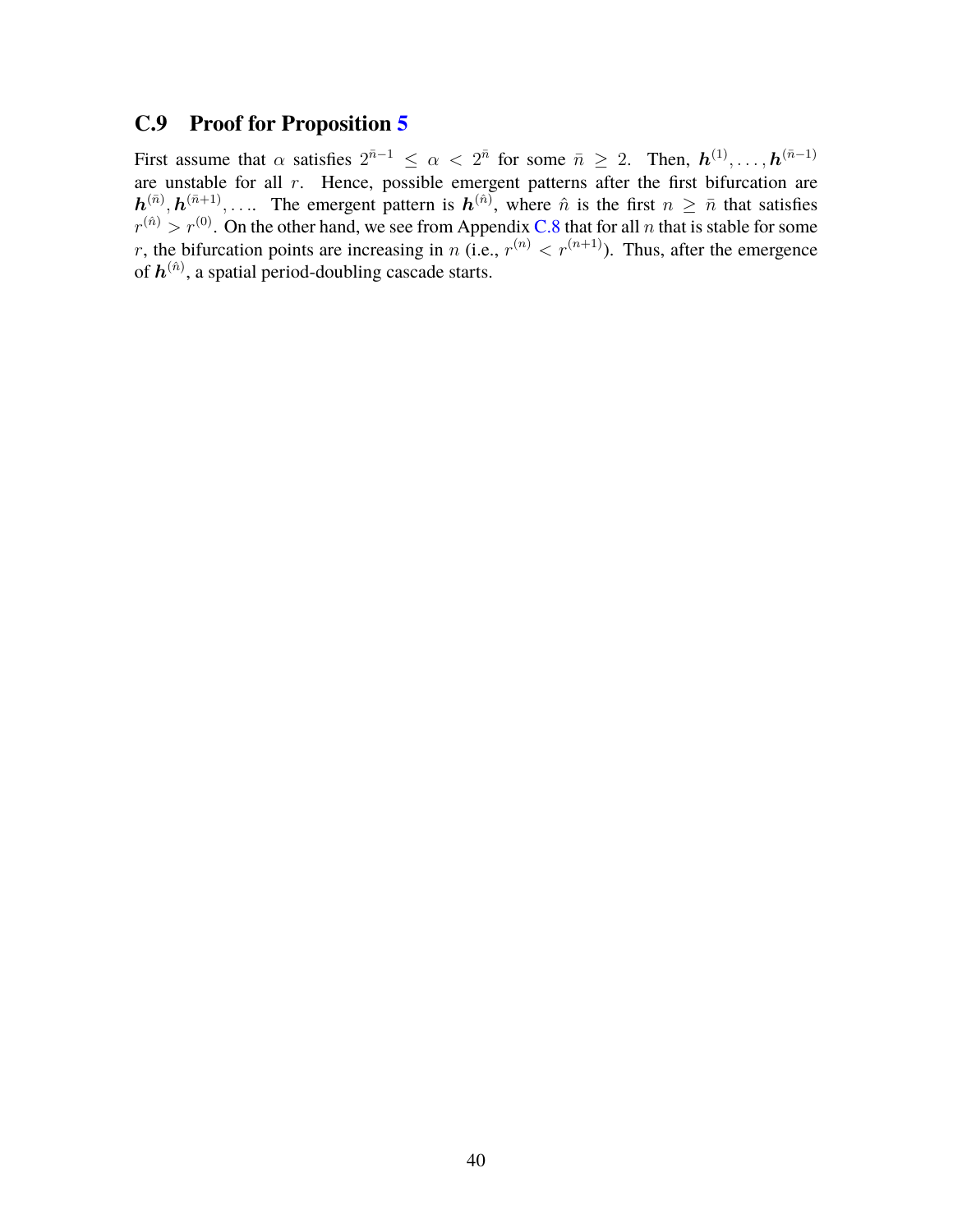### C.9 Proof for Proposition 5

First assume that $\alpha$ satisfies $2^{\bar{n}-1} \leq \alpha < 2^{\bar{n}}$ for some $\bar{n} \geq 2$. Then, $\boldsymbol{h}^{(1)}, \ldots, \boldsymbol{h}^{(\bar{n}-1)}$ are unstable for all $r$. Hence, possible emergent patterns after the first bifurcation are $\boldsymbol{h}^{(\bar{n})}, \boldsymbol{h}^{(\bar{n}+1)}, \ldots$. The emergent pattern is $\boldsymbol{h}^{(\hat{n})}$, where $\hat{n}$ is the first $n \geq \bar{n}$ that satisfies $r^{(\hat{n})} > r^{(0)}$. On the other hand, we see from Appendix C.8 that for all $n$ that is stable for some $r$, the bifurcation points are increasing in $n$ (i.e., $r^{(n)} < r^{(n+1)}$). Thus, after the emergence of $\boldsymbol{h}^{(\hat{n})}$, a spatial period-doubling cascade starts.